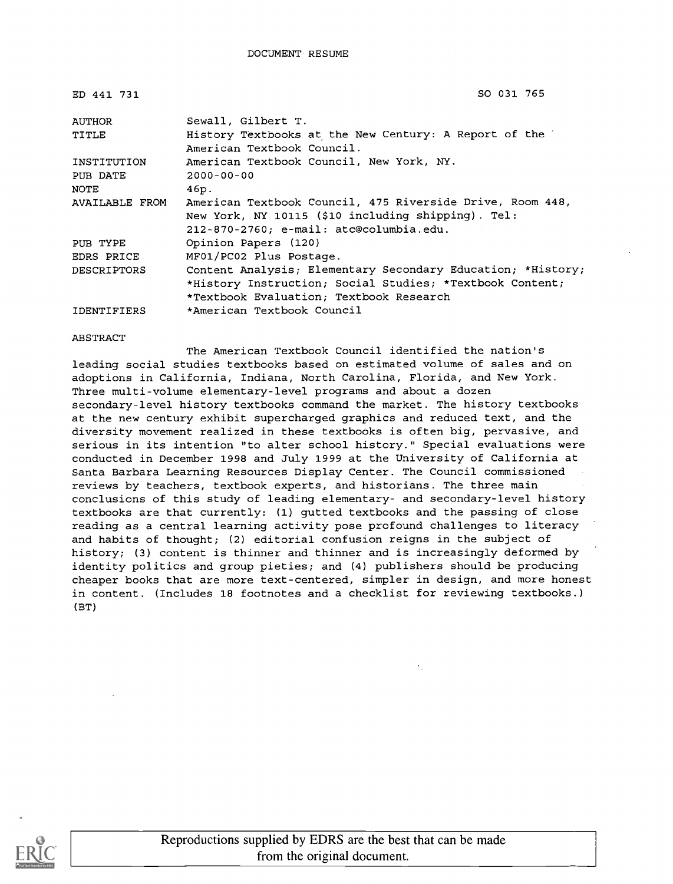DOCUMENT RESUME

| | |
|---|---|
| ED 441 731 | SO 031 765 |
| AUTHOR | Sewall, Gilbert T. |
| TITLE | History Textbooks at the New Century: A Report of the American Textbook Council. |
| INSTITUTION | American Textbook Council, New York, NY. |
| PUB DATE | 2000-00-00 |
| NOTE | 46p. |
| AVAILABLE FROM | American Textbook Council, 475 Riverside Drive, Room 448, New York, NY 10115 ($10 including shipping). Tel: 212-870-2760; e-mail: atc@columbia.edu. |
| PUB TYPE | Opinion Papers (120) |
| EDRS PRICE | MF01/PC02 Plus Postage. |
| DESCRIPTORS | Content Analysis; Elementary Secondary Education; *History; *History Instruction; Social Studies; *Textbook Content; *Textbook Evaluation; Textbook Research |
| IDENTIFIERS | *American Textbook Council |

ABSTRACT

The American Textbook Council identified the nation's leading social studies textbooks based on estimated volume of sales and on adoptions in California, Indiana, North Carolina, Florida, and New York. Three multi-volume elementary-level programs and about a dozen secondary-level history textbooks command the market. The history textbooks at the new century exhibit supercharged graphics and reduced text, and the diversity movement realized in these textbooks is often big, pervasive, and serious in its intention "to alter school history." Special evaluations were conducted in December 1998 and July 1999 at the University of California at Santa Barbara Learning Resources Display Center. The Council commissioned reviews by teachers, textbook experts, and historians. The three main conclusions of this study of leading elementary- and secondary-level history textbooks are that currently: (1) gutted textbooks and the passing of close reading as a central learning activity pose profound challenges to literacy and habits of thought; (2) editorial confusion reigns in the subject of history; (3) content is thinner and thinner and is increasingly deformed by identity politics and group pieties; and (4) publishers should be producing cheaper books that are more text-centered, simpler in design, and more honest in content. (Includes 18 footnotes and a checklist for reviewing textbooks.) (BT)

Reproductions supplied by EDRS are the best that can be made from the original document.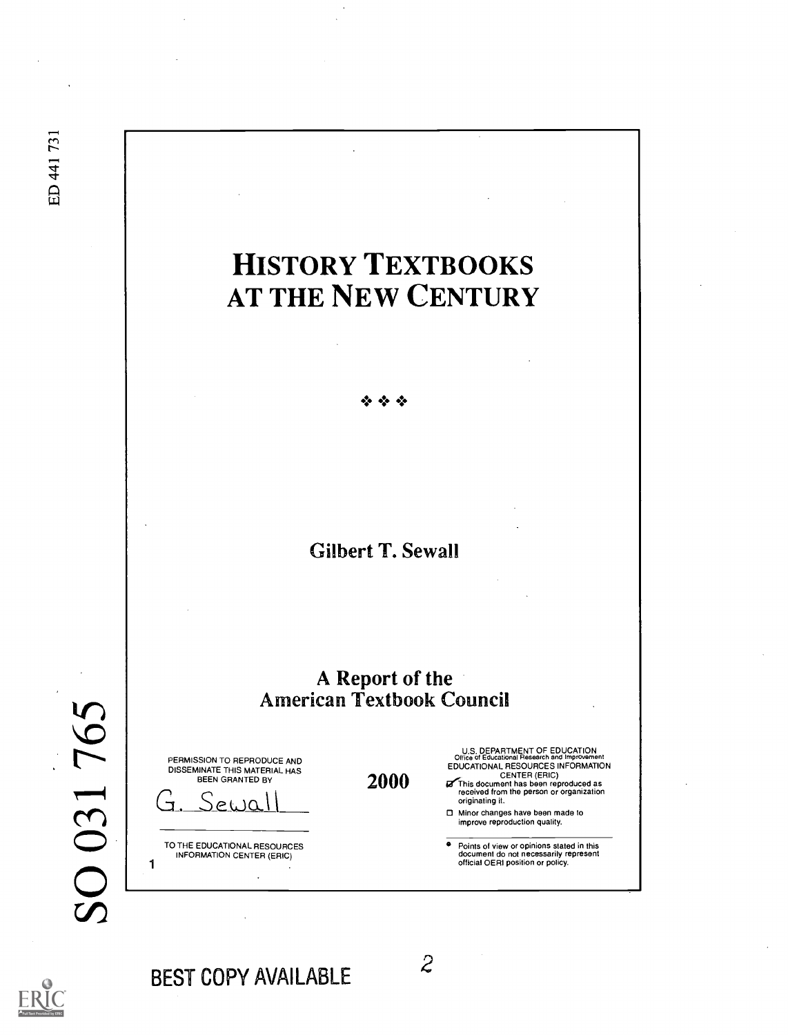# HISTORY TEXTBOOKS AT THE NEW CENTURY

❖ ❖ ❖

Gilbert T. Sewall

A Report of the American Textbook Council

2000

PERMISSION TO REPRODUCE AND DISSEMINATE THIS MATERIAL HAS BEEN GRANTED BY

G. Sewall

TO THE EDUCATIONAL RESOURCES INFORMATION CENTER (ERIC)

U.S. DEPARTMENT OF EDUCATION
Office of Educational Research and Improvement
EDUCATIONAL RESOURCES INFORMATION CENTER (ERIC)

- [x] This document has been reproduced as received from the person or organization originating it.
- [ ] Minor changes have been made to improve reproduction quality.

- Points of view or opinions stated in this document do not necessarily represent official OERI position or policy.

ED 441 731

SO 031 765

BEST COPY AVAILABLE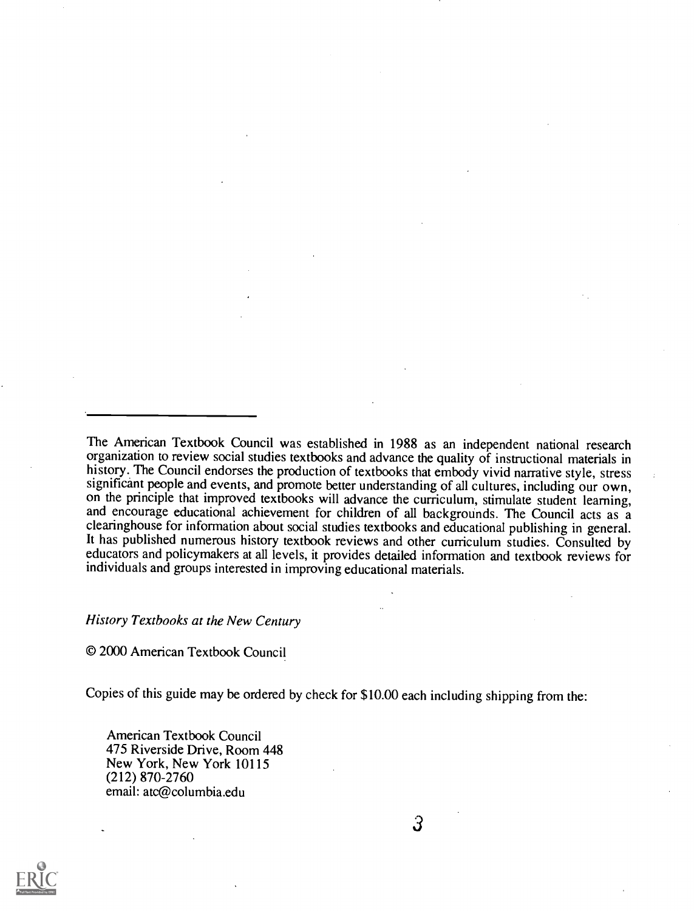The American Textbook Council was established in 1988 as an independent national research organization to review social studies textbooks and advance the quality of instructional materials in history. The Council endorses the production of textbooks that embody vivid narrative style, stress significant people and events, and promote better understanding of all cultures, including our own, on the principle that improved textbooks will advance the curriculum, stimulate student learning, and encourage educational achievement for children of all backgrounds. The Council acts as a clearinghouse for information about social studies textbooks and educational publishing in general. It has published numerous history textbook reviews and other curriculum studies. Consulted by educators and policymakers at all levels, it provides detailed information and textbook reviews for individuals and groups interested in improving educational materials.

*History Textbooks at the New Century*

© 2000 American Textbook Council

Copies of this guide may be ordered by check for $10.00 each including shipping from the:

American Textbook Council
475 Riverside Drive, Room 448
New York, New York 10115
(212) 870-2760
email: atc@columbia.edu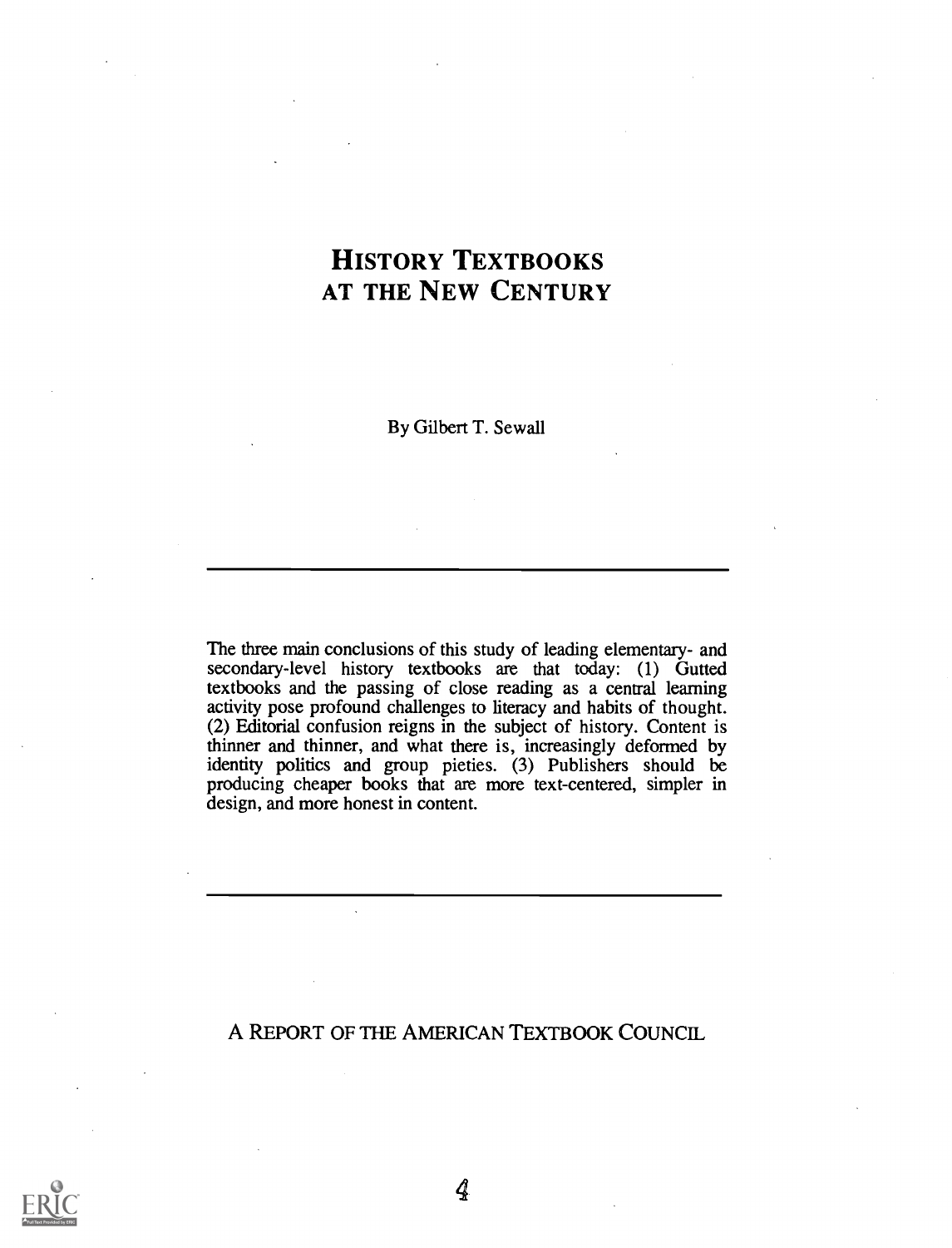# History Textbooks at the New Century

By Gilbert T. Sewall

---

The three main conclusions of this study of leading elementary- and secondary-level history textbooks are that today: (1) Gutted textbooks and the passing of close reading as a central learning activity pose profound challenges to literacy and habits of thought. (2) Editorial confusion reigns in the subject of history. Content is thinner and thinner, and what there is, increasingly deformed by identity politics and group pieties. (3) Publishers should be producing cheaper books that are more text-centered, simpler in design, and more honest in content.

---

A Report of the American Textbook Council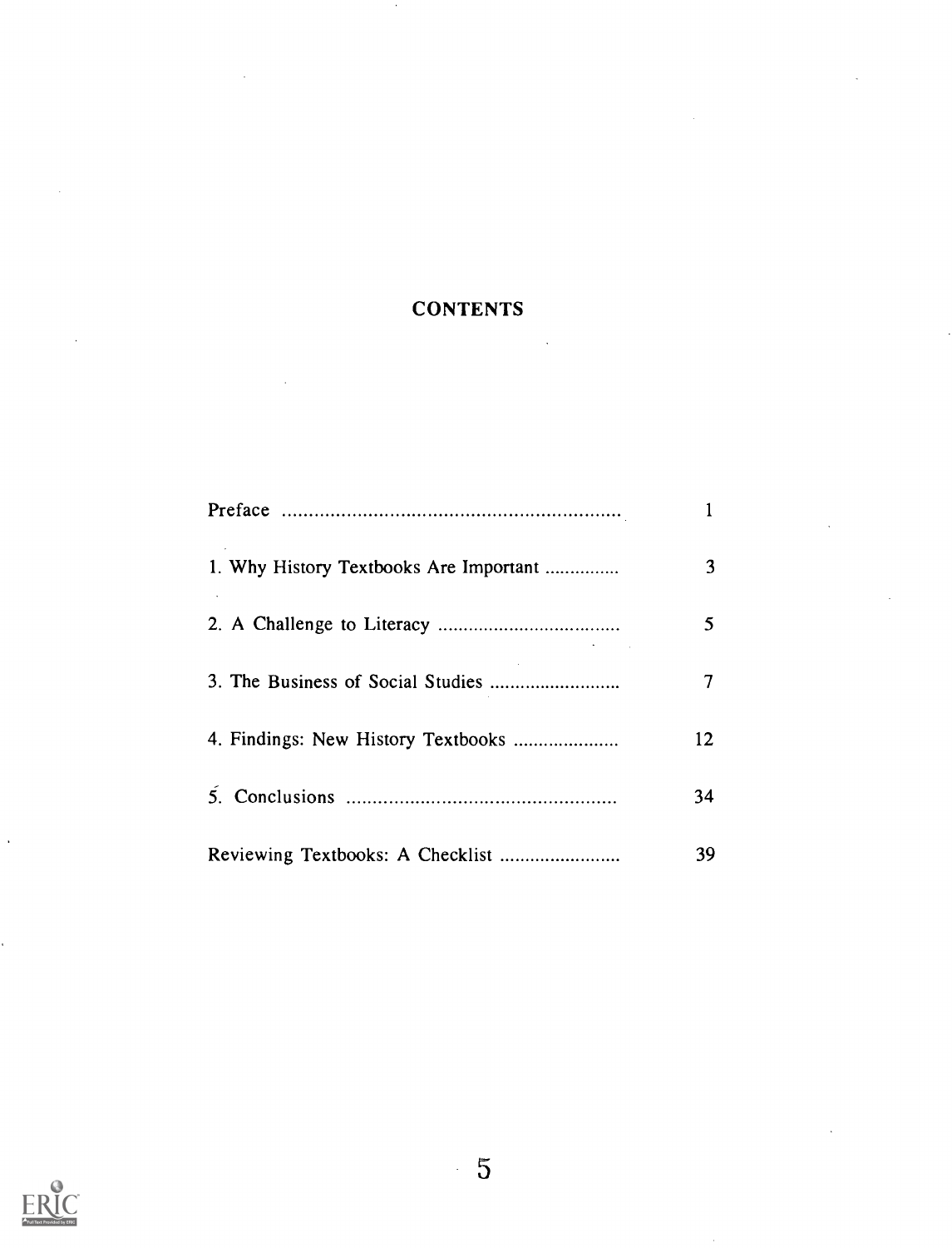# CONTENTS

| | |
|---|---|
| Preface | 1 |
| 1. Why History Textbooks Are Important | 3 |
| 2. A Challenge to Literacy | 5 |
| 3. The Business of Social Studies | 7 |
| 4. Findings: New History Textbooks | 12 |
| 5. Conclusions | 34 |
| Reviewing Textbooks: A Checklist | 39 |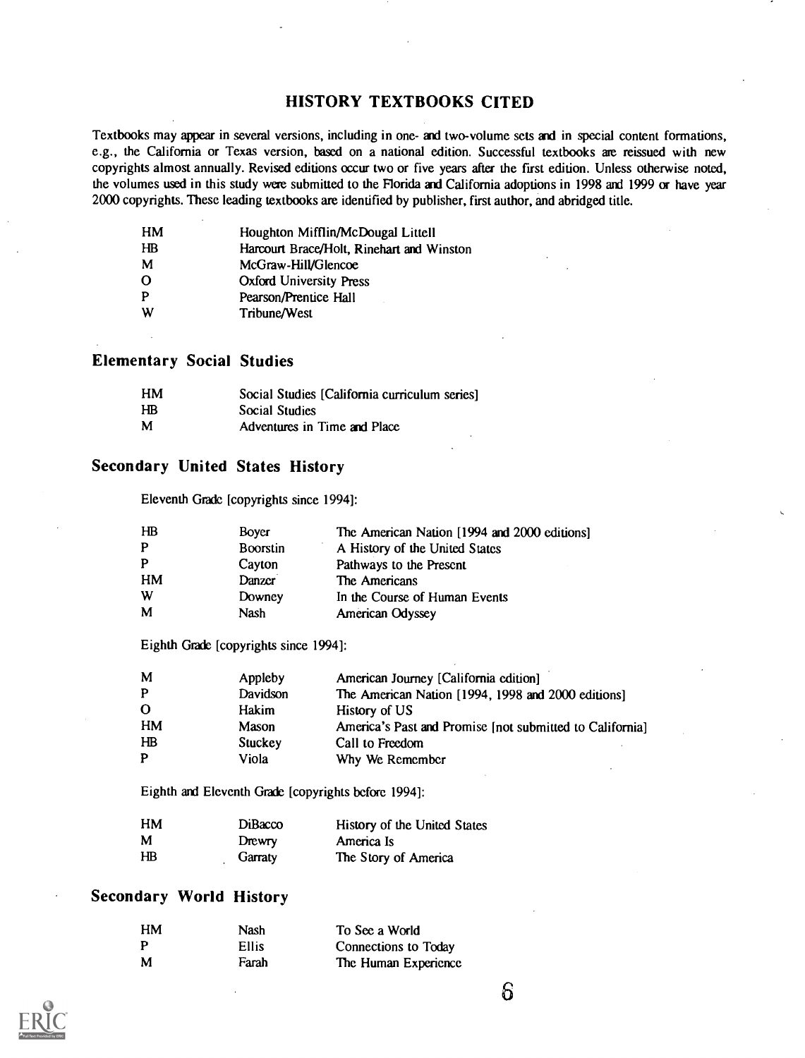## HISTORY TEXTBOOKS CITED

Textbooks may appear in several versions, including in one- and two-volume sets and in special content formations, e.g., the California or Texas version, based on a national edition. Successful textbooks are reissued with new copyrights almost annually. Revised editions occur two or five years after the first edition. Unless otherwise noted, the volumes used in this study were submitted to the Florida and California adoptions in 1998 and 1999 or have year 2000 copyrights. These leading textbooks are identified by publisher, first author, and abridged title.

| | |
|---|---|
| HM | Houghton Mifflin/McDougal Littell |
| HB | Harcourt Brace/Holt, Rinehart and Winston |
| M | McGraw-Hill/Glencoe |
| O | Oxford University Press |
| P | Pearson/Prentice Hall |
| W | Tribune/West |

### Elementary Social Studies

| | |
|---|---|
| HM | Social Studies [California curriculum series] |
| HB | Social Studies |
| M | Adventures in Time and Place |

### Secondary United States History

Eleventh Grade [copyrights since 1994]:

| | | |
|---|---|---|
| HB | Boyer | The American Nation [1994 and 2000 editions] |
| P | Boorstin | A History of the United States |
| P | Cayton | Pathways to the Present |
| HM | Danzer | The Americans |
| W | Downey | In the Course of Human Events |
| M | Nash | American Odyssey |

Eighth Grade [copyrights since 1994]:

| | | |
|---|---|---|
| M | Appleby | American Journey [California edition] |
| P | Davidson | The American Nation [1994, 1998 and 2000 editions] |
| O | Hakim | History of US |
| HM | Mason | America's Past and Promise [not submitted to California] |
| HB | Stuckey | Call to Freedom |
| P | Viola | Why We Remember |

Eighth and Eleventh Grade [copyrights before 1994]:

| | | |
|---|---|---|
| HM | DiBacco | History of the United States |
| M | Drewry | America Is |
| HB | Garraty | The Story of America |

### Secondary World History

| | | |
|---|---|---|
| HM | Nash | To See a World |
| P | Ellis | Connections to Today |
| M | Farah | The Human Experience |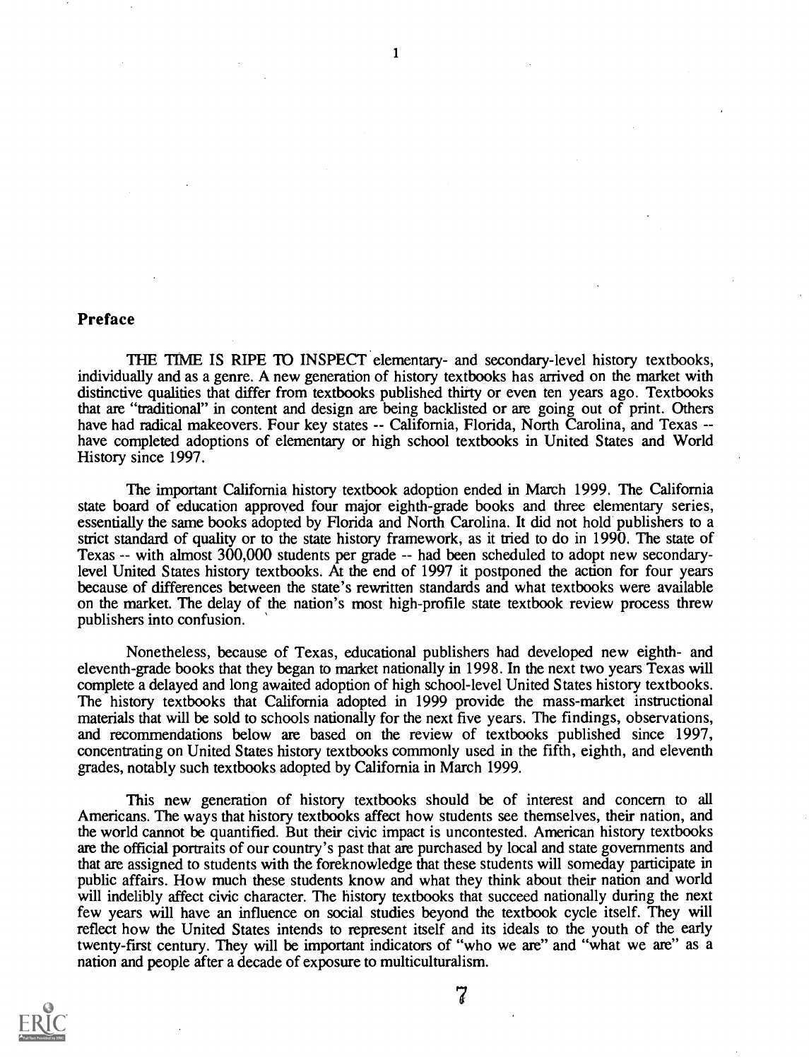## Preface

THE TIME IS RIPE TO INSPECT elementary- and secondary-level history textbooks, individually and as a genre. A new generation of history textbooks has arrived on the market with distinctive qualities that differ from textbooks published thirty or even ten years ago. Textbooks that are "traditional" in content and design are being backlisted or are going out of print. Others have had radical makeovers. Four key states -- California, Florida, North Carolina, and Texas -- have completed adoptions of elementary or high school textbooks in United States and World History since 1997.

The important California history textbook adoption ended in March 1999. The California state board of education approved four major eighth-grade books and three elementary series, essentially the same books adopted by Florida and North Carolina. It did not hold publishers to a strict standard of quality or to the state history framework, as it tried to do in 1990. The state of Texas -- with almost 300,000 students per grade -- had been scheduled to adopt new secondary-level United States history textbooks. At the end of 1997 it postponed the action for four years because of differences between the state's rewritten standards and what textbooks were available on the market. The delay of the nation's most high-profile state textbook review process threw publishers into confusion.

Nonetheless, because of Texas, educational publishers had developed new eighth- and eleventh-grade books that they began to market nationally in 1998. In the next two years Texas will complete a delayed and long awaited adoption of high school-level United States history textbooks. The history textbooks that California adopted in 1999 provide the mass-market instructional materials that will be sold to schools nationally for the next five years. The findings, observations, and recommendations below are based on the review of textbooks published since 1997, concentrating on United States history textbooks commonly used in the fifth, eighth, and eleventh grades, notably such textbooks adopted by California in March 1999.

This new generation of history textbooks should be of interest and concern to all Americans. The ways that history textbooks affect how students see themselves, their nation, and the world cannot be quantified. But their civic impact is uncontested. American history textbooks are the official portraits of our country's past that are purchased by local and state governments and that are assigned to students with the foreknowledge that these students will someday participate in public affairs. How much these students know and what they think about their nation and world will indelibly affect civic character. The history textbooks that succeed nationally during the next few years will have an influence on social studies beyond the textbook cycle itself. They will reflect how the United States intends to represent itself and its ideals to the youth of the early twenty-first century. They will be important indicators of "who we are" and "what we are" as a nation and people after a decade of exposure to multiculturalism.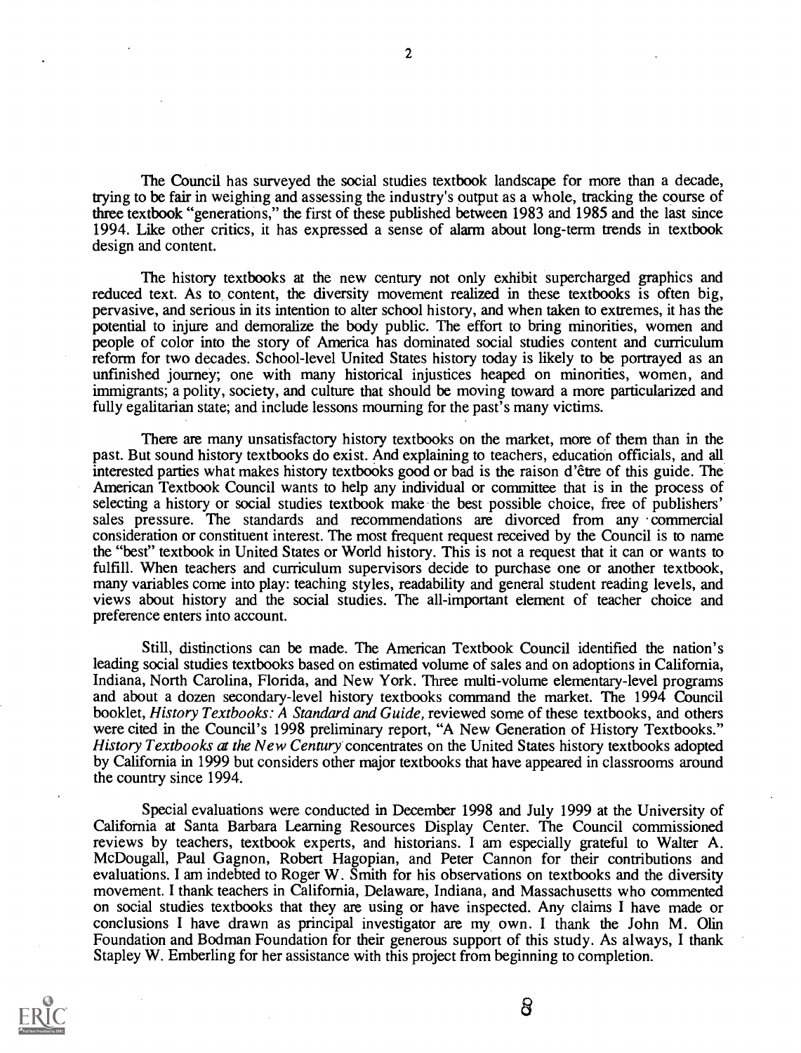The Council has surveyed the social studies textbook landscape for more than a decade, trying to be fair in weighing and assessing the industry's output as a whole, tracking the course of three textbook "generations," the first of these published between 1983 and 1985 and the last since 1994. Like other critics, it has expressed a sense of alarm about long-term trends in textbook design and content.

The history textbooks at the new century not only exhibit supercharged graphics and reduced text. As to content, the diversity movement realized in these textbooks is often big, pervasive, and serious in its intention to alter school history, and when taken to extremes, it has the potential to injure and demoralize the body public. The effort to bring minorities, women and people of color into the story of America has dominated social studies content and curriculum reform for two decades. School-level United States history today is likely to be portrayed as an unfinished journey; one with many historical injustices heaped on minorities, women, and immigrants; a polity, society, and culture that should be moving toward a more particularized and fully egalitarian state; and include lessons mourning for the past's many victims.

There are many unsatisfactory history textbooks on the market, more of them than in the past. But sound history textbooks do exist. And explaining to teachers, education officials, and all interested parties what makes history textbooks good or bad is the raison d'être of this guide. The American Textbook Council wants to help any individual or committee that is in the process of selecting a history or social studies textbook make the best possible choice, free of publishers' sales pressure. The standards and recommendations are divorced from any commercial consideration or constituent interest. The most frequent request received by the Council is to name the "best" textbook in United States or World history. This is not a request that it can or wants to fulfill. When teachers and curriculum supervisors decide to purchase one or another textbook, many variables come into play: teaching styles, readability and general student reading levels, and views about history and the social studies. The all-important element of teacher choice and preference enters into account.

Still, distinctions can be made. The American Textbook Council identified the nation's leading social studies textbooks based on estimated volume of sales and on adoptions in California, Indiana, North Carolina, Florida, and New York. Three multi-volume elementary-level programs and about a dozen secondary-level history textbooks command the market. The 1994 Council booklet, *History Textbooks: A Standard and Guide,* reviewed some of these textbooks, and others were cited in the Council's 1998 preliminary report, "A New Generation of History Textbooks." *History Textbooks at the New Century* concentrates on the United States history textbooks adopted by California in 1999 but considers other major textbooks that have appeared in classrooms around the country since 1994.

Special evaluations were conducted in December 1998 and July 1999 at the University of California at Santa Barbara Learning Resources Display Center. The Council commissioned reviews by teachers, textbook experts, and historians. I am especially grateful to Walter A. McDougall, Paul Gagnon, Robert Hagopian, and Peter Cannon for their contributions and evaluations. I am indebted to Roger W. Smith for his observations on textbooks and the diversity movement. I thank teachers in California, Delaware, Indiana, and Massachusetts who commented on social studies textbooks that they are using or have inspected. Any claims I have made or conclusions I have drawn as principal investigator are my own. I thank the John M. Olin Foundation and Bodman Foundation for their generous support of this study. As always, I thank Stapley W. Emberling for her assistance with this project from beginning to completion.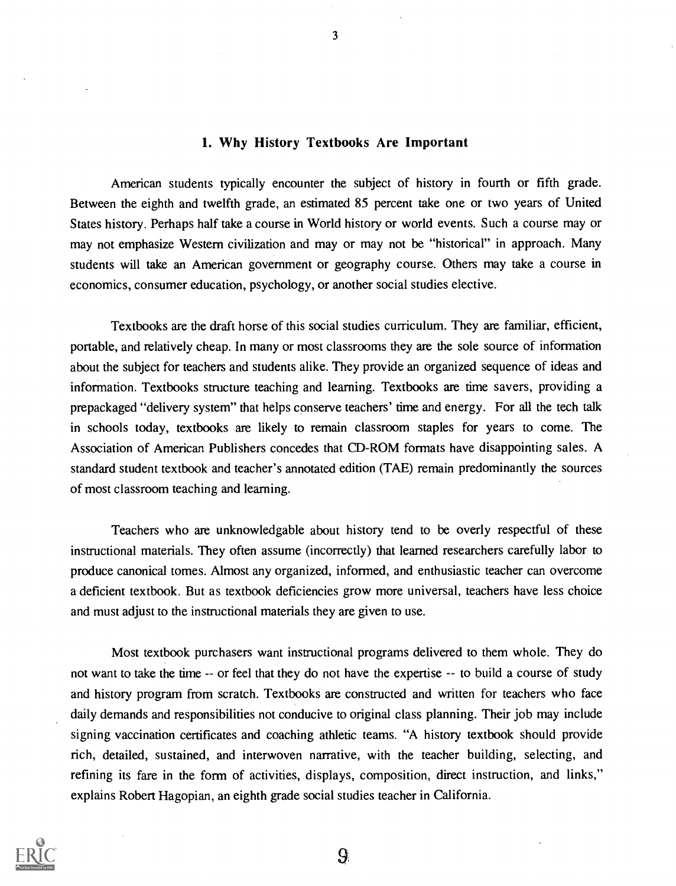## 1. Why History Textbooks Are Important

American students typically encounter the subject of history in fourth or fifth grade. Between the eighth and twelfth grade, an estimated 85 percent take one or two years of United States history. Perhaps half take a course in World history or world events. Such a course may or may not emphasize Western civilization and may or may not be "historical" in approach. Many students will take an American government or geography course. Others may take a course in economics, consumer education, psychology, or another social studies elective.

Textbooks are the draft horse of this social studies curriculum. They are familiar, efficient, portable, and relatively cheap. In many or most classrooms they are the sole source of information about the subject for teachers and students alike. They provide an organized sequence of ideas and information. Textbooks structure teaching and learning. Textbooks are time savers, providing a prepackaged "delivery system" that helps conserve teachers' time and energy. For all the tech talk in schools today, textbooks are likely to remain classroom staples for years to come. The Association of American Publishers concedes that CD-ROM formats have disappointing sales. A standard student textbook and teacher's annotated edition (TAE) remain predominantly the sources of most classroom teaching and learning.

Teachers who are unknowledgable about history tend to be overly respectful of these instructional materials. They often assume (incorrectly) that learned researchers carefully labor to produce canonical tomes. Almost any organized, informed, and enthusiastic teacher can overcome a deficient textbook. But as textbook deficiencies grow more universal, teachers have less choice and must adjust to the instructional materials they are given to use.

Most textbook purchasers want instructional programs delivered to them whole. They do not want to take the time -- or feel that they do not have the expertise -- to build a course of study and history program from scratch. Textbooks are constructed and written for teachers who face daily demands and responsibilities not conducive to original class planning. Their job may include signing vaccination certificates and coaching athletic teams. "A history textbook should provide rich, detailed, sustained, and interwoven narrative, with the teacher building, selecting, and refining its fare in the form of activities, displays, composition, direct instruction, and links," explains Robert Hagopian, an eighth grade social studies teacher in California.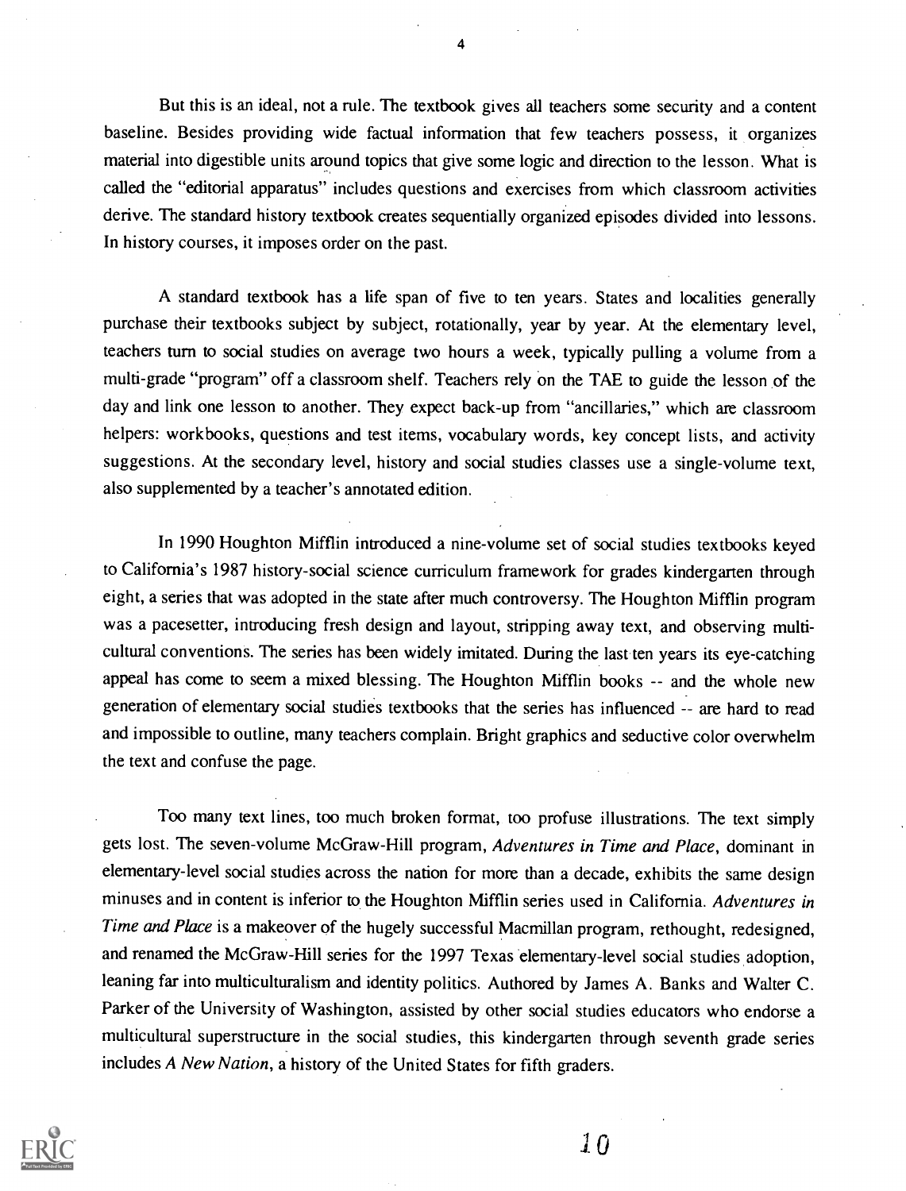But this is an ideal, not a rule. The textbook gives all teachers some security and a content baseline. Besides providing wide factual information that few teachers possess, it organizes material into digestible units around topics that give some logic and direction to the lesson. What is called the "editorial apparatus" includes questions and exercises from which classroom activities derive. The standard history textbook creates sequentially organized episodes divided into lessons. In history courses, it imposes order on the past.

A standard textbook has a life span of five to ten years. States and localities generally purchase their textbooks subject by subject, rotationally, year by year. At the elementary level, teachers turn to social studies on average two hours a week, typically pulling a volume from a multi-grade "program" off a classroom shelf. Teachers rely on the TAE to guide the lesson of the day and link one lesson to another. They expect back-up from "ancillaries," which are classroom helpers: workbooks, questions and test items, vocabulary words, key concept lists, and activity suggestions. At the secondary level, history and social studies classes use a single-volume text, also supplemented by a teacher's annotated edition.

In 1990 Houghton Mifflin introduced a nine-volume set of social studies textbooks keyed to California's 1987 history-social science curriculum framework for grades kindergarten through eight, a series that was adopted in the state after much controversy. The Houghton Mifflin program was a pacesetter, introducing fresh design and layout, stripping away text, and observing multi-cultural conventions. The series has been widely imitated. During the last ten years its eye-catching appeal has come to seem a mixed blessing. The Houghton Mifflin books -- and the whole new generation of elementary social studies textbooks that the series has influenced -- are hard to read and impossible to outline, many teachers complain. Bright graphics and seductive color overwhelm the text and confuse the page.

Too many text lines, too much broken format, too profuse illustrations. The text simply gets lost. The seven-volume McGraw-Hill program, *Adventures in Time and Place*, dominant in elementary-level social studies across the nation for more than a decade, exhibits the same design minuses and in content is inferior to the Houghton Mifflin series used in California. *Adventures in Time and Place* is a makeover of the hugely successful Macmillan program, rethought, redesigned, and renamed the McGraw-Hill series for the 1997 Texas elementary-level social studies adoption, leaning far into multiculturalism and identity politics. Authored by James A. Banks and Walter C. Parker of the University of Washington, assisted by other social studies educators who endorse a multicultural superstructure in the social studies, this kindergarten through seventh grade series includes *A New Nation*, a history of the United States for fifth graders.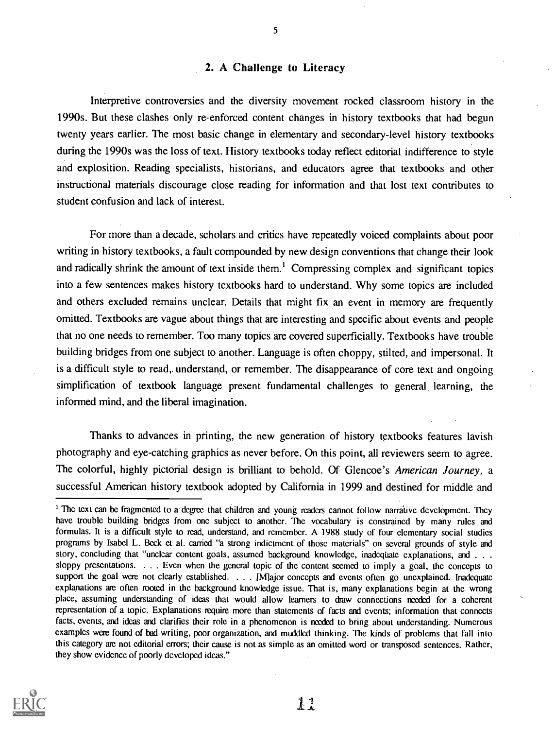## 2. A Challenge to Literacy

Interpretive controversies and the diversity movement rocked classroom history in the 1990s. But these clashes only re-enforced content changes in history textbooks that had begun twenty years earlier. The most basic change in elementary and secondary-level history textbooks during the 1990s was the loss of text. History textbooks today reflect editorial indifference to style and explosition. Reading specialists, historians, and educators agree that textbooks and other instructional materials discourage close reading for information and that lost text contributes to student confusion and lack of interest.

For more than a decade, scholars and critics have repeatedly voiced complaints about poor writing in history textbooks, a fault compounded by new design conventions that change their look and radically shrink the amount of text inside them.[1] Compressing complex and significant topics into a few sentences makes history textbooks hard to understand. Why some topics are included and others excluded remains unclear. Details that might fix an event in memory are frequently omitted. Textbooks are vague about things that are interesting and specific about events and people that no one needs to remember. Too many topics are covered superficially. Textbooks have trouble building bridges from one subject to another. Language is often choppy, stilted, and impersonal. It is a difficult style to read, understand, or remember. The disappearance of core text and ongoing simplification of textbook language present fundamental challenges to general learning, the informed mind, and the liberal imagination.

Thanks to advances in printing, the new generation of history textbooks features lavish photography and eye-catching graphics as never before. On this point, all reviewers seem to agree. The colorful, highly pictorial design is brilliant to behold. Of Glencoe's *American Journey*, a successful American history textbook adopted by California in 1999 and destined for middle and

---

[1] The text can be fragmented to a degree that children and young readers cannot follow narrative development. They have trouble building bridges from one subject to another. The vocabulary is constrained by many rules and formulas. It is a difficult style to read, understand, and remember. A 1988 study of four elementary social studies programs by Isabel L. Beck et al. carried "a strong indictment of those materials" on several grounds of style and story, concluding that "unclear content goals, assumed background knowledge, inadequate explanations, and . . . sloppy presentations. . . . Even when the general topic of the content seemed to imply a goal, the concepts to support the goal were not clearly established. . . . [M]ajor concepts and events often go unexplained. Inadequate explanations are often rooted in the background knowledge issue. That is, many explanations begin at the wrong place, assuming understanding of ideas that would allow learners to draw connections needed for a coherent representation of a topic. Explanations require more than statements of facts and events; information that connects facts, events, and ideas and clarifies their role in a phenomenon is needed to bring about understanding. Numerous examples were found of bad writing, poor organization, and muddled thinking. The kinds of problems that fall into this category are not editorial errors; their cause is not as simple as an omitted word or transposed sentences. Rather, they show evidence of poorly developed ideas."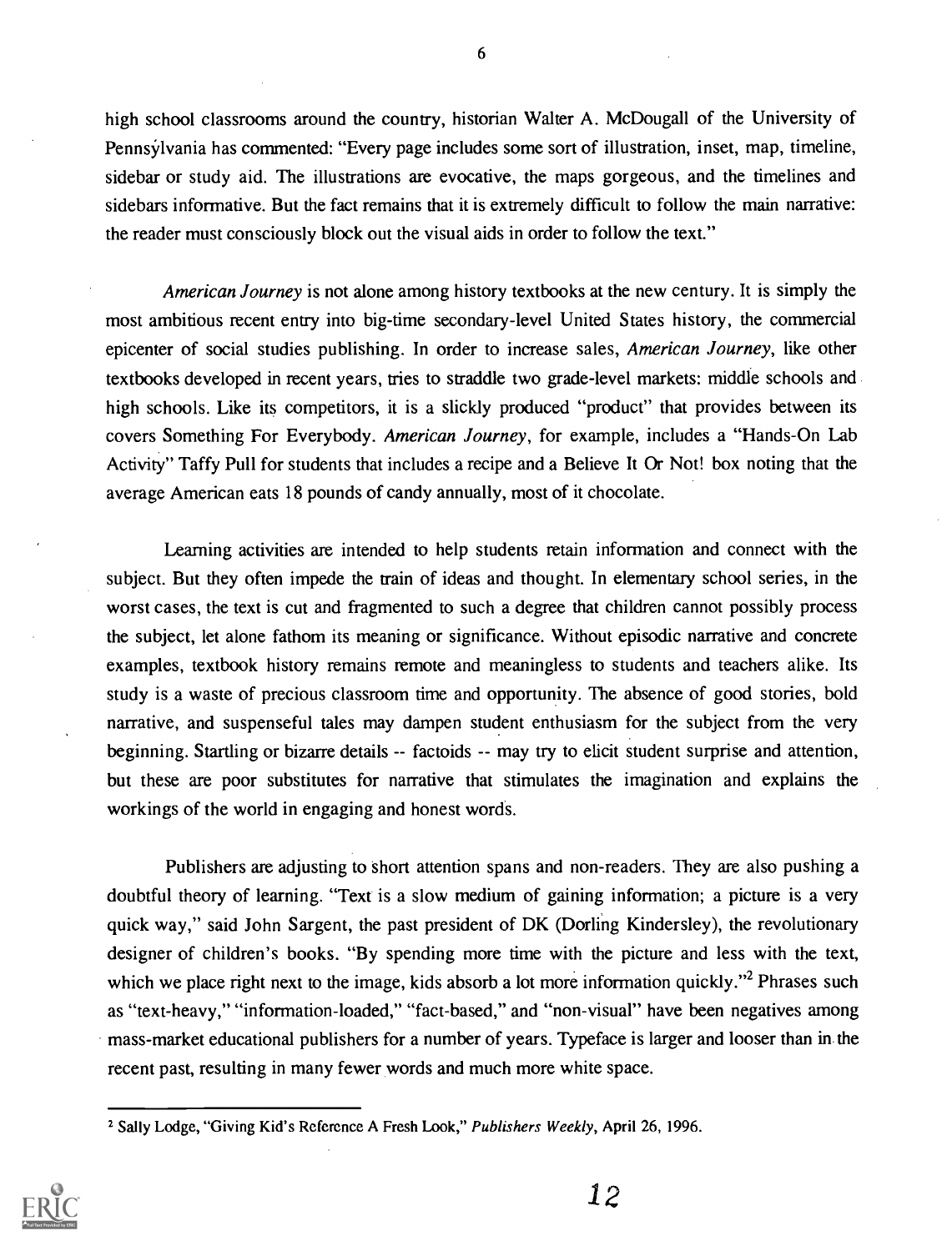high school classrooms around the country, historian Walter A. McDougall of the University of Pennsylvania has commented: "Every page includes some sort of illustration, inset, map, timeline, sidebar or study aid. The illustrations are evocative, the maps gorgeous, and the timelines and sidebars informative. But the fact remains that it is extremely difficult to follow the main narrative: the reader must consciously block out the visual aids in order to follow the text."

*American Journey* is not alone among history textbooks at the new century. It is simply the most ambitious recent entry into big-time secondary-level United States history, the commercial epicenter of social studies publishing. In order to increase sales, *American Journey*, like other textbooks developed in recent years, tries to straddle two grade-level markets: middle schools and high schools. Like its competitors, it is a slickly produced "product" that provides between its covers Something For Everybody. *American Journey*, for example, includes a "Hands-On Lab Activity" Taffy Pull for students that includes a recipe and a Believe It Or Not! box noting that the average American eats 18 pounds of candy annually, most of it chocolate.

Learning activities are intended to help students retain information and connect with the subject. But they often impede the train of ideas and thought. In elementary school series, in the worst cases, the text is cut and fragmented to such a degree that children cannot possibly process the subject, let alone fathom its meaning or significance. Without episodic narrative and concrete examples, textbook history remains remote and meaningless to students and teachers alike. Its study is a waste of precious classroom time and opportunity. The absence of good stories, bold narrative, and suspenseful tales may dampen student enthusiasm for the subject from the very beginning. Startling or bizarre details -- factoids -- may try to elicit student surprise and attention, but these are poor substitutes for narrative that stimulates the imagination and explains the workings of the world in engaging and honest words.

Publishers are adjusting to short attention spans and non-readers. They are also pushing a doubtful theory of learning. "Text is a slow medium of gaining information; a picture is a very quick way," said John Sargent, the past president of DK (Dorling Kindersley), the revolutionary designer of children's books. "By spending more time with the picture and less with the text, which we place right next to the image, kids absorb a lot more information quickly."[2] Phrases such as "text-heavy," "information-loaded," "fact-based," and "non-visual" have been negatives among mass-market educational publishers for a number of years. Typeface is larger and looser than in the recent past, resulting in many fewer words and much more white space.

[2] Sally Lodge, "Giving Kid's Reference A Fresh Look," *Publishers Weekly*, April 26, 1996.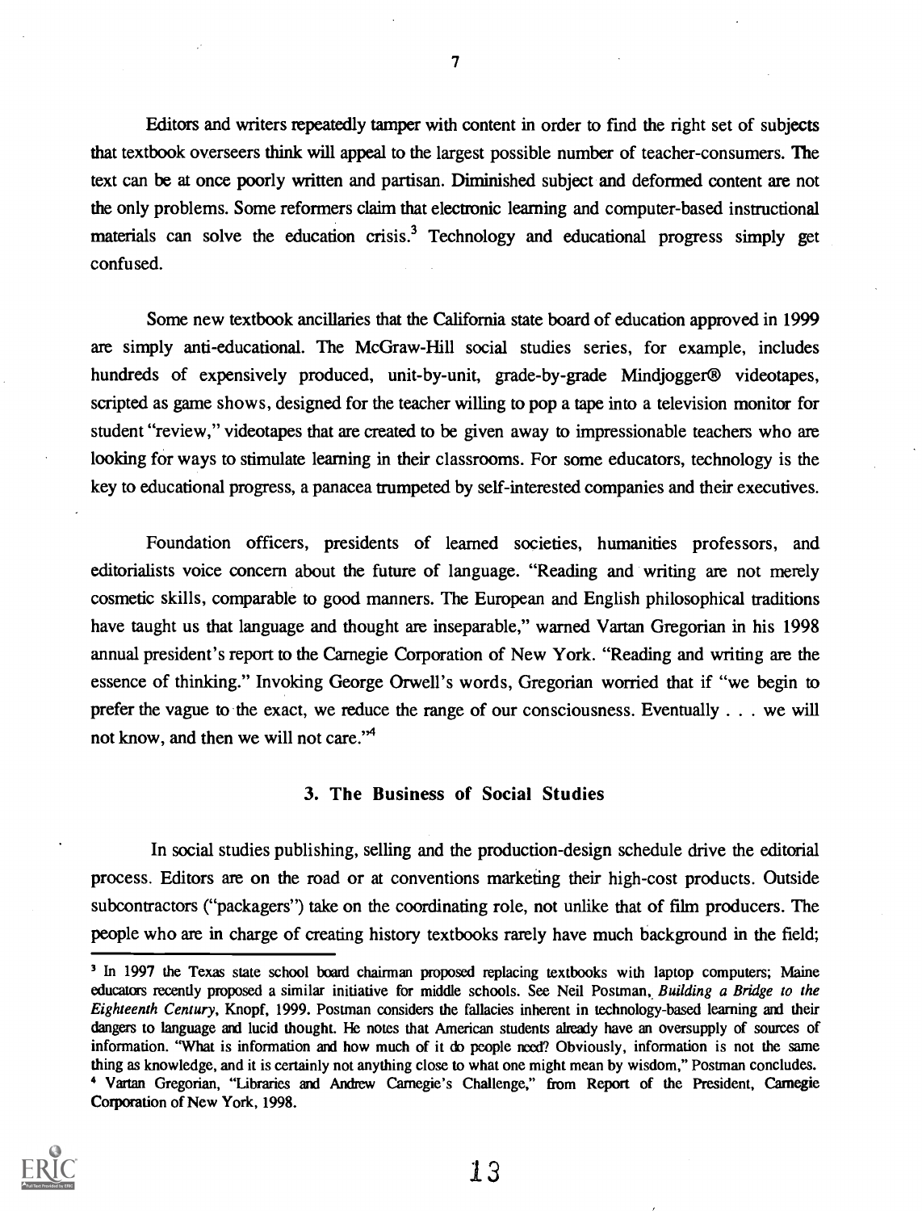Editors and writers repeatedly tamper with content in order to find the right set of subjects that textbook overseers think will appeal to the largest possible number of teacher-consumers. The text can be at once poorly written and partisan. Diminished subject and deformed content are not the only problems. Some reformers claim that electronic learning and computer-based instructional materials can solve the education crisis.[3] Technology and educational progress simply get confused.

Some new textbook ancillaries that the California state board of education approved in 1999 are simply anti-educational. The McGraw-Hill social studies series, for example, includes hundreds of expensively produced, unit-by-unit, grade-by-grade Mindjogger® videotapes, scripted as game shows, designed for the teacher willing to pop a tape into a television monitor for student "review," videotapes that are created to be given away to impressionable teachers who are looking for ways to stimulate learning in their classrooms. For some educators, technology is the key to educational progress, a panacea trumpeted by self-interested companies and their executives.

Foundation officers, presidents of learned societies, humanities professors, and editorialists voice concern about the future of language. "Reading and writing are not merely cosmetic skills, comparable to good manners. The European and English philosophical traditions have taught us that language and thought are inseparable," warned Vartan Gregorian in his 1998 annual president's report to the Carnegie Corporation of New York. "Reading and writing are the essence of thinking." Invoking George Orwell's words, Gregorian worried that if "we begin to prefer the vague to the exact, we reduce the range of our consciousness. Eventually . . . we will not know, and then we will not care."[4]

### 3. The Business of Social Studies

In social studies publishing, selling and the production-design schedule drive the editorial process. Editors are on the road or at conventions marketing their high-cost products. Outside subcontractors ("packagers") take on the coordinating role, not unlike that of film producers. The people who are in charge of creating history textbooks rarely have much background in the field;

[3] In 1997 the Texas state school board chairman proposed replacing textbooks with laptop computers; Maine educators recently proposed a similar initiative for middle schools. See Neil Postman, *Building a Bridge to the Eighteenth Century*, Knopf, 1999. Postman considers the fallacies inherent in technology-based learning and their dangers to language and lucid thought. He notes that American students already have an oversupply of sources of information. "What is information and how much of it do people need? Obviously, information is not the same thing as knowledge, and it is certainly not anything close to what one might mean by wisdom," Postman concludes.

[4] Vartan Gregorian, "Libraries and Andrew Carnegie's Challenge," from Report of the President, Carnegie Corporation of New York, 1998.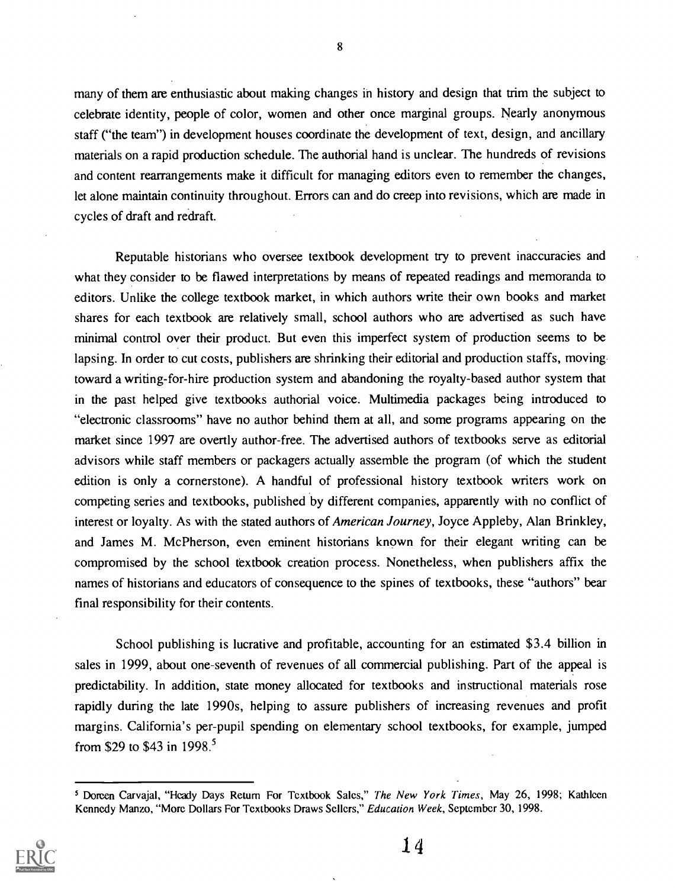many of them are enthusiastic about making changes in history and design that trim the subject to celebrate identity, people of color, women and other once marginal groups. Nearly anonymous staff ("the team") in development houses coordinate the development of text, design, and ancillary materials on a rapid production schedule. The authorial hand is unclear. The hundreds of revisions and content rearrangements make it difficult for managing editors even to remember the changes, let alone maintain continuity throughout. Errors can and do creep into revisions, which are made in cycles of draft and redraft.

Reputable historians who oversee textbook development try to prevent inaccuracies and what they consider to be flawed interpretations by means of repeated readings and memoranda to editors. Unlike the college textbook market, in which authors write their own books and market shares for each textbook are relatively small, school authors who are advertised as such have minimal control over their product. But even this imperfect system of production seems to be lapsing. In order to cut costs, publishers are shrinking their editorial and production staffs, moving toward a writing-for-hire production system and abandoning the royalty-based author system that in the past helped give textbooks authorial voice. Multimedia packages being introduced to "electronic classrooms" have no author behind them at all, and some programs appearing on the market since 1997 are overtly author-free. The advertised authors of textbooks serve as editorial advisors while staff members or packagers actually assemble the program (of which the student edition is only a cornerstone). A handful of professional history textbook writers work on competing series and textbooks, published by different companies, apparently with no conflict of interest or loyalty. As with the stated authors of *American Journey*, Joyce Appleby, Alan Brinkley, and James M. McPherson, even eminent historians known for their elegant writing can be compromised by the school textbook creation process. Nonetheless, when publishers affix the names of historians and educators of consequence to the spines of textbooks, these "authors" bear final responsibility for their contents.

School publishing is lucrative and profitable, accounting for an estimated $3.4 billion in sales in 1999, about one-seventh of revenues of all commercial publishing. Part of the appeal is predictability. In addition, state money allocated for textbooks and instructional materials rose rapidly during the late 1990s, helping to assure publishers of increasing revenues and profit margins. California's per-pupil spending on elementary school textbooks, for example, jumped from $29 to $43 in 1998.[5]

---

[5] Doreen Carvajal, "Heady Days Return For Textbook Sales," *The New York Times*, May 26, 1998; Kathleen Kennedy Manzo, "More Dollars For Textbooks Draws Sellers," *Education Week*, September 30, 1998.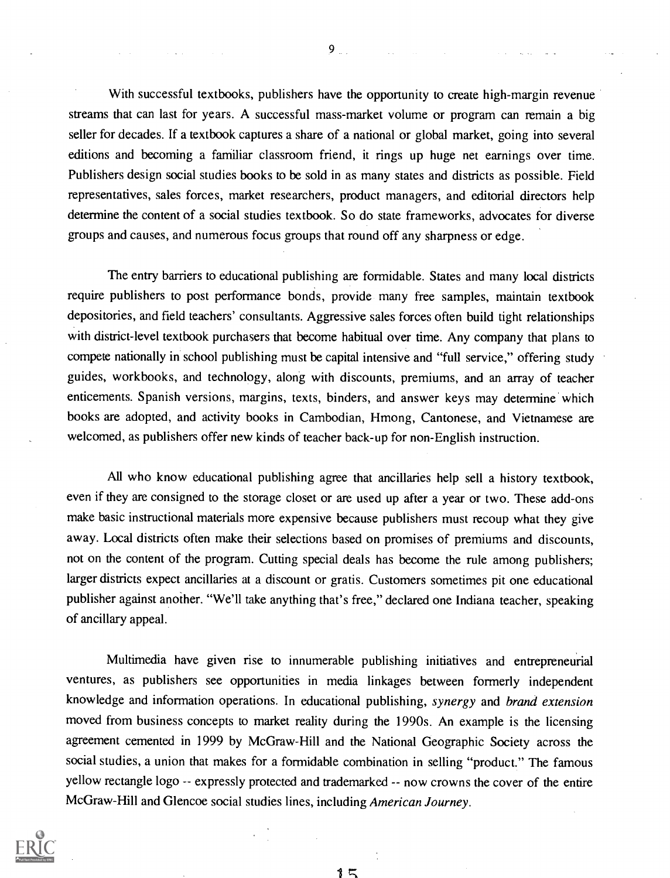With successful textbooks, publishers have the opportunity to create high-margin revenue streams that can last for years. A successful mass-market volume or program can remain a big seller for decades. If a textbook captures a share of a national or global market, going into several editions and becoming a familiar classroom friend, it rings up huge net earnings over time. Publishers design social studies books to be sold in as many states and districts as possible. Field representatives, sales forces, market researchers, product managers, and editorial directors help determine the content of a social studies textbook. So do state frameworks, advocates for diverse groups and causes, and numerous focus groups that round off any sharpness or edge.

The entry barriers to educational publishing are formidable. States and many local districts require publishers to post performance bonds, provide many free samples, maintain textbook depositories, and field teachers' consultants. Aggressive sales forces often build tight relationships with district-level textbook purchasers that become habitual over time. Any company that plans to compete nationally in school publishing must be capital intensive and "full service," offering study guides, workbooks, and technology, along with discounts, premiums, and an array of teacher enticements. Spanish versions, margins, texts, binders, and answer keys may determine which books are adopted, and activity books in Cambodian, Hmong, Cantonese, and Vietnamese are welcomed, as publishers offer new kinds of teacher back-up for non-English instruction.

All who know educational publishing agree that ancillaries help sell a history textbook, even if they are consigned to the storage closet or are used up after a year or two. These add-ons make basic instructional materials more expensive because publishers must recoup what they give away. Local districts often make their selections based on promises of premiums and discounts, not on the content of the program. Cutting special deals has become the rule among publishers; larger districts expect ancillaries at a discount or gratis. Customers sometimes pit one educational publisher against another. "We'll take anything that's free," declared one Indiana teacher, speaking of ancillary appeal.

Multimedia have given rise to innumerable publishing initiatives and entrepreneurial ventures, as publishers see opportunities in media linkages between formerly independent knowledge and information operations. In educational publishing, *synergy* and *brand extension* moved from business concepts to market reality during the 1990s. An example is the licensing agreement cemented in 1999 by McGraw-Hill and the National Geographic Society across the social studies, a union that makes for a formidable combination in selling "product." The famous yellow rectangle logo -- expressly protected and trademarked -- now crowns the cover of the entire McGraw-Hill and Glencoe social studies lines, including *American Journey*.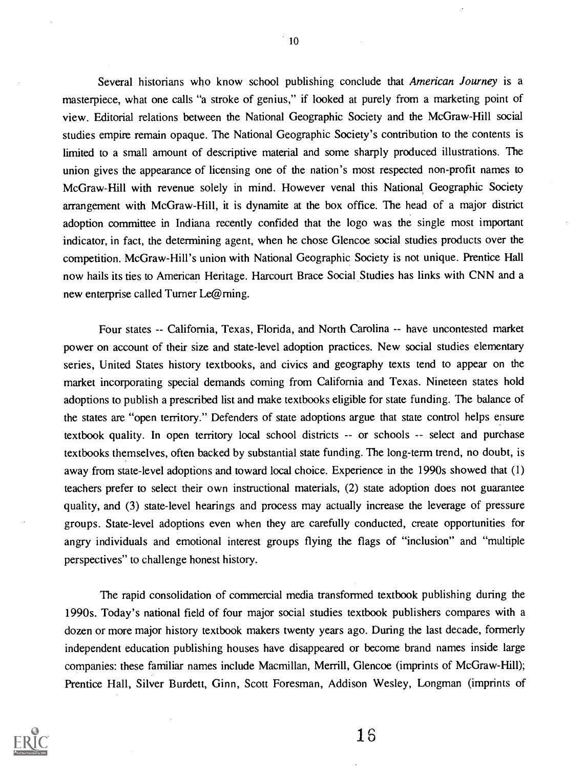Several historians who know school publishing conclude that *American Journey* is a masterpiece, what one calls "a stroke of genius," if looked at purely from a marketing point of view. Editorial relations between the National Geographic Society and the McGraw-Hill social studies empire remain opaque. The National Geographic Society's contribution to the contents is limited to a small amount of descriptive material and some sharply produced illustrations. The union gives the appearance of licensing one of the nation's most respected non-profit names to McGraw-Hill with revenue solely in mind. However venal this National Geographic Society arrangement with McGraw-Hill, it is dynamite at the box office. The head of a major district adoption committee in Indiana recently confided that the logo was the single most important indicator, in fact, the determining agent, when he chose Glencoe social studies products over the competition. McGraw-Hill's union with National Geographic Society is not unique. Prentice Hall now hails its ties to American Heritage. Harcourt Brace Social Studies has links with CNN and a new enterprise called Turner Le@rning.

Four states -- California, Texas, Florida, and North Carolina -- have uncontested market power on account of their size and state-level adoption practices. New social studies elementary series, United States history textbooks, and civics and geography texts tend to appear on the market incorporating special demands coming from California and Texas. Nineteen states hold adoptions to publish a prescribed list and make textbooks eligible for state funding. The balance of the states are "open territory." Defenders of state adoptions argue that state control helps ensure textbook quality. In open territory local school districts -- or schools -- select and purchase textbooks themselves, often backed by substantial state funding. The long-term trend, no doubt, is away from state-level adoptions and toward local choice. Experience in the 1990s showed that (1) teachers prefer to select their own instructional materials, (2) state adoption does not guarantee quality, and (3) state-level hearings and process may actually increase the leverage of pressure groups. State-level adoptions even when they are carefully conducted, create opportunities for angry individuals and emotional interest groups flying the flags of "inclusion" and "multiple perspectives" to challenge honest history.

The rapid consolidation of commercial media transformed textbook publishing during the 1990s. Today's national field of four major social studies textbook publishers compares with a dozen or more major history textbook makers twenty years ago. During the last decade, formerly independent education publishing houses have disappeared or become brand names inside large companies: these familiar names include Macmillan, Merrill, Glencoe (imprints of McGraw-Hill); Prentice Hall, Silver Burdett, Ginn, Scott Foresman, Addison Wesley, Longman (imprints of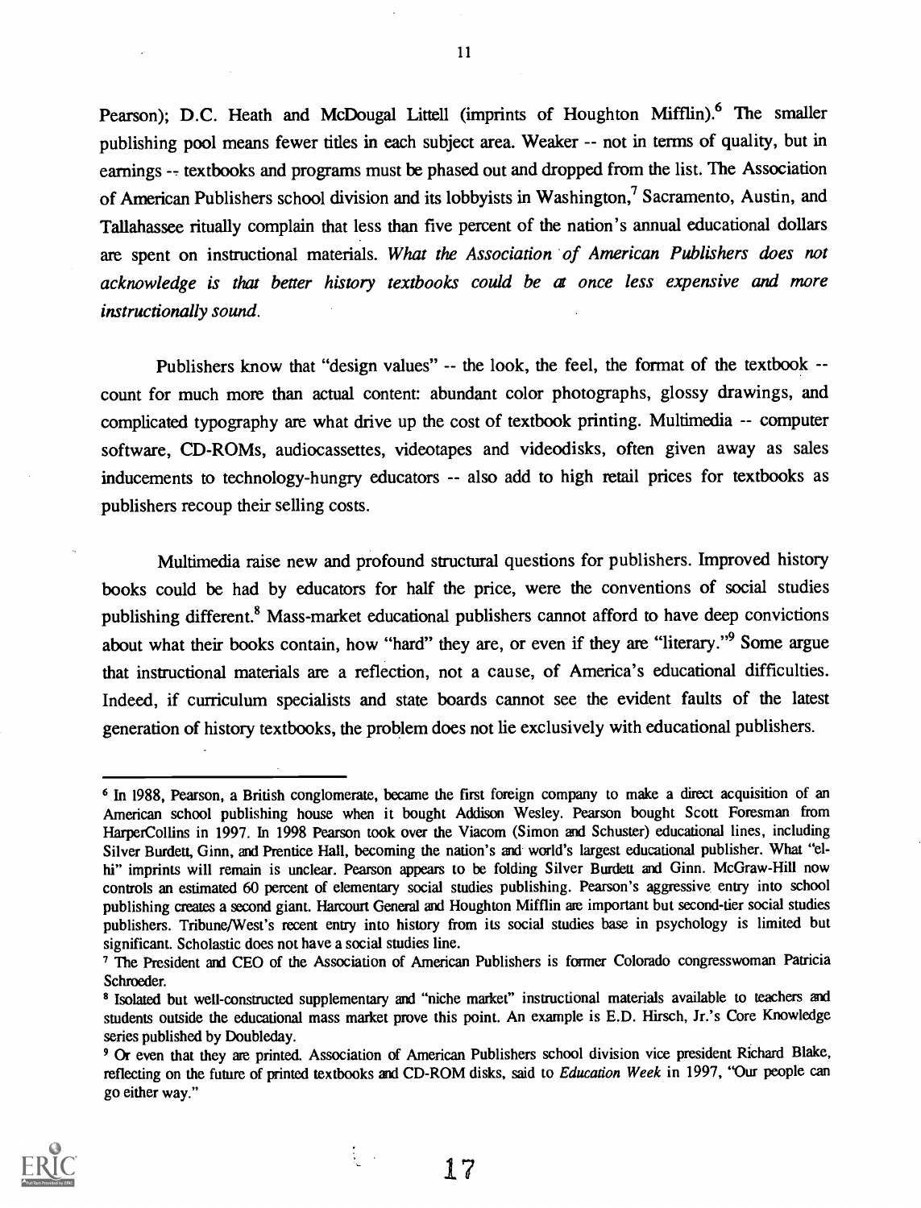Pearson); D.C. Heath and McDougal Littell (imprints of Houghton Mifflin).[6] The smaller publishing pool means fewer titles in each subject area. Weaker -- not in terms of quality, but in earnings -- textbooks and programs must be phased out and dropped from the list. The Association of American Publishers school division and its lobbyists in Washington,[7] Sacramento, Austin, and Tallahassee ritually complain that less than five percent of the nation's annual educational dollars are spent on instructional materials. *What the Association of American Publishers does not acknowledge is that better history textbooks could be at once less expensive and more instructionally sound.*

Publishers know that "design values" -- the look, the feel, the format of the textbook -- count for much more than actual content: abundant color photographs, glossy drawings, and complicated typography are what drive up the cost of textbook printing. Multimedia -- computer software, CD-ROMs, audiocassettes, videotapes and videodisks, often given away as sales inducements to technology-hungry educators -- also add to high retail prices for textbooks as publishers recoup their selling costs.

Multimedia raise new and profound structural questions for publishers. Improved history books could be had by educators for half the price, were the conventions of social studies publishing different.[8] Mass-market educational publishers cannot afford to have deep convictions about what their books contain, how "hard" they are, or even if they are "literary."[9] Some argue that instructional materials are a reflection, not a cause, of America's educational difficulties. Indeed, if curriculum specialists and state boards cannot see the evident faults of the latest generation of history textbooks, the problem does not lie exclusively with educational publishers.

---

[6] In 1988, Pearson, a British conglomerate, became the first foreign company to make a direct acquisition of an American school publishing house when it bought Addison Wesley. Pearson bought Scott Foresman from HarperCollins in 1997. In 1998 Pearson took over the Viacom (Simon and Schuster) educational lines, including Silver Burdett, Ginn, and Prentice Hall, becoming the nation's and world's largest educational publisher. What "el-hi" imprints will remain is unclear. Pearson appears to be folding Silver Burdett and Ginn. McGraw-Hill now controls an estimated 60 percent of elementary social studies publishing. Pearson's aggressive entry into school publishing creates a second giant. Harcourt General and Houghton Mifflin are important but second-tier social studies publishers. Tribune/West's recent entry into history from its social studies base in psychology is limited but significant. Scholastic does not have a social studies line.

[7] The President and CEO of the Association of American Publishers is former Colorado congresswoman Patricia Schroeder.

[8] Isolated but well-constructed supplementary and "niche market" instructional materials available to teachers and students outside the educational mass market prove this point. An example is E.D. Hirsch, Jr.'s Core Knowledge series published by Doubleday.

[9] Or even that they are printed. Association of American Publishers school division vice president Richard Blake, reflecting on the future of printed textbooks and CD-ROM disks, said to *Education Week* in 1997, "Our people can go either way."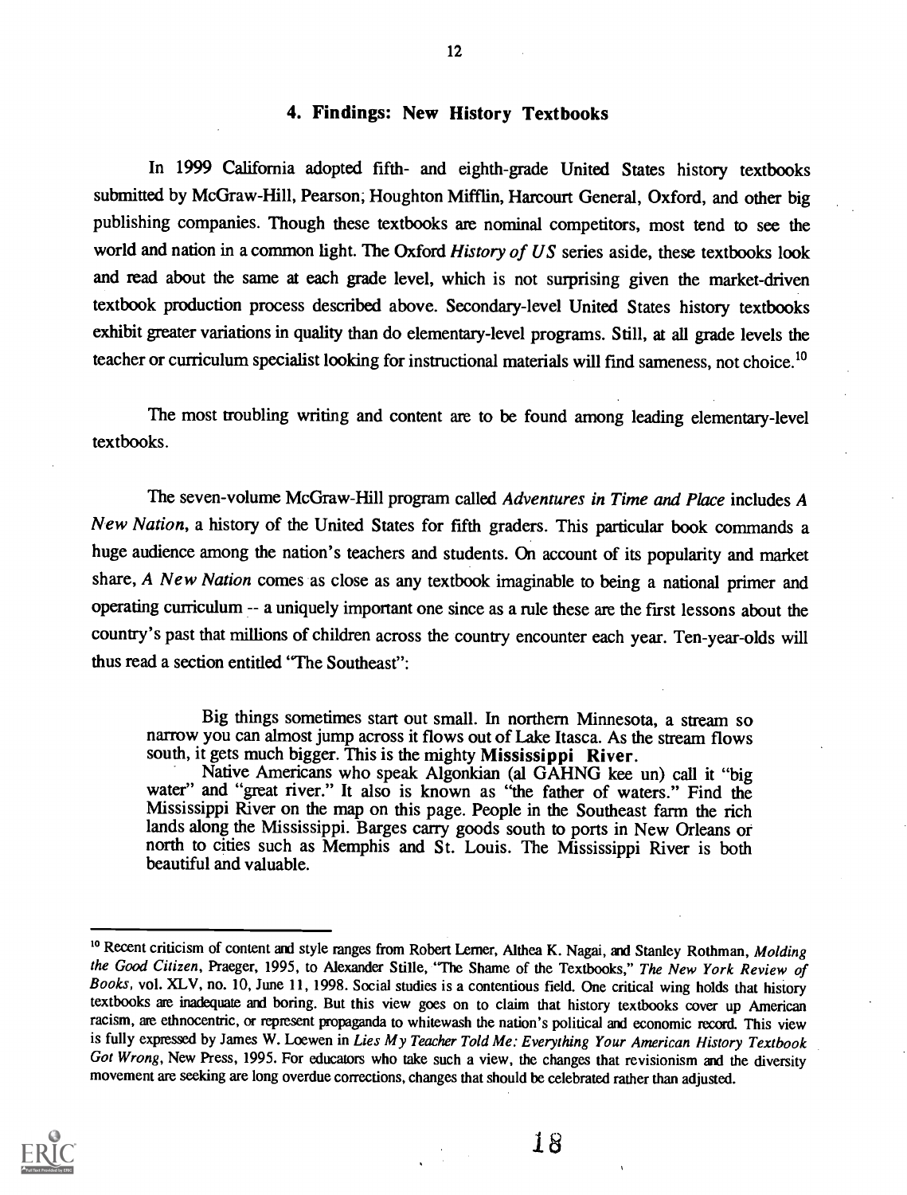## 4. Findings: New History Textbooks

In 1999 California adopted fifth- and eighth-grade United States history textbooks submitted by McGraw-Hill, Pearson, Houghton Mifflin, Harcourt General, Oxford, and other big publishing companies. Though these textbooks are nominal competitors, most tend to see the world and nation in a common light. The Oxford *History of US* series aside, these textbooks look and read about the same at each grade level, which is not surprising given the market-driven textbook production process described above. Secondary-level United States history textbooks exhibit greater variations in quality than do elementary-level programs. Still, at all grade levels the teacher or curriculum specialist looking for instructional materials will find sameness, not choice.[10]

The most troubling writing and content are to be found among leading elementary-level textbooks.

The seven-volume McGraw-Hill program called *Adventures in Time and Place* includes *A New Nation*, a history of the United States for fifth graders. This particular book commands a huge audience among the nation's teachers and students. On account of its popularity and market share, *A New Nation* comes as close as any textbook imaginable to being a national primer and operating curriculum -- a uniquely important one since as a rule these are the first lessons about the country's past that millions of children across the country encounter each year. Ten-year-olds will thus read a section entitled "The Southeast":

> Big things sometimes start out small. In northern Minnesota, a stream so narrow you can almost jump across it flows out of Lake Itasca. As the stream flows south, it gets much bigger. This is the mighty **Mississippi River**.
>
> Native Americans who speak Algonkian (al GAHNG kee un) call it "big water" and "great river." It also is known as "the father of waters." Find the Mississippi River on the map on this page. People in the Southeast farm the rich lands along the Mississippi. Barges carry goods south to ports in New Orleans or north to cities such as Memphis and St. Louis. The Mississippi River is both beautiful and valuable.

---

[10] Recent criticism of content and style ranges from Robert Lerner, Althea K. Nagai, and Stanley Rothman, *Molding the Good Citizen*, Praeger, 1995, to Alexander Stille, "The Shame of the Textbooks," *The New York Review of Books*, vol. XLV, no. 10, June 11, 1998. Social studies is a contentious field. One critical wing holds that history textbooks are inadequate and boring. But this view goes on to claim that history textbooks cover up American racism, are ethnocentric, or represent propaganda to whitewash the nation's political and economic record. This view is fully expressed by James W. Loewen in *Lies My Teacher Told Me: Everything Your American History Textbook Got Wrong*, New Press, 1995. For educators who take such a view, the changes that revisionism and the diversity movement are seeking are long overdue corrections, changes that should be celebrated rather than adjusted.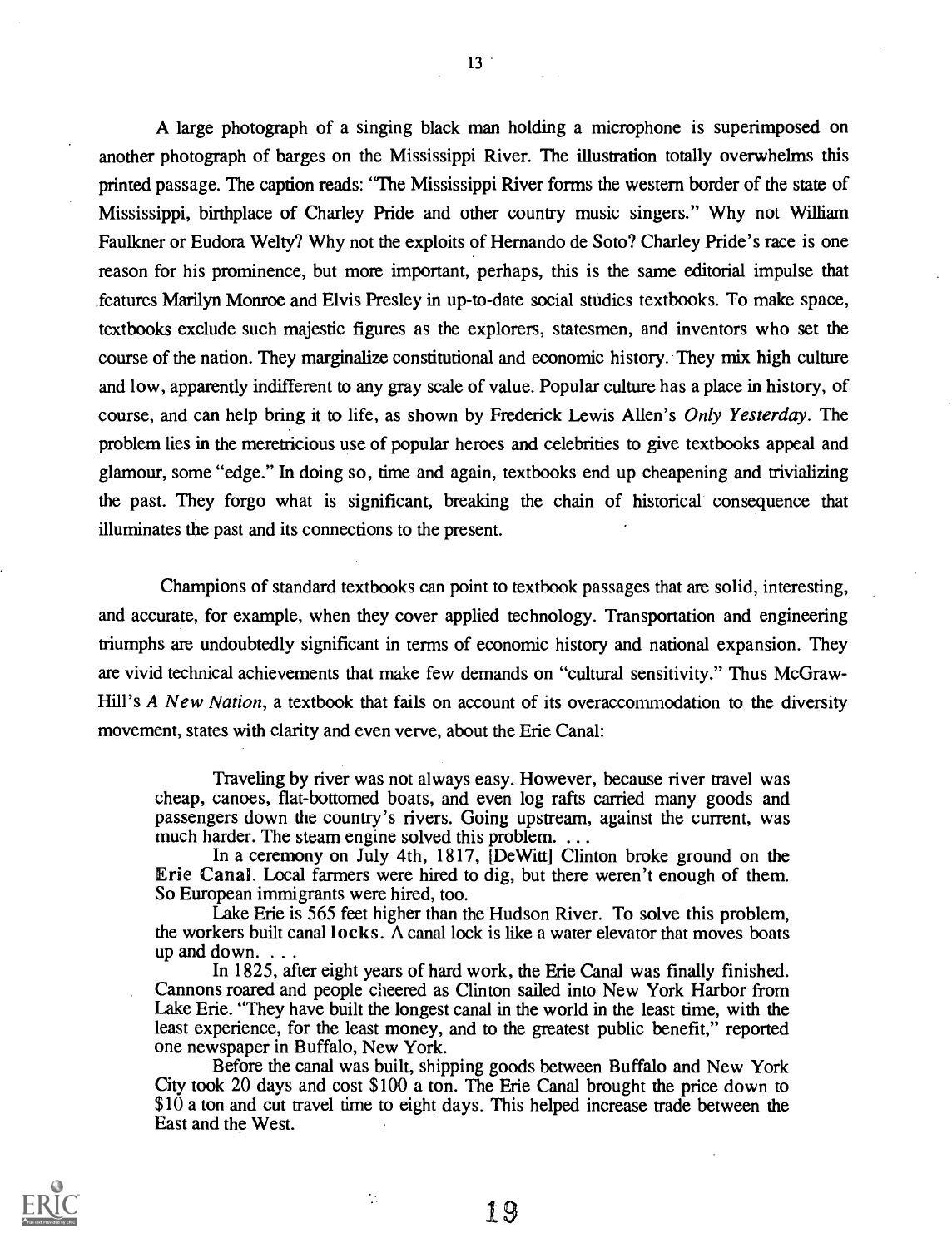A large photograph of a singing black man holding a microphone is superimposed on another photograph of barges on the Mississippi River. The illustration totally overwhelms this printed passage. The caption reads: "The Mississippi River forms the western border of the state of Mississippi, birthplace of Charley Pride and other country music singers." Why not William Faulkner or Eudora Welty? Why not the exploits of Hernando de Soto? Charley Pride's race is one reason for his prominence, but more important, perhaps, this is the same editorial impulse that features Marilyn Monroe and Elvis Presley in up-to-date social studies textbooks. To make space, textbooks exclude such majestic figures as the explorers, statesmen, and inventors who set the course of the nation. They marginalize constitutional and economic history. They mix high culture and low, apparently indifferent to any gray scale of value. Popular culture has a place in history, of course, and can help bring it to life, as shown by Frederick Lewis Allen's *Only Yesterday*. The problem lies in the meretricious use of popular heroes and celebrities to give textbooks appeal and glamour, some "edge." In doing so, time and again, textbooks end up cheapening and trivializing the past. They forgo what is significant, breaking the chain of historical consequence that illuminates the past and its connections to the present.

Champions of standard textbooks can point to textbook passages that are solid, interesting, and accurate, for example, when they cover applied technology. Transportation and engineering triumphs are undoubtedly significant in terms of economic history and national expansion. They are vivid technical achievements that make few demands on "cultural sensitivity." Thus McGraw-Hill's *A New Nation*, a textbook that fails on account of its overaccommodation to the diversity movement, states with clarity and even verve, about the Erie Canal:

> Traveling by river was not always easy. However, because river travel was cheap, canoes, flat-bottomed boats, and even log rafts carried many goods and passengers down the country's rivers. Going upstream, against the current, was much harder. The steam engine solved this problem. . . .
>
> In a ceremony on July 4th, 1817, [DeWitt] Clinton broke ground on the **Erie Canal**. Local farmers were hired to dig, but there weren't enough of them. So European immigrants were hired, too.
>
> Lake Erie is 565 feet higher than the Hudson River. To solve this problem, the workers built canal **locks**. A canal lock is like a water elevator that moves boats up and down. . . .
>
> In 1825, after eight years of hard work, the Erie Canal was finally finished. Cannons roared and people cheered as Clinton sailed into New York Harbor from Lake Erie. "They have built the longest canal in the world in the least time, with the least experience, for the least money, and to the greatest public benefit," reported one newspaper in Buffalo, New York.
>
> Before the canal was built, shipping goods between Buffalo and New York City took 20 days and cost $100 a ton. The Erie Canal brought the price down to $10 a ton and cut travel time to eight days. This helped increase trade between the East and the West.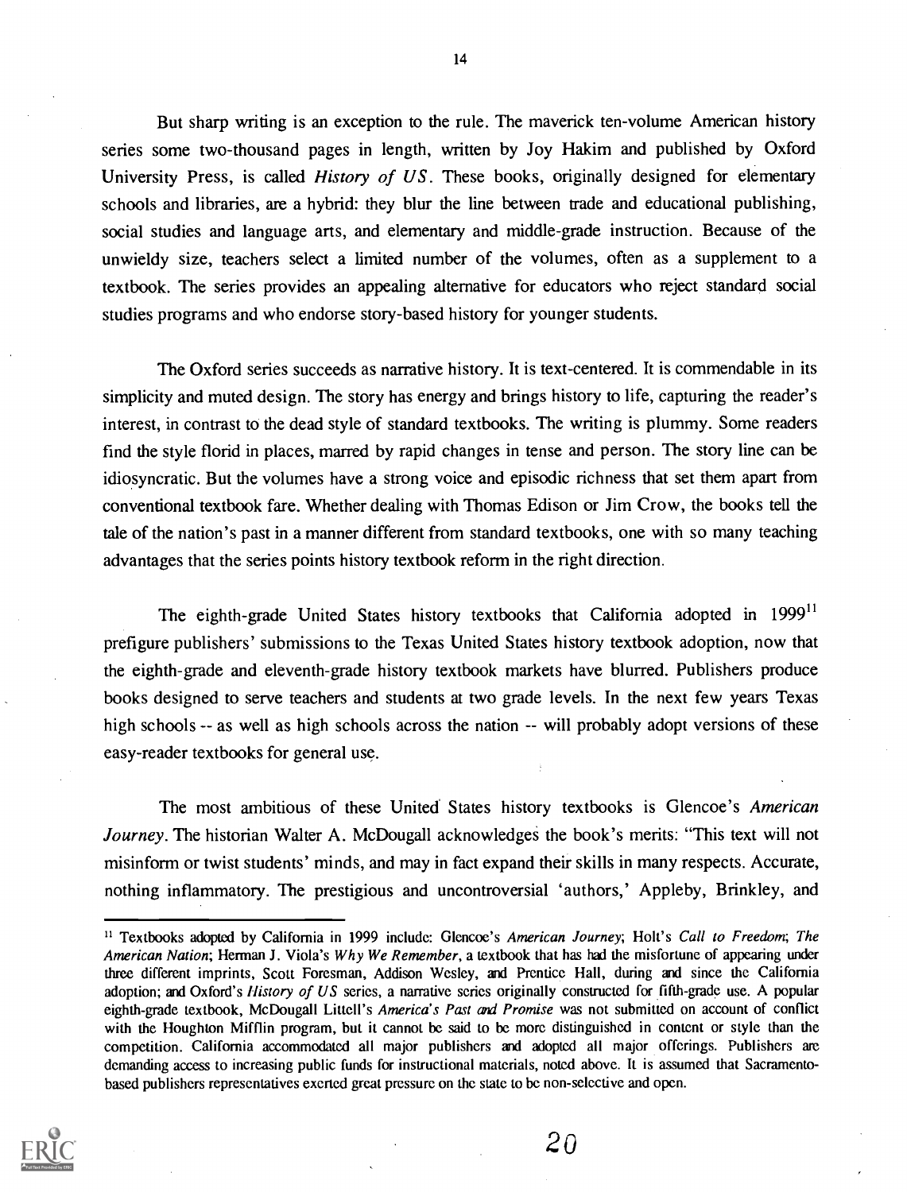But sharp writing is an exception to the rule. The maverick ten-volume American history series some two-thousand pages in length, written by Joy Hakim and published by Oxford University Press, is called *History of US*. These books, originally designed for elementary schools and libraries, are a hybrid: they blur the line between trade and educational publishing, social studies and language arts, and elementary and middle-grade instruction. Because of the unwieldy size, teachers select a limited number of the volumes, often as a supplement to a textbook. The series provides an appealing alternative for educators who reject standard social studies programs and who endorse story-based history for younger students.

The Oxford series succeeds as narrative history. It is text-centered. It is commendable in its simplicity and muted design. The story has energy and brings history to life, capturing the reader's interest, in contrast to the dead style of standard textbooks. The writing is plummy. Some readers find the style florid in places, marred by rapid changes in tense and person. The story line can be idiosyncratic. But the volumes have a strong voice and episodic richness that set them apart from conventional textbook fare. Whether dealing with Thomas Edison or Jim Crow, the books tell the tale of the nation's past in a manner different from standard textbooks, one with so many teaching advantages that the series points history textbook reform in the right direction.

The eighth-grade United States history textbooks that California adopted in 1999[11] prefigure publishers' submissions to the Texas United States history textbook adoption, now that the eighth-grade and eleventh-grade history textbook markets have blurred. Publishers produce books designed to serve teachers and students at two grade levels. In the next few years Texas high schools -- as well as high schools across the nation -- will probably adopt versions of these easy-reader textbooks for general use.

The most ambitious of these United States history textbooks is Glencoe's *American Journey*. The historian Walter A. McDougall acknowledges the book's merits: "This text will not misinform or twist students' minds, and may in fact expand their skills in many respects. Accurate, nothing inflammatory. The prestigious and uncontroversial 'authors,' Appleby, Brinkley, and

---

[11] Textbooks adopted by California in 1999 include: Glencoe's *American Journey*; Holt's *Call to Freedom*; *The American Nation*; Herman J. Viola's *Why We Remember*, a textbook that has had the misfortune of appearing under three different imprints, Scott Foresman, Addison Wesley, and Prentice Hall, during and since the California adoption; and Oxford's *History of US* series, a narrative series originally constructed for fifth-grade use. A popular eighth-grade textbook, McDougall Littell's *America's Past and Promise* was not submitted on account of conflict with the Houghton Mifflin program, but it cannot be said to be more distinguished in content or style than the competition. California accommodated all major publishers and adopted all major offerings. Publishers are demanding access to increasing public funds for instructional materials, noted above. It is assumed that Sacramento-based publishers representatives exerted great pressure on the state to be non-selective and open.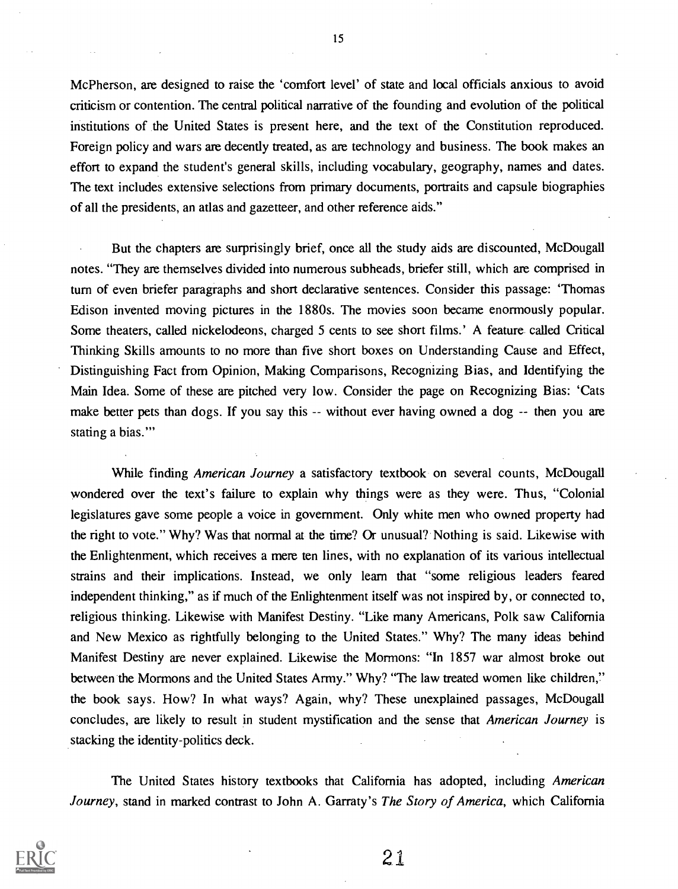McPherson, are designed to raise the 'comfort level' of state and local officials anxious to avoid criticism or contention. The central political narrative of the founding and evolution of the political institutions of the United States is present here, and the text of the Constitution reproduced. Foreign policy and wars are decently treated, as are technology and business. The book makes an effort to expand the student's general skills, including vocabulary, geography, names and dates. The text includes extensive selections from primary documents, portraits and capsule biographies of all the presidents, an atlas and gazetteer, and other reference aids."

But the chapters are surprisingly brief, once all the study aids are discounted, McDougall notes. "They are themselves divided into numerous subheads, briefer still, which are comprised in turn of even briefer paragraphs and short declarative sentences. Consider this passage: 'Thomas Edison invented moving pictures in the 1880s. The movies soon became enormously popular. Some theaters, called nickelodeons, charged 5 cents to see short films.' A feature called Critical Thinking Skills amounts to no more than five short boxes on Understanding Cause and Effect, Distinguishing Fact from Opinion, Making Comparisons, Recognizing Bias, and Identifying the Main Idea. Some of these are pitched very low. Consider the page on Recognizing Bias: 'Cats make better pets than dogs. If you say this -- without ever having owned a dog -- then you are stating a bias.'"

While finding *American Journey* a satisfactory textbook on several counts, McDougall wondered over the text's failure to explain why things were as they were. Thus, "Colonial legislatures gave some people a voice in government. Only white men who owned property had the right to vote." Why? Was that normal at the time? Or unusual? Nothing is said. Likewise with the Enlightenment, which receives a mere ten lines, with no explanation of its various intellectual strains and their implications. Instead, we only learn that "some religious leaders feared independent thinking," as if much of the Enlightenment itself was not inspired by, or connected to, religious thinking. Likewise with Manifest Destiny. "Like many Americans, Polk saw California and New Mexico as rightfully belonging to the United States." Why? The many ideas behind Manifest Destiny are never explained. Likewise the Mormons: "In 1857 war almost broke out between the Mormons and the United States Army." Why? "The law treated women like children," the book says. How? In what ways? Again, why? These unexplained passages, McDougall concludes, are likely to result in student mystification and the sense that *American Journey* is stacking the identity-politics deck.

The United States history textbooks that California has adopted, including *American Journey*, stand in marked contrast to John A. Garraty's *The Story of America*, which California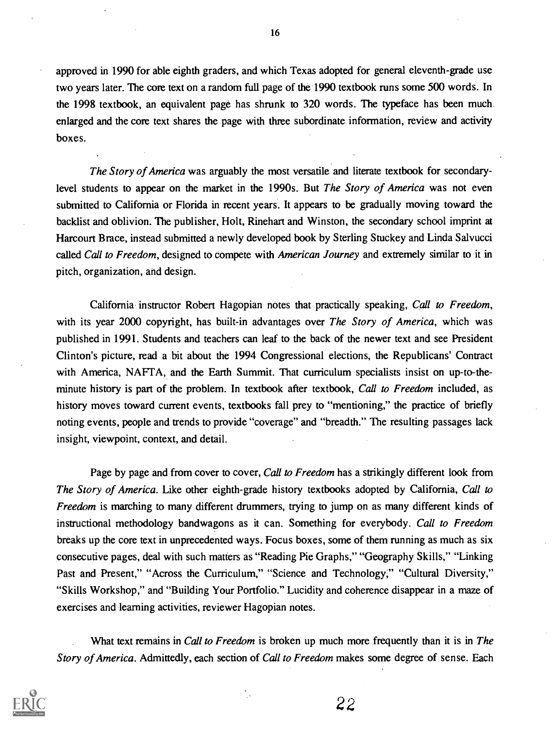approved in 1990 for able eighth graders, and which Texas adopted for general eleventh-grade use two years later. The core text on a random full page of the 1990 textbook runs some 500 words. In the 1998 textbook, an equivalent page has shrunk to 320 words. The typeface has been much enlarged and the core text shares the page with three subordinate information, review and activity boxes.

*The Story of America* was arguably the most versatile and literate textbook for secondary-level students to appear on the market in the 1990s. But *The Story of America* was not even submitted to California or Florida in recent years. It appears to be gradually moving toward the backlist and oblivion. The publisher, Holt, Rinehart and Winston, the secondary school imprint at Harcourt Brace, instead submitted a newly developed book by Sterling Stuckey and Linda Salvucci called *Call to Freedom*, designed to compete with *American Journey* and extremely similar to it in pitch, organization, and design.

California instructor Robert Hagopian notes that practically speaking, *Call to Freedom*, with its year 2000 copyright, has built-in advantages over *The Story of America*, which was published in 1991. Students and teachers can leaf to the back of the newer text and see President Clinton's picture, read a bit about the 1994 Congressional elections, the Republicans' Contract with America, NAFTA, and the Earth Summit. That curriculum specialists insist on up-to-the-minute history is part of the problem. In textbook after textbook, *Call to Freedom* included, as history moves toward current events, textbooks fall prey to "mentioning," the practice of briefly noting events, people and trends to provide "coverage" and "breadth." The resulting passages lack insight, viewpoint, context, and detail.

Page by page and from cover to cover, *Call to Freedom* has a strikingly different look from *The Story of America*. Like other eighth-grade history textbooks adopted by California, *Call to Freedom* is marching to many different drummers, trying to jump on as many different kinds of instructional methodology bandwagons as it can. Something for everybody. *Call to Freedom* breaks up the core text in unprecedented ways. Focus boxes, some of them running as much as six consecutive pages, deal with such matters as "Reading Pie Graphs," "Geography Skills," "Linking Past and Present," "Across the Curriculum," "Science and Technology," "Cultural Diversity," "Skills Workshop," and "Building Your Portfolio." Lucidity and coherence disappear in a maze of exercises and learning activities, reviewer Hagopian notes.

What text remains in *Call to Freedom* is broken up much more frequently than it is in *The Story of America*. Admittedly, each section of *Call to Freedom* makes some degree of sense. Each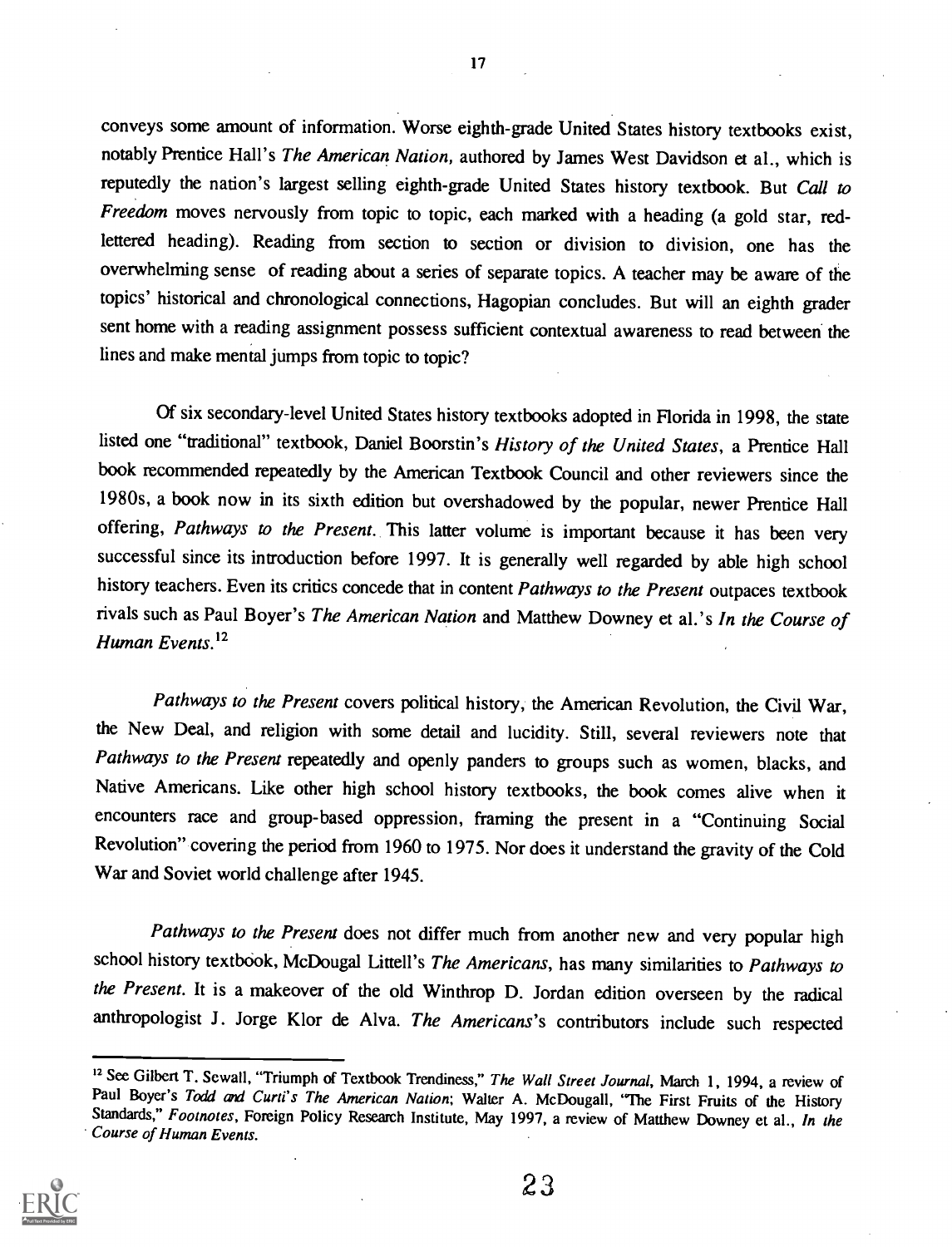conveys some amount of information. Worse eighth-grade United States history textbooks exist, notably Prentice Hall's *The American Nation*, authored by James West Davidson et al., which is reputedly the nation's largest selling eighth-grade United States history textbook. But *Call to Freedom* moves nervously from topic to topic, each marked with a heading (a gold star, red-lettered heading). Reading from section to section or division to division, one has the overwhelming sense of reading about a series of separate topics. A teacher may be aware of the topics' historical and chronological connections, Hagopian concludes. But will an eighth grader sent home with a reading assignment possess sufficient contextual awareness to read between the lines and make mental jumps from topic to topic?

Of six secondary-level United States history textbooks adopted in Florida in 1998, the state listed one "traditional" textbook, Daniel Boorstin's *History of the United States*, a Prentice Hall book recommended repeatedly by the American Textbook Council and other reviewers since the 1980s, a book now in its sixth edition but overshadowed by the popular, newer Prentice Hall offering, *Pathways to the Present*. This latter volume is important because it has been very successful since its introduction before 1997. It is generally well regarded by able high school history teachers. Even its critics concede that in content *Pathways to the Present* outpaces textbook rivals such as Paul Boyer's *The American Nation* and Matthew Downey et al.'s *In the Course of Human Events*.[12]

*Pathways to the Present* covers political history, the American Revolution, the Civil War, the New Deal, and religion with some detail and lucidity. Still, several reviewers note that *Pathways to the Present* repeatedly and openly panders to groups such as women, blacks, and Native Americans. Like other high school history textbooks, the book comes alive when it encounters race and group-based oppression, framing the present in a "Continuing Social Revolution" covering the period from 1960 to 1975. Nor does it understand the gravity of the Cold War and Soviet world challenge after 1945.

*Pathways to the Present* does not differ much from another new and very popular high school history textbook, McDougal Littell's *The Americans*, has many similarities to *Pathways to the Present*. It is a makeover of the old Winthrop D. Jordan edition overseen by the radical anthropologist J. Jorge Klor de Alva. *The Americans*'s contributors include such respected

---

[12] See Gilbert T. Sewall, "Triumph of Textbook Trendiness," *The Wall Street Journal*, March 1, 1994, a review of Paul Boyer's *Todd and Curti's The American Nation*; Walter A. McDougall, "The First Fruits of the History Standards," *Footnotes*, Foreign Policy Research Institute, May 1997, a review of Matthew Downey et al., *In the Course of Human Events*.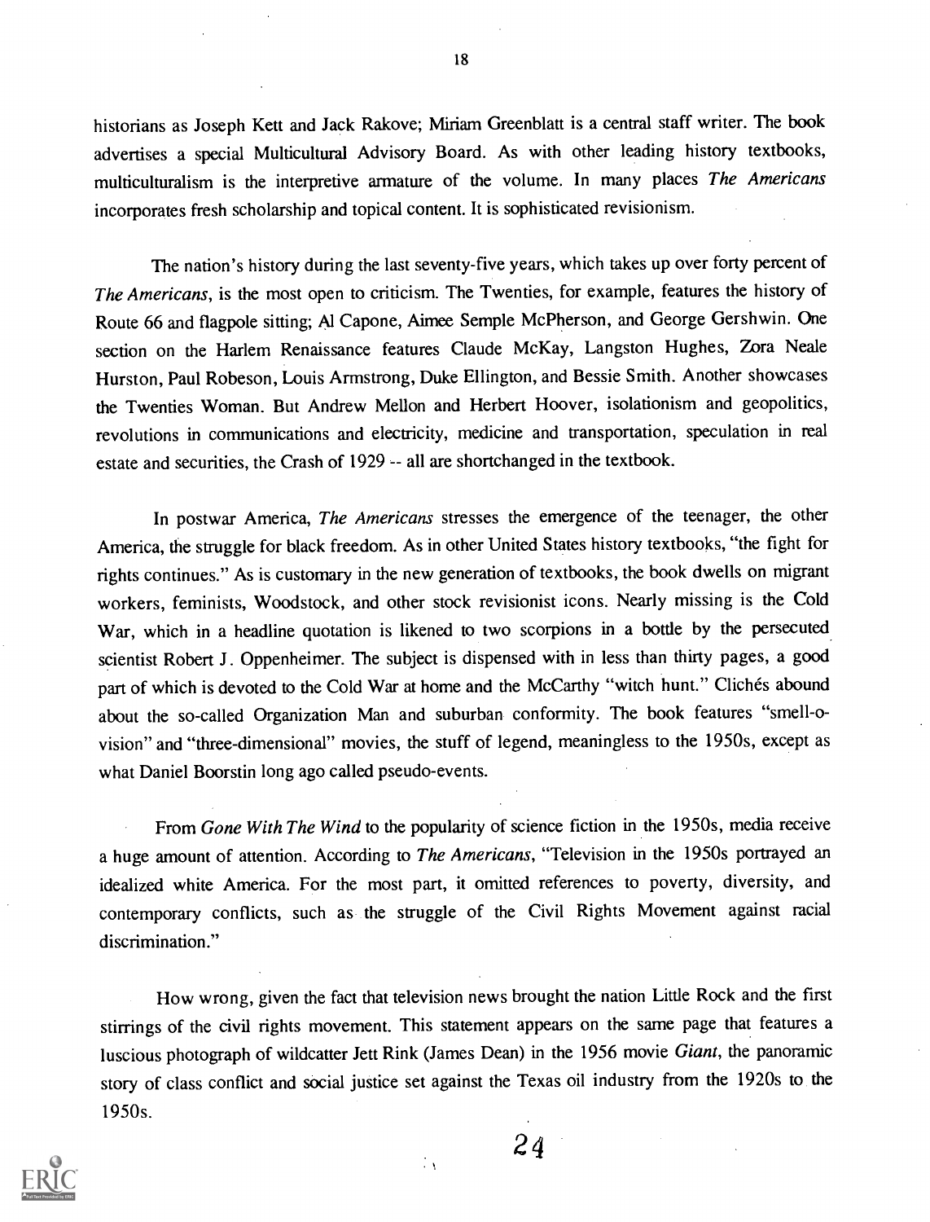historians as Joseph Kett and Jack Rakove; Miriam Greenblatt is a central staff writer. The book advertises a special Multicultural Advisory Board. As with other leading history textbooks, multiculturalism is the interpretive armature of the volume. In many places *The Americans* incorporates fresh scholarship and topical content. It is sophisticated revisionism.

The nation's history during the last seventy-five years, which takes up over forty percent of *The Americans*, is the most open to criticism. The Twenties, for example, features the history of Route 66 and flagpole sitting; Al Capone, Aimee Semple McPherson, and George Gershwin. One section on the Harlem Renaissance features Claude McKay, Langston Hughes, Zora Neale Hurston, Paul Robeson, Louis Armstrong, Duke Ellington, and Bessie Smith. Another showcases the Twenties Woman. But Andrew Mellon and Herbert Hoover, isolationism and geopolitics, revolutions in communications and electricity, medicine and transportation, speculation in real estate and securities, the Crash of 1929 -- all are shortchanged in the textbook.

In postwar America, *The Americans* stresses the emergence of the teenager, the other America, the struggle for black freedom. As in other United States history textbooks, "the fight for rights continues." As is customary in the new generation of textbooks, the book dwells on migrant workers, feminists, Woodstock, and other stock revisionist icons. Nearly missing is the Cold War, which in a headline quotation is likened to two scorpions in a bottle by the persecuted scientist Robert J. Oppenheimer. The subject is dispensed with in less than thirty pages, a good part of which is devoted to the Cold War at home and the McCarthy "witch hunt." Clichés abound about the so-called Organization Man and suburban conformity. The book features "smell-o-vision" and "three-dimensional" movies, the stuff of legend, meaningless to the 1950s, except as what Daniel Boorstin long ago called pseudo-events.

From *Gone With The Wind* to the popularity of science fiction in the 1950s, media receive a huge amount of attention. According to *The Americans*, "Television in the 1950s portrayed an idealized white America. For the most part, it omitted references to poverty, diversity, and contemporary conflicts, such as the struggle of the Civil Rights Movement against racial discrimination."

How wrong, given the fact that television news brought the nation Little Rock and the first stirrings of the civil rights movement. This statement appears on the same page that features a luscious photograph of wildcatter Jett Rink (James Dean) in the 1956 movie *Giant*, the panoramic story of class conflict and social justice set against the Texas oil industry from the 1920s to the 1950s.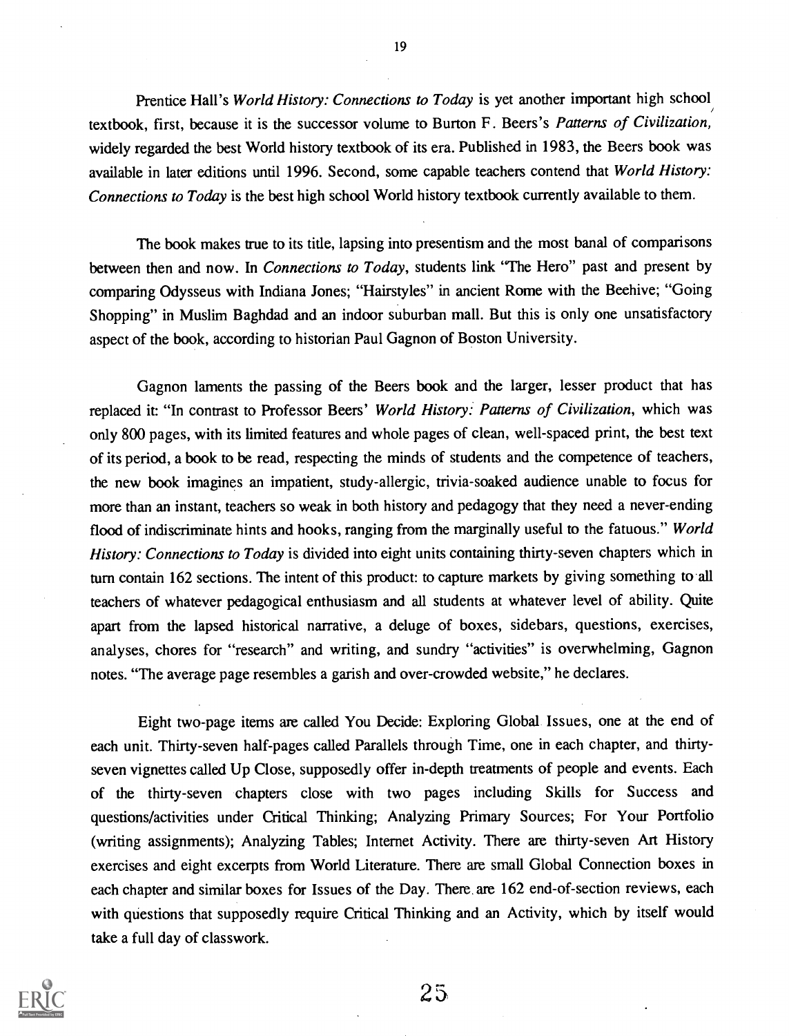Prentice Hall's *World History: Connections to Today* is yet another important high school textbook, first, because it is the successor volume to Burton F. Beers's *Patterns of Civilization,* widely regarded the best World history textbook of its era. Published in 1983, the Beers book was available in later editions until 1996. Second, some capable teachers contend that *World History: Connections to Today* is the best high school World history textbook currently available to them.

The book makes true to its title, lapsing into presentism and the most banal of comparisons between then and now. In *Connections to Today*, students link "The Hero" past and present by comparing Odysseus with Indiana Jones; "Hairstyles" in ancient Rome with the Beehive; "Going Shopping" in Muslim Baghdad and an indoor suburban mall. But this is only one unsatisfactory aspect of the book, according to historian Paul Gagnon of Boston University.

Gagnon laments the passing of the Beers book and the larger, lesser product that has replaced it: "In contrast to Professor Beers' *World History: Patterns of Civilization*, which was only 800 pages, with its limited features and whole pages of clean, well-spaced print, the best text of its period, a book to be read, respecting the minds of students and the competence of teachers, the new book imagines an impatient, study-allergic, trivia-soaked audience unable to focus for more than an instant, teachers so weak in both history and pedagogy that they need a never-ending flood of indiscriminate hints and hooks, ranging from the marginally useful to the fatuous." *World History: Connections to Today* is divided into eight units containing thirty-seven chapters which in turn contain 162 sections. The intent of this product: to capture markets by giving something to all teachers of whatever pedagogical enthusiasm and all students at whatever level of ability. Quite apart from the lapsed historical narrative, a deluge of boxes, sidebars, questions, exercises, analyses, chores for "research" and writing, and sundry "activities" is overwhelming, Gagnon notes. "The average page resembles a garish and over-crowded website," he declares.

Eight two-page items are called You Decide: Exploring Global Issues, one at the end of each unit. Thirty-seven half-pages called Parallels through Time, one in each chapter, and thirty-seven vignettes called Up Close, supposedly offer in-depth treatments of people and events. Each of the thirty-seven chapters close with two pages including Skills for Success and questions/activities under Critical Thinking; Analyzing Primary Sources; For Your Portfolio (writing assignments); Analyzing Tables; Internet Activity. There are thirty-seven Art History exercises and eight excerpts from World Literature. There are small Global Connection boxes in each chapter and similar boxes for Issues of the Day. There are 162 end-of-section reviews, each with questions that supposedly require Critical Thinking and an Activity, which by itself would take a full day of classwork.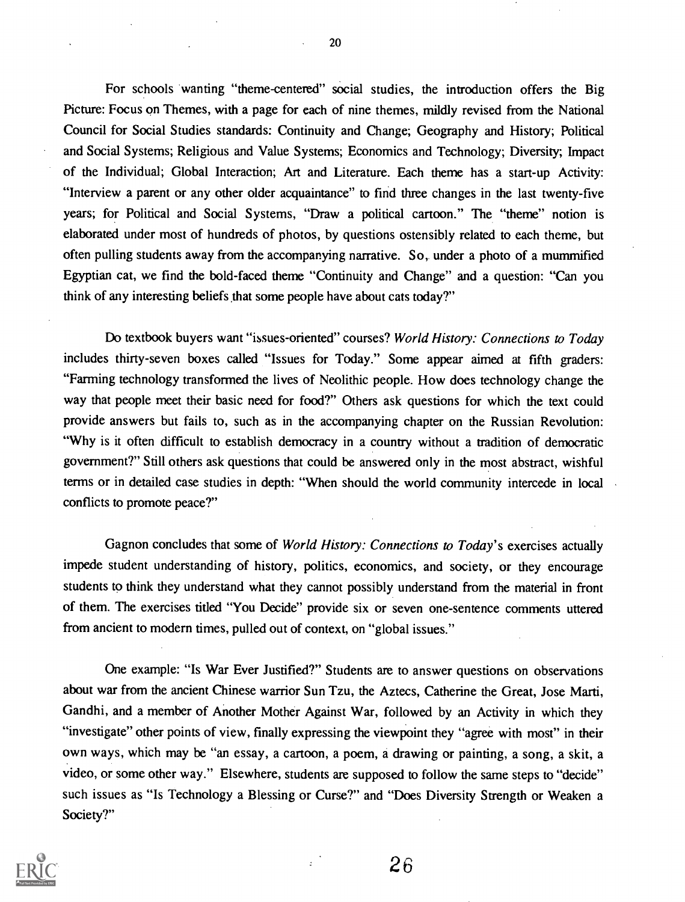For schools wanting "theme-centered" social studies, the introduction offers the Big Picture: Focus on Themes, with a page for each of nine themes, mildly revised from the National Council for Social Studies standards: Continuity and Change; Geography and History; Political and Social Systems; Religious and Value Systems; Economics and Technology; Diversity; Impact of the Individual; Global Interaction; Art and Literature. Each theme has a start-up Activity: "Interview a parent or any other older acquaintance" to find three changes in the last twenty-five years; for Political and Social Systems, "Draw a political cartoon." The "theme" notion is elaborated under most of hundreds of photos, by questions ostensibly related to each theme, but often pulling students away from the accompanying narrative. So, under a photo of a mummified Egyptian cat, we find the bold-faced theme "Continuity and Change" and a question: "Can you think of any interesting beliefs that some people have about cats today?"

Do textbook buyers want "issues-oriented" courses? *World History: Connections to Today* includes thirty-seven boxes called "Issues for Today." Some appear aimed at fifth graders: "Farming technology transformed the lives of Neolithic people. How does technology change the way that people meet their basic need for food?" Others ask questions for which the text could provide answers but fails to, such as in the accompanying chapter on the Russian Revolution: "Why is it often difficult to establish democracy in a country without a tradition of democratic government?" Still others ask questions that could be answered only in the most abstract, wishful terms or in detailed case studies in depth: "When should the world community intercede in local conflicts to promote peace?"

Gagnon concludes that some of *World History: Connections to Today*'s exercises actually impede student understanding of history, politics, economics, and society, or they encourage students to think they understand what they cannot possibly understand from the material in front of them. The exercises titled "You Decide" provide six or seven one-sentence comments uttered from ancient to modern times, pulled out of context, on "global issues."

One example: "Is War Ever Justified?" Students are to answer questions on observations about war from the ancient Chinese warrior Sun Tzu, the Aztecs, Catherine the Great, Jose Marti, Gandhi, and a member of Another Mother Against War, followed by an Activity in which they "investigate" other points of view, finally expressing the viewpoint they "agree with most" in their own ways, which may be "an essay, a cartoon, a poem, a drawing or painting, a song, a skit, a video, or some other way." Elsewhere, students are supposed to follow the same steps to "decide" such issues as "Is Technology a Blessing or Curse?" and "Does Diversity Strength or Weaken a Society?"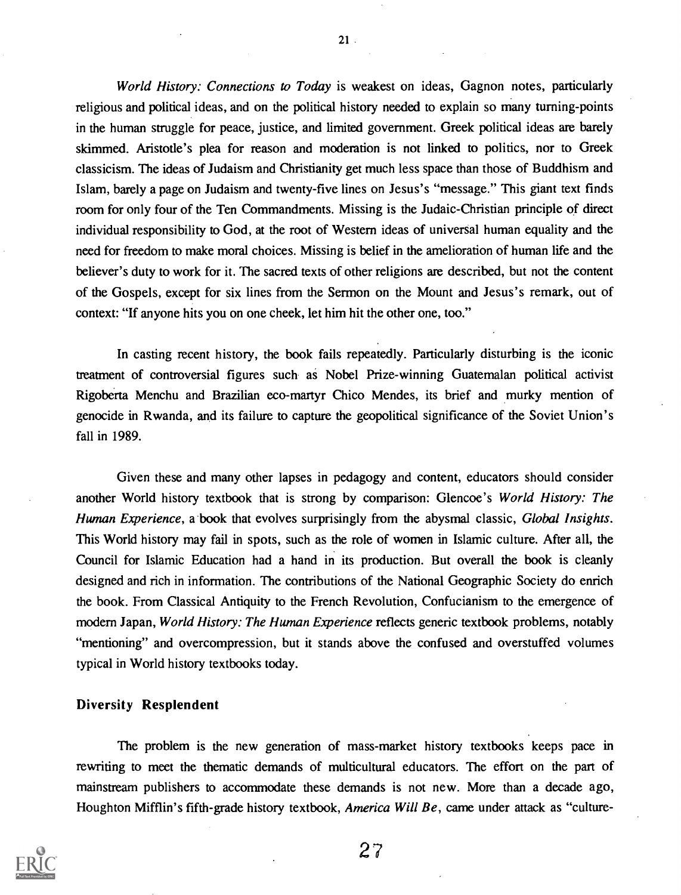*World History: Connections to Today* is weakest on ideas, Gagnon notes, particularly religious and political ideas, and on the political history needed to explain so many turning-points in the human struggle for peace, justice, and limited government. Greek political ideas are barely skimmed. Aristotle's plea for reason and moderation is not linked to politics, nor to Greek classicism. The ideas of Judaism and Christianity get much less space than those of Buddhism and Islam, barely a page on Judaism and twenty-five lines on Jesus's "message." This giant text finds room for only four of the Ten Commandments. Missing is the Judaic-Christian principle of direct individual responsibility to God, at the root of Western ideas of universal human equality and the need for freedom to make moral choices. Missing is belief in the amelioration of human life and the believer's duty to work for it. The sacred texts of other religions are described, but not the content of the Gospels, except for six lines from the Sermon on the Mount and Jesus's remark, out of context: "If anyone hits you on one cheek, let him hit the other one, too."

In casting recent history, the book fails repeatedly. Particularly disturbing is the iconic treatment of controversial figures such as Nobel Prize-winning Guatemalan political activist Rigoberta Menchu and Brazilian eco-martyr Chico Mendes, its brief and murky mention of genocide in Rwanda, and its failure to capture the geopolitical significance of the Soviet Union's fall in 1989.

Given these and many other lapses in pedagogy and content, educators should consider another World history textbook that is strong by comparison: Glencoe's *World History: The Human Experience*, a book that evolves surprisingly from the abysmal classic, *Global Insights*. This World history may fail in spots, such as the role of women in Islamic culture. After all, the Council for Islamic Education had a hand in its production. But overall the book is cleanly designed and rich in information. The contributions of the National Geographic Society do enrich the book. From Classical Antiquity to the French Revolution, Confucianism to the emergence of modern Japan, *World History: The Human Experience* reflects generic textbook problems, notably "mentioning" and overcompression, but it stands above the confused and overstuffed volumes typical in World history textbooks today.

### Diversity Resplendent

The problem is the new generation of mass-market history textbooks keeps pace in rewriting to meet the thematic demands of multicultural educators. The effort on the part of mainstream publishers to accommodate these demands is not new. More than a decade ago, Houghton Mifflin's fifth-grade history textbook, *America Will Be*, came under attack as "culture-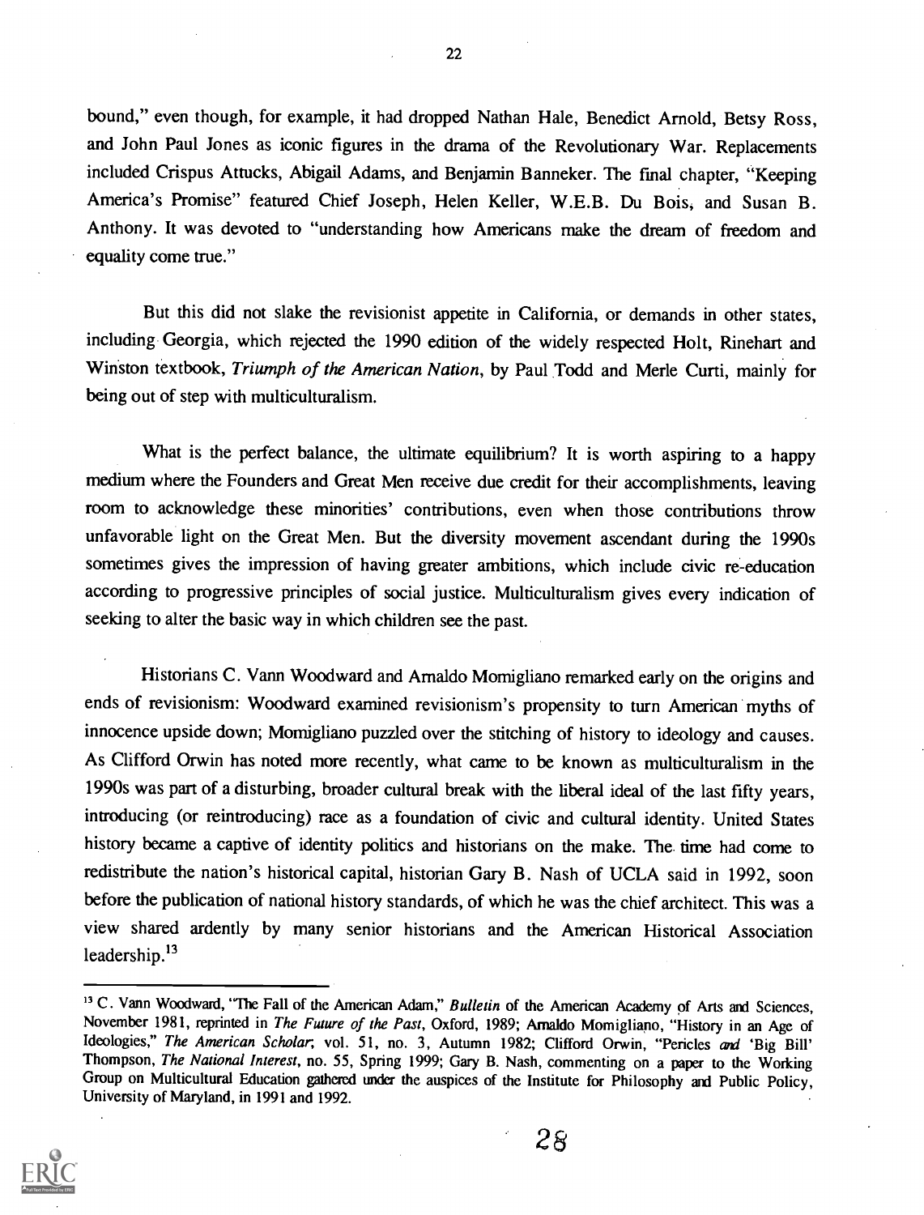bound," even though, for example, it had dropped Nathan Hale, Benedict Arnold, Betsy Ross, and John Paul Jones as iconic figures in the drama of the Revolutionary War. Replacements included Crispus Attucks, Abigail Adams, and Benjamin Banneker. The final chapter, "Keeping America's Promise" featured Chief Joseph, Helen Keller, W.E.B. Du Bois, and Susan B. Anthony. It was devoted to "understanding how Americans make the dream of freedom and equality come true."

But this did not slake the revisionist appetite in California, or demands in other states, including Georgia, which rejected the 1990 edition of the widely respected Holt, Rinehart and Winston textbook, *Triumph of the American Nation*, by Paul Todd and Merle Curti, mainly for being out of step with multiculturalism.

What is the perfect balance, the ultimate equilibrium? It is worth aspiring to a happy medium where the Founders and Great Men receive due credit for their accomplishments, leaving room to acknowledge these minorities' contributions, even when those contributions throw unfavorable light on the Great Men. But the diversity movement ascendant during the 1990s sometimes gives the impression of having greater ambitions, which include civic re-education according to progressive principles of social justice. Multiculturalism gives every indication of seeking to alter the basic way in which children see the past.

Historians C. Vann Woodward and Arnaldo Momigliano remarked early on the origins and ends of revisionism: Woodward examined revisionism's propensity to turn American myths of innocence upside down; Momigliano puzzled over the stitching of history to ideology and causes. As Clifford Orwin has noted more recently, what came to be known as multiculturalism in the 1990s was part of a disturbing, broader cultural break with the liberal ideal of the last fifty years, introducing (or reintroducing) race as a foundation of civic and cultural identity. United States history became a captive of identity politics and historians on the make. The time had come to redistribute the nation's historical capital, historian Gary B. Nash of UCLA said in 1992, soon before the publication of national history standards, of which he was the chief architect. This was a view shared ardently by many senior historians and the American Historical Association leadership.[13]

---

[13] C. Vann Woodward, "The Fall of the American Adam," *Bulletin* of the American Academy of Arts and Sciences, November 1981, reprinted in *The Future of the Past*, Oxford, 1989; Arnaldo Momigliano, "History in an Age of Ideologies," *The American Scholar*, vol. 51, no. 3, Autumn 1982; Clifford Orwin, "Pericles *and* 'Big Bill' Thompson, *The National Interest*, no. 55, Spring 1999; Gary B. Nash, commenting on a paper to the Working Group on Multicultural Education gathered under the auspices of the Institute for Philosophy and Public Policy, University of Maryland, in 1991 and 1992.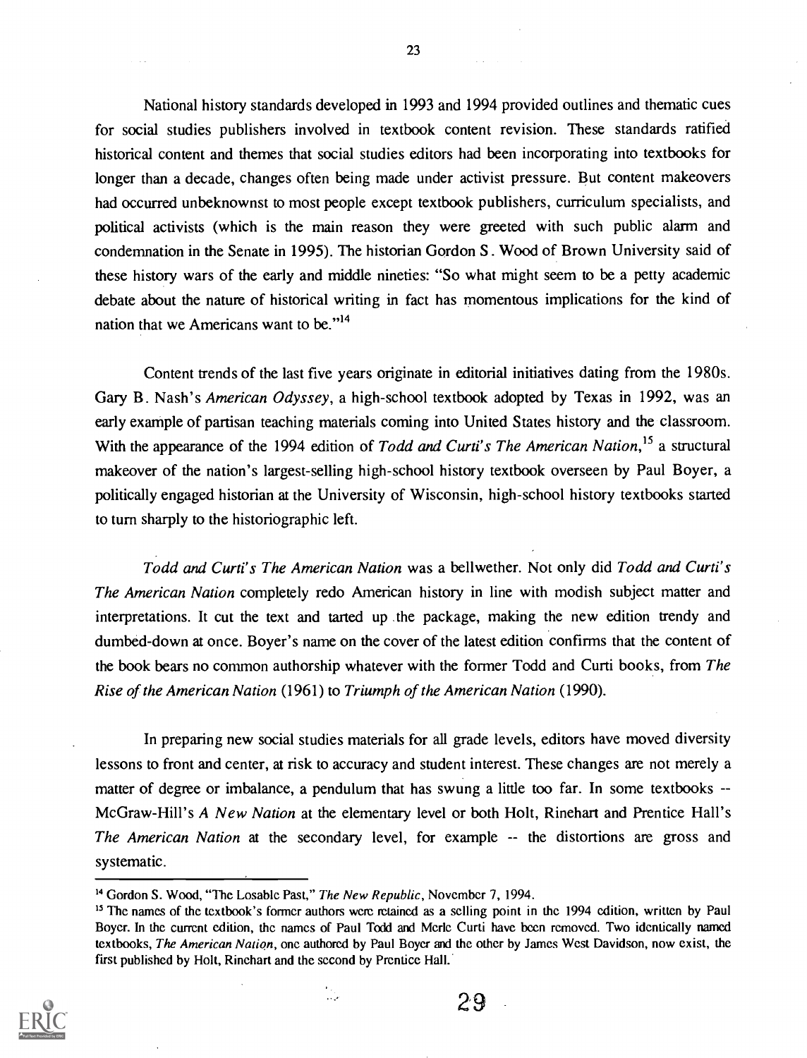National history standards developed in 1993 and 1994 provided outlines and thematic cues for social studies publishers involved in textbook content revision. These standards ratified historical content and themes that social studies editors had been incorporating into textbooks for longer than a decade, changes often being made under activist pressure. But content makeovers had occurred unbeknownst to most people except textbook publishers, curriculum specialists, and political activists (which is the main reason they were greeted with such public alarm and condemnation in the Senate in 1995). The historian Gordon S. Wood of Brown University said of these history wars of the early and middle nineties: "So what might seem to be a petty academic debate about the nature of historical writing in fact has momentous implications for the kind of nation that we Americans want to be."[14]

Content trends of the last five years originate in editorial initiatives dating from the 1980s. Gary B. Nash's *American Odyssey*, a high-school textbook adopted by Texas in 1992, was an early example of partisan teaching materials coming into United States history and the classroom. With the appearance of the 1994 edition of *Todd and Curti's The American Nation*,[15] a structural makeover of the nation's largest-selling high-school history textbook overseen by Paul Boyer, a politically engaged historian at the University of Wisconsin, high-school history textbooks started to turn sharply to the historiographic left.

*Todd and Curti's The American Nation* was a bellwether. Not only did *Todd and Curti's The American Nation* completely redo American history in line with modish subject matter and interpretations. It cut the text and tarted up the package, making the new edition trendy and dumbed-down at once. Boyer's name on the cover of the latest edition confirms that the content of the book bears no common authorship whatever with the former Todd and Curti books, from *The Rise of the American Nation* (1961) to *Triumph of the American Nation* (1990).

In preparing new social studies materials for all grade levels, editors have moved diversity lessons to front and center, at risk to accuracy and student interest. These changes are not merely a matter of degree or imbalance, a pendulum that has swung a little too far. In some textbooks -- McGraw-Hill's *A New Nation* at the elementary level or both Holt, Rinehart and Prentice Hall's *The American Nation* at the secondary level, for example -- the distortions are gross and systematic.

---

[14] Gordon S. Wood, "The Losable Past," *The New Republic*, November 7, 1994.

[15] The names of the textbook's former authors were retained as a selling point in the 1994 edition, written by Paul Boyer. In the current edition, the names of Paul Todd and Merle Curti have been removed. Two identically named textbooks, *The American Nation*, one authored by Paul Boyer and the other by James West Davidson, now exist, the first published by Holt, Rinehart and the second by Prentice Hall.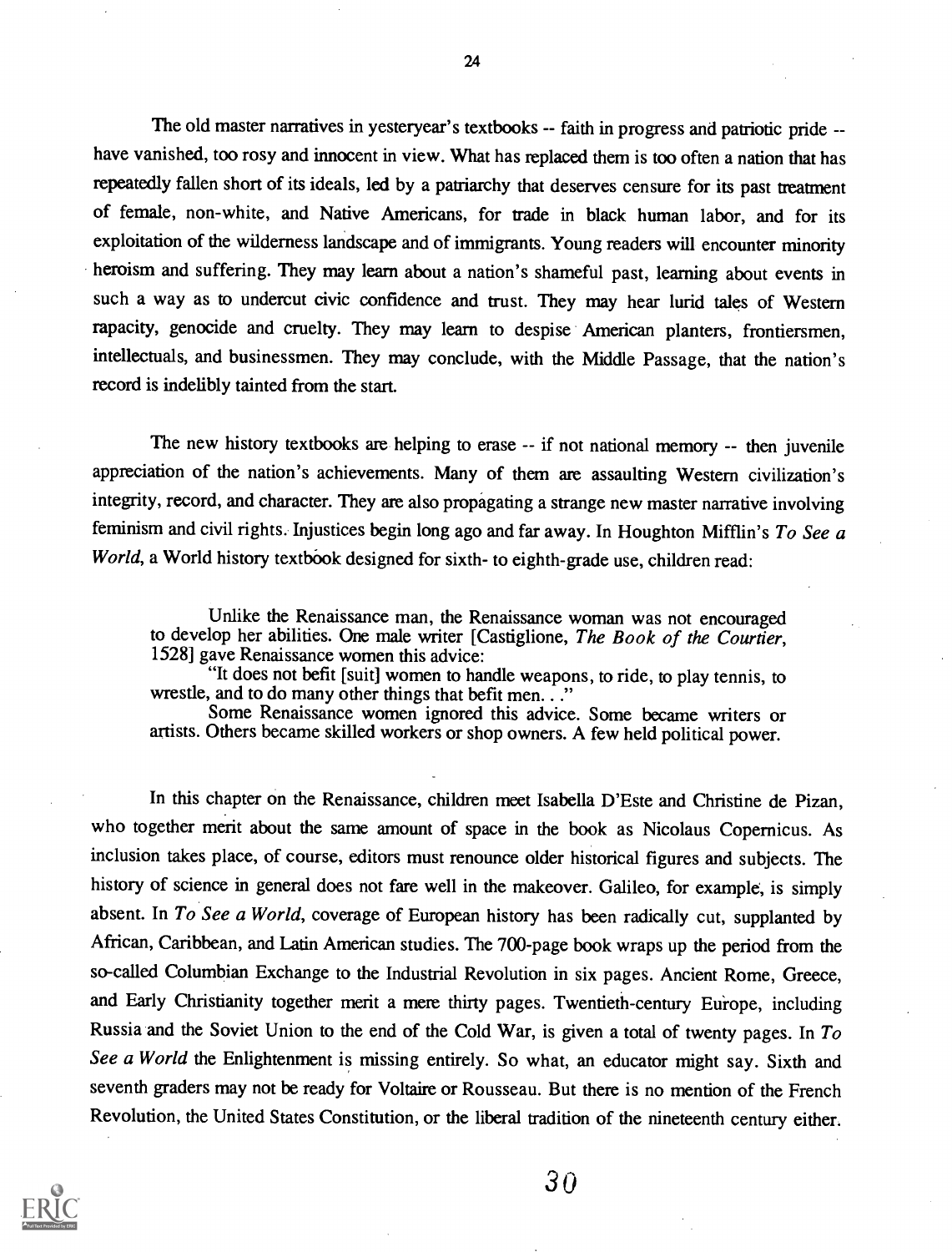The old master narratives in yesteryear's textbooks -- faith in progress and patriotic pride -- have vanished, too rosy and innocent in view. What has replaced them is too often a nation that has repeatedly fallen short of its ideals, led by a patriarchy that deserves censure for its past treatment of female, non-white, and Native Americans, for trade in black human labor, and for its exploitation of the wilderness landscape and of immigrants. Young readers will encounter minority heroism and suffering. They may learn about a nation's shameful past, learning about events in such a way as to undercut civic confidence and trust. They may hear lurid tales of Western rapacity, genocide and cruelty. They may learn to despise American planters, frontiersmen, intellectuals, and businessmen. They may conclude, with the Middle Passage, that the nation's record is indelibly tainted from the start.

The new history textbooks are helping to erase -- if not national memory -- then juvenile appreciation of the nation's achievements. Many of them are assaulting Western civilization's integrity, record, and character. They are also propagating a strange new master narrative involving feminism and civil rights. Injustices begin long ago and far away. In Houghton Mifflin's *To See a World*, a World history textbook designed for sixth- to eighth-grade use, children read:

> Unlike the Renaissance man, the Renaissance woman was not encouraged to develop her abilities. One male writer [Castiglione, *The Book of the Courtier*, 1528] gave Renaissance women this advice:
>
> "It does not befit [suit] women to handle weapons, to ride, to play tennis, to wrestle, and to do many other things that befit men. . ."
>
> Some Renaissance women ignored this advice. Some became writers or artists. Others became skilled workers or shop owners. A few held political power.

In this chapter on the Renaissance, children meet Isabella D'Este and Christine de Pizan, who together merit about the same amount of space in the book as Nicolaus Copernicus. As inclusion takes place, of course, editors must renounce older historical figures and subjects. The history of science in general does not fare well in the makeover. Galileo, for example, is simply absent. In *To See a World*, coverage of European history has been radically cut, supplanted by African, Caribbean, and Latin American studies. The 700-page book wraps up the period from the so-called Columbian Exchange to the Industrial Revolution in six pages. Ancient Rome, Greece, and Early Christianity together merit a mere thirty pages. Twentieth-century Europe, including Russia and the Soviet Union to the end of the Cold War, is given a total of twenty pages. In *To See a World* the Enlightenment is missing entirely. So what, an educator might say. Sixth and seventh graders may not be ready for Voltaire or Rousseau. But there is no mention of the French Revolution, the United States Constitution, or the liberal tradition of the nineteenth century either.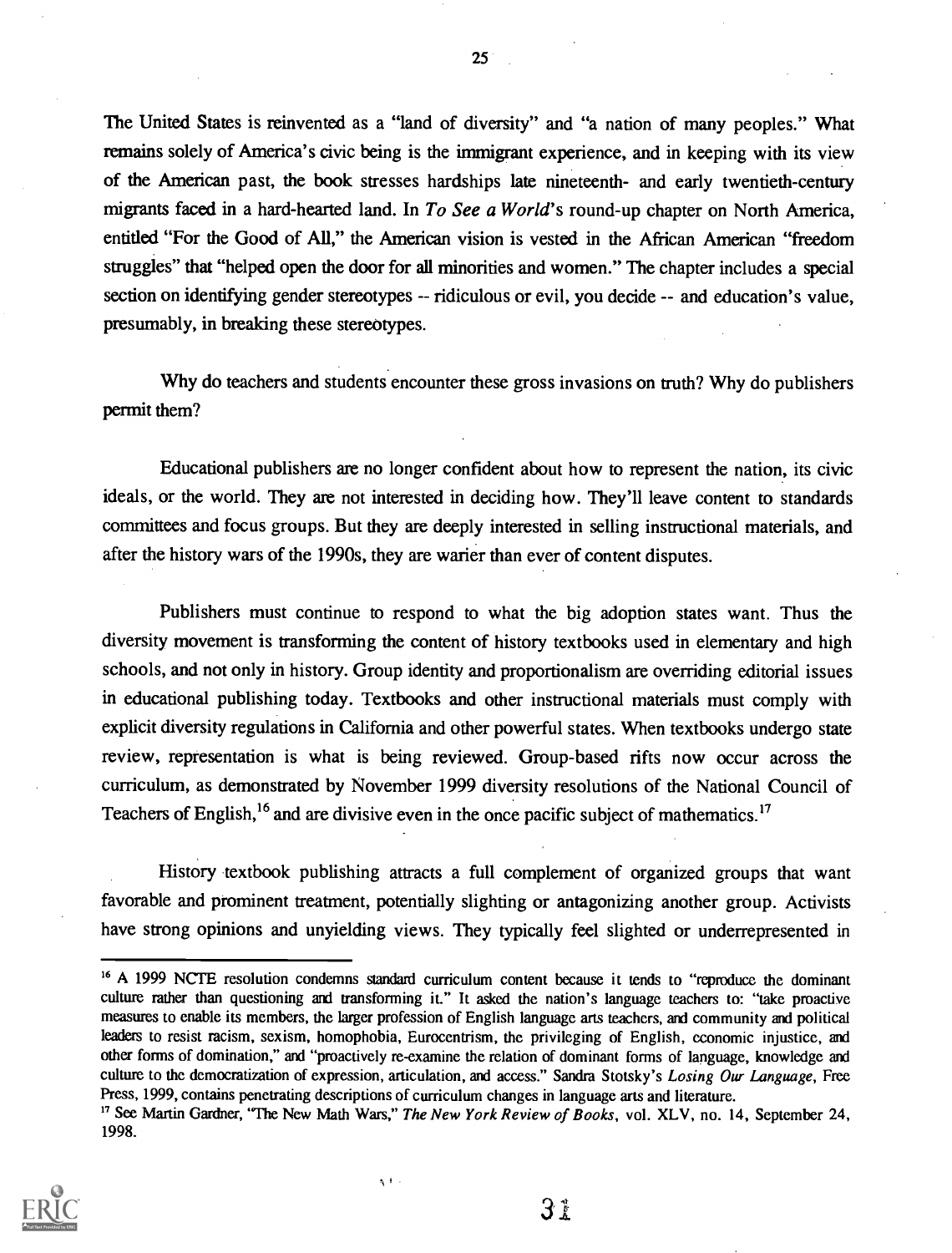The United States is reinvented as a "land of diversity" and "a nation of many peoples." What remains solely of America's civic being is the immigrant experience, and in keeping with its view of the American past, the book stresses hardships late nineteenth- and early twentieth-century migrants faced in a hard-hearted land. In *To See a World*'s round-up chapter on North America, entitled "For the Good of All," the American vision is vested in the African American "freedom struggles" that "helped open the door for all minorities and women." The chapter includes a special section on identifying gender stereotypes -- ridiculous or evil, you decide -- and education's value, presumably, in breaking these stereotypes.

Why do teachers and students encounter these gross invasions on truth? Why do publishers permit them?

Educational publishers are no longer confident about how to represent the nation, its civic ideals, or the world. They are not interested in deciding how. They'll leave content to standards committees and focus groups. But they are deeply interested in selling instructional materials, and after the history wars of the 1990s, they are warier than ever of content disputes.

Publishers must continue to respond to what the big adoption states want. Thus the diversity movement is transforming the content of history textbooks used in elementary and high schools, and not only in history. Group identity and proportionalism are overriding editorial issues in educational publishing today. Textbooks and other instructional materials must comply with explicit diversity regulations in California and other powerful states. When textbooks undergo state review, representation is what is being reviewed. Group-based rifts now occur across the curriculum, as demonstrated by November 1999 diversity resolutions of the National Council of Teachers of English,[16] and are divisive even in the once pacific subject of mathematics.[17]

History textbook publishing attracts a full complement of organized groups that want favorable and prominent treatment, potentially slighting or antagonizing another group. Activists have strong opinions and unyielding views. They typically feel slighted or underrepresented in

---

[16] A 1999 NCTE resolution condemns standard curriculum content because it tends to "reproduce the dominant culture rather than questioning and transforming it." It asked the nation's language teachers to: "take proactive measures to enable its members, the larger profession of English language arts teachers, and community and political leaders to resist racism, sexism, homophobia, Eurocentrism, the privileging of English, economic injustice, and other forms of domination," and "proactively re-examine the relation of dominant forms of language, knowledge and culture to the democratization of expression, articulation, and access." Sandra Stotsky's *Losing Our Language*, Free Press, 1999, contains penetrating descriptions of curriculum changes in language arts and literature.

[17] See Martin Gardner, "The New Math Wars," *The New York Review of Books*, vol. XLV, no. 14, September 24, 1998.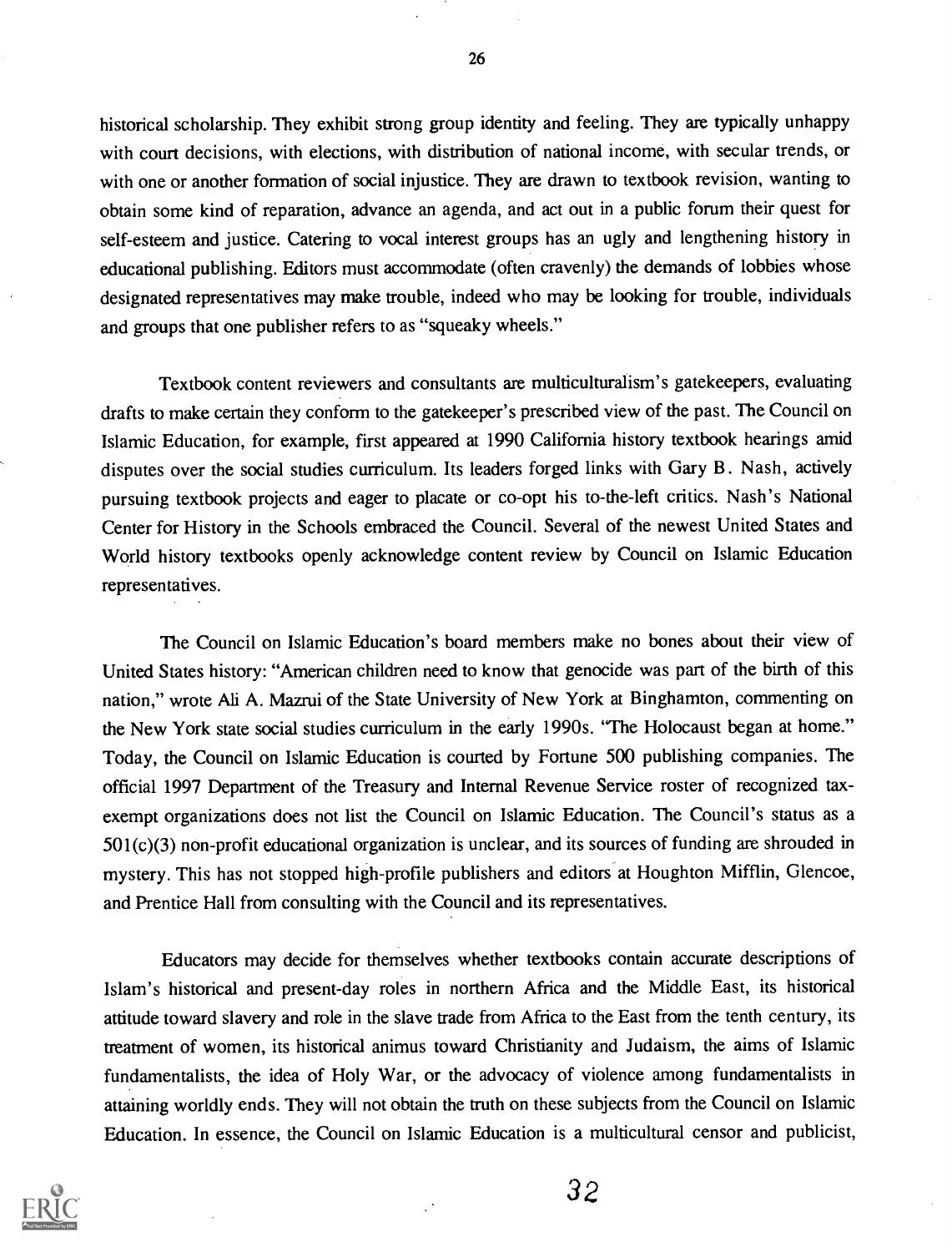historical scholarship. They exhibit strong group identity and feeling. They are typically unhappy with court decisions, with elections, with distribution of national income, with secular trends, or with one or another formation of social injustice. They are drawn to textbook revision, wanting to obtain some kind of reparation, advance an agenda, and act out in a public forum their quest for self-esteem and justice. Catering to vocal interest groups has an ugly and lengthening history in educational publishing. Editors must accommodate (often cravenly) the demands of lobbies whose designated representatives may make trouble, indeed who may be looking for trouble, individuals and groups that one publisher refers to as "squeaky wheels."

Textbook content reviewers and consultants are multiculturalism's gatekeepers, evaluating drafts to make certain they conform to the gatekeeper's prescribed view of the past. The Council on Islamic Education, for example, first appeared at 1990 California history textbook hearings amid disputes over the social studies curriculum. Its leaders forged links with Gary B. Nash, actively pursuing textbook projects and eager to placate or co-opt his to-the-left critics. Nash's National Center for History in the Schools embraced the Council. Several of the newest United States and World history textbooks openly acknowledge content review by Council on Islamic Education representatives.

The Council on Islamic Education's board members make no bones about their view of United States history: "American children need to know that genocide was part of the birth of this nation," wrote Ali A. Mazrui of the State University of New York at Binghamton, commenting on the New York state social studies curriculum in the early 1990s. "The Holocaust began at home." Today, the Council on Islamic Education is courted by Fortune 500 publishing companies. The official 1997 Department of the Treasury and Internal Revenue Service roster of recognized tax-exempt organizations does not list the Council on Islamic Education. The Council's status as a 501(c)(3) non-profit educational organization is unclear, and its sources of funding are shrouded in mystery. This has not stopped high-profile publishers and editors at Houghton Mifflin, Glencoe, and Prentice Hall from consulting with the Council and its representatives.

Educators may decide for themselves whether textbooks contain accurate descriptions of Islam's historical and present-day roles in northern Africa and the Middle East, its historical attitude toward slavery and role in the slave trade from Africa to the East from the tenth century, its treatment of women, its historical animus toward Christianity and Judaism, the aims of Islamic fundamentalists, the idea of Holy War, or the advocacy of violence among fundamentalists in attaining worldly ends. They will not obtain the truth on these subjects from the Council on Islamic Education. In essence, the Council on Islamic Education is a multicultural censor and publicist,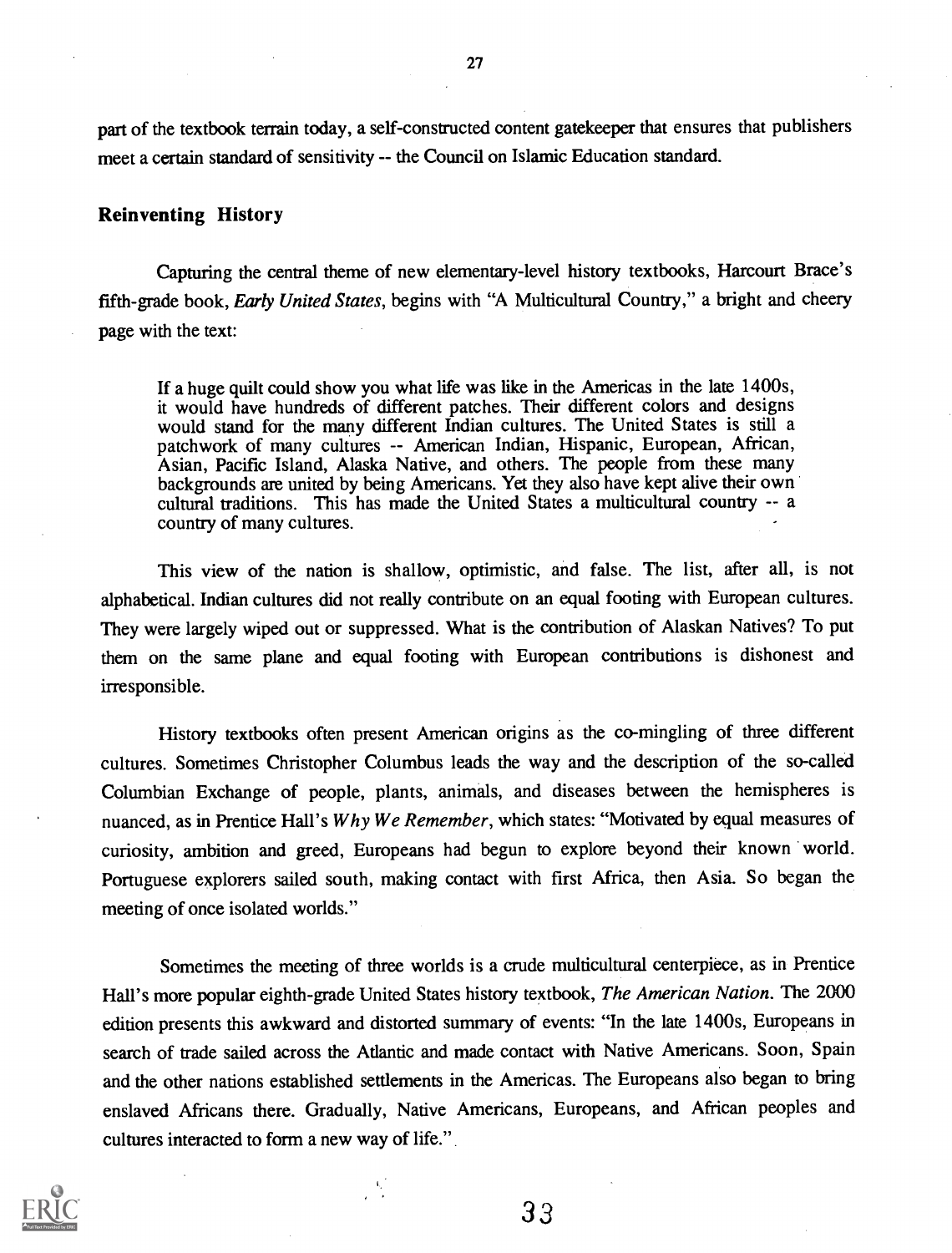part of the textbook terrain today, a self-constructed content gatekeeper that ensures that publishers meet a certain standard of sensitivity -- the Council on Islamic Education standard.

## Reinventing History

Capturing the central theme of new elementary-level history textbooks, Harcourt Brace's fifth-grade book, *Early United States*, begins with "A Multicultural Country," a bright and cheery page with the text:

> If a huge quilt could show you what life was like in the Americas in the late 1400s, it would have hundreds of different patches. Their different colors and designs would stand for the many different Indian cultures. The United States is still a patchwork of many cultures -- American Indian, Hispanic, European, African, Asian, Pacific Island, Alaska Native, and others. The people from these many backgrounds are united by being Americans. Yet they also have kept alive their own cultural traditions. This has made the United States a multicultural country -- a country of many cultures.

This view of the nation is shallow, optimistic, and false. The list, after all, is not alphabetical. Indian cultures did not really contribute on an equal footing with European cultures. They were largely wiped out or suppressed. What is the contribution of Alaskan Natives? To put them on the same plane and equal footing with European contributions is dishonest and irresponsible.

History textbooks often present American origins as the co-mingling of three different cultures. Sometimes Christopher Columbus leads the way and the description of the so-called Columbian Exchange of people, plants, animals, and diseases between the hemispheres is nuanced, as in Prentice Hall's *Why We Remember*, which states: "Motivated by equal measures of curiosity, ambition and greed, Europeans had begun to explore beyond their known world. Portuguese explorers sailed south, making contact with first Africa, then Asia. So began the meeting of once isolated worlds."

Sometimes the meeting of three worlds is a crude multicultural centerpiece, as in Prentice Hall's more popular eighth-grade United States history textbook, *The American Nation*. The 2000 edition presents this awkward and distorted summary of events: "In the late 1400s, Europeans in search of trade sailed across the Atlantic and made contact with Native Americans. Soon, Spain and the other nations established settlements in the Americas. The Europeans also began to bring enslaved Africans there. Gradually, Native Americans, Europeans, and African peoples and cultures interacted to form a new way of life."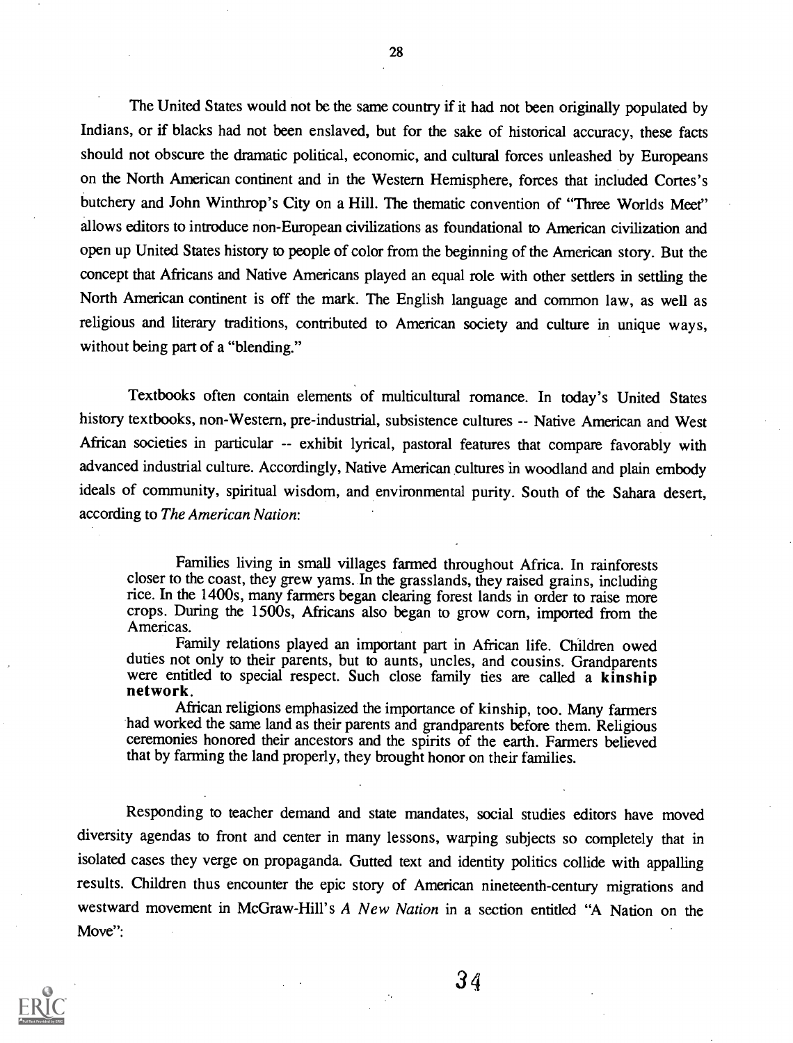The United States would not be the same country if it had not been originally populated by Indians, or if blacks had not been enslaved, but for the sake of historical accuracy, these facts should not obscure the dramatic political, economic, and cultural forces unleashed by Europeans on the North American continent and in the Western Hemisphere, forces that included Cortes's butchery and John Winthrop's City on a Hill. The thematic convention of "Three Worlds Meet" allows editors to introduce non-European civilizations as foundational to American civilization and open up United States history to people of color from the beginning of the American story. But the concept that Africans and Native Americans played an equal role with other settlers in settling the North American continent is off the mark. The English language and common law, as well as religious and literary traditions, contributed to American society and culture in unique ways, without being part of a "blending."

Textbooks often contain elements of multicultural romance. In today's United States history textbooks, non-Western, pre-industrial, subsistence cultures -- Native American and West African societies in particular -- exhibit lyrical, pastoral features that compare favorably with advanced industrial culture. Accordingly, Native American cultures in woodland and plain embody ideals of community, spiritual wisdom, and environmental purity. South of the Sahara desert, according to *The American Nation*:

> Families living in small villages farmed throughout Africa. In rainforests closer to the coast, they grew yams. In the grasslands, they raised grains, including rice. In the 1400s, many farmers began clearing forest lands in order to raise more crops. During the 1500s, Africans also began to grow corn, imported from the Americas.
>
> Family relations played an important part in African life. Children owed duties not only to their parents, but to aunts, uncles, and cousins. Grandparents were entitled to special respect. Such close family ties are called a **kinship network**.
>
> African religions emphasized the importance of kinship, too. Many farmers had worked the same land as their parents and grandparents before them. Religious ceremonies honored their ancestors and the spirits of the earth. Farmers believed that by farming the land properly, they brought honor on their families.

Responding to teacher demand and state mandates, social studies editors have moved diversity agendas to front and center in many lessons, warping subjects so completely that in isolated cases they verge on propaganda. Gutted text and identity politics collide with appalling results. Children thus encounter the epic story of American nineteenth-century migrations and westward movement in McGraw-Hill's *A New Nation* in a section entitled "A Nation on the Move":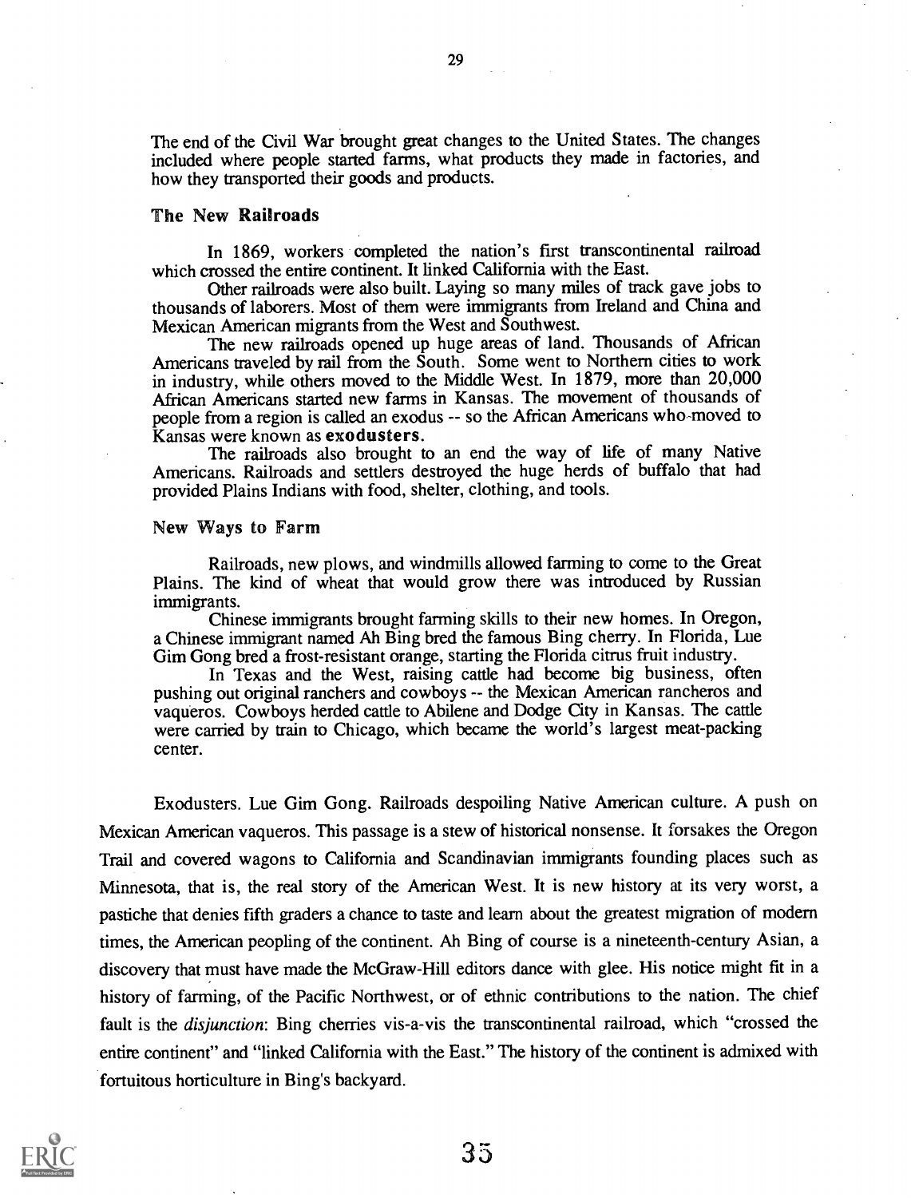The end of the Civil War brought great changes to the United States. The changes included where people started farms, what products they made in factories, and how they transported their goods and products.

### The New Railroads

In 1869, workers completed the nation's first transcontinental railroad which crossed the entire continent. It linked California with the East.

Other railroads were also built. Laying so many miles of track gave jobs to thousands of laborers. Most of them were immigrants from Ireland and China and Mexican American migrants from the West and Southwest.

The new railroads opened up huge areas of land. Thousands of African Americans traveled by rail from the South. Some went to Northern cities to work in industry, while others moved to the Middle West. In 1879, more than 20,000 African Americans started new farms in Kansas. The movement of thousands of people from a region is called an exodus -- so the African Americans who moved to Kansas were known as **exodusters**.

The railroads also brought to an end the way of life of many Native Americans. Railroads and settlers destroyed the huge herds of buffalo that had provided Plains Indians with food, shelter, clothing, and tools.

### New Ways to Farm

Railroads, new plows, and windmills allowed farming to come to the Great Plains. The kind of wheat that would grow there was introduced by Russian immigrants.

Chinese immigrants brought farming skills to their new homes. In Oregon, a Chinese immigrant named Ah Bing bred the famous Bing cherry. In Florida, Lue Gim Gong bred a frost-resistant orange, starting the Florida citrus fruit industry.

In Texas and the West, raising cattle had become big business, often pushing out original ranchers and cowboys -- the Mexican American rancheros and vaqueros. Cowboys herded cattle to Abilene and Dodge City in Kansas. The cattle were carried by train to Chicago, which became the world's largest meat-packing center.

Exodusters. Lue Gim Gong. Railroads despoiling Native American culture. A push on Mexican American vaqueros. This passage is a stew of historical nonsense. It forsakes the Oregon Trail and covered wagons to California and Scandinavian immigrants founding places such as Minnesota, that is, the real story of the American West. It is new history at its very worst, a pastiche that denies fifth graders a chance to taste and learn about the greatest migration of modern times, the American peopling of the continent. Ah Bing of course is a nineteenth-century Asian, a discovery that must have made the McGraw-Hill editors dance with glee. His notice might fit in a history of farming, of the Pacific Northwest, or of ethnic contributions to the nation. The chief fault is the *disjunction*: Bing cherries vis-a-vis the transcontinental railroad, which "crossed the entire continent" and "linked California with the East." The history of the continent is admixed with fortuitous horticulture in Bing's backyard.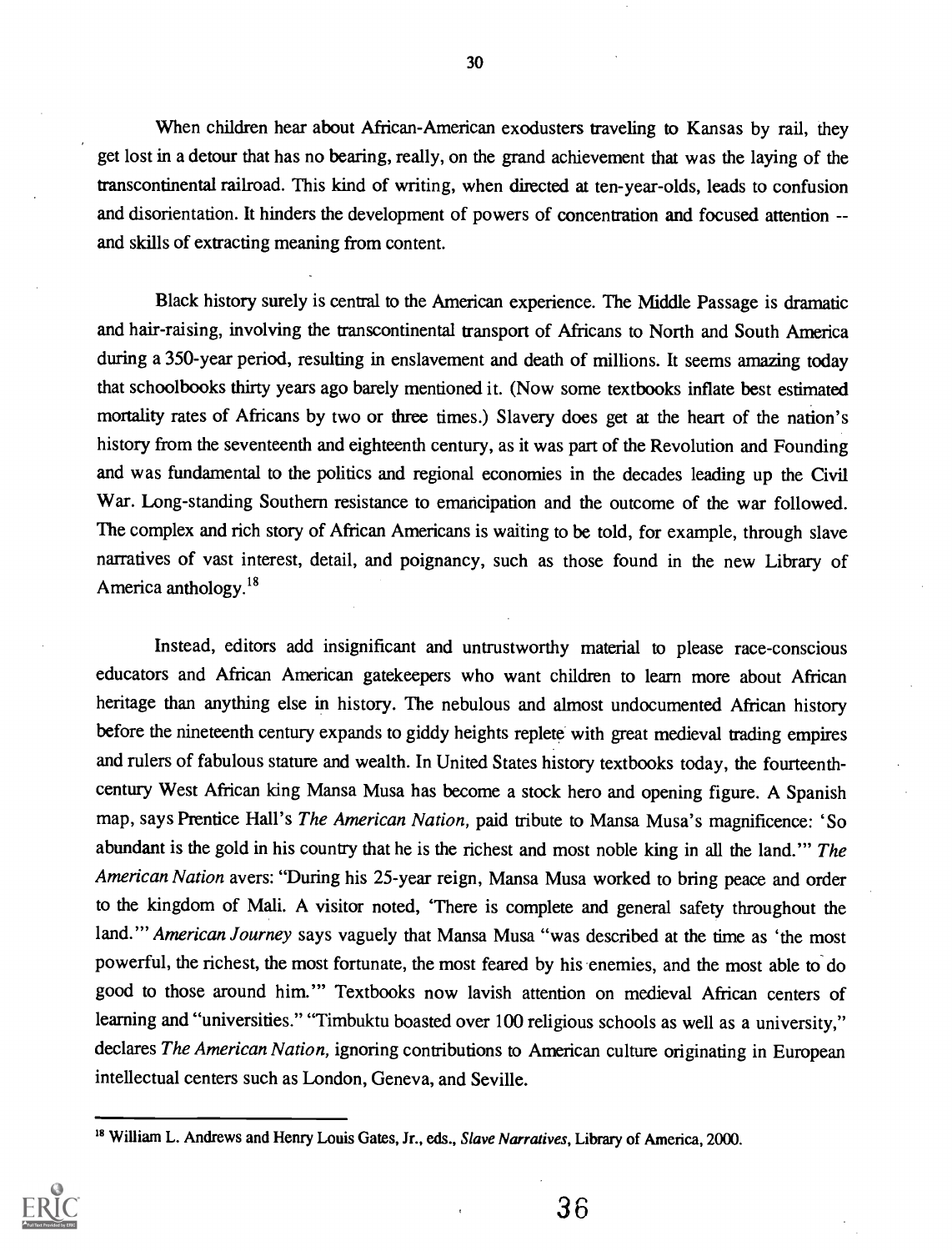When children hear about African-American exodusters traveling to Kansas by rail, they get lost in a detour that has no bearing, really, on the grand achievement that was the laying of the transcontinental railroad. This kind of writing, when directed at ten-year-olds, leads to confusion and disorientation. It hinders the development of powers of concentration and focused attention -- and skills of extracting meaning from content.

Black history surely is central to the American experience. The Middle Passage is dramatic and hair-raising, involving the transcontinental transport of Africans to North and South America during a 350-year period, resulting in enslavement and death of millions. It seems amazing today that schoolbooks thirty years ago barely mentioned it. (Now some textbooks inflate best estimated mortality rates of Africans by two or three times.) Slavery does get at the heart of the nation's history from the seventeenth and eighteenth century, as it was part of the Revolution and Founding and was fundamental to the politics and regional economies in the decades leading up the Civil War. Long-standing Southern resistance to emancipation and the outcome of the war followed. The complex and rich story of African Americans is waiting to be told, for example, through slave narratives of vast interest, detail, and poignancy, such as those found in the new Library of America anthology.[18]

Instead, editors add insignificant and untrustworthy material to please race-conscious educators and African American gatekeepers who want children to learn more about African heritage than anything else in history. The nebulous and almost undocumented African history before the nineteenth century expands to giddy heights replete with great medieval trading empires and rulers of fabulous stature and wealth. In United States history textbooks today, the fourteenth-century West African king Mansa Musa has become a stock hero and opening figure. A Spanish map, says Prentice Hall's *The American Nation,* paid tribute to Mansa Musa's magnificence: 'So abundant is the gold in his country that he is the richest and most noble king in all the land.'" *The American Nation* avers: "During his 25-year reign, Mansa Musa worked to bring peace and order to the kingdom of Mali. A visitor noted, 'There is complete and general safety throughout the land.'" *American Journey* says vaguely that Mansa Musa "was described at the time as 'the most powerful, the richest, the most fortunate, the most feared by his enemies, and the most able to do good to those around him.'" Textbooks now lavish attention on medieval African centers of learning and "universities." "Timbuktu boasted over 100 religious schools as well as a university," declares *The American Nation,* ignoring contributions to American culture originating in European intellectual centers such as London, Geneva, and Seville.

[18] William L. Andrews and Henry Louis Gates, Jr., eds., *Slave Narratives*, Library of America, 2000.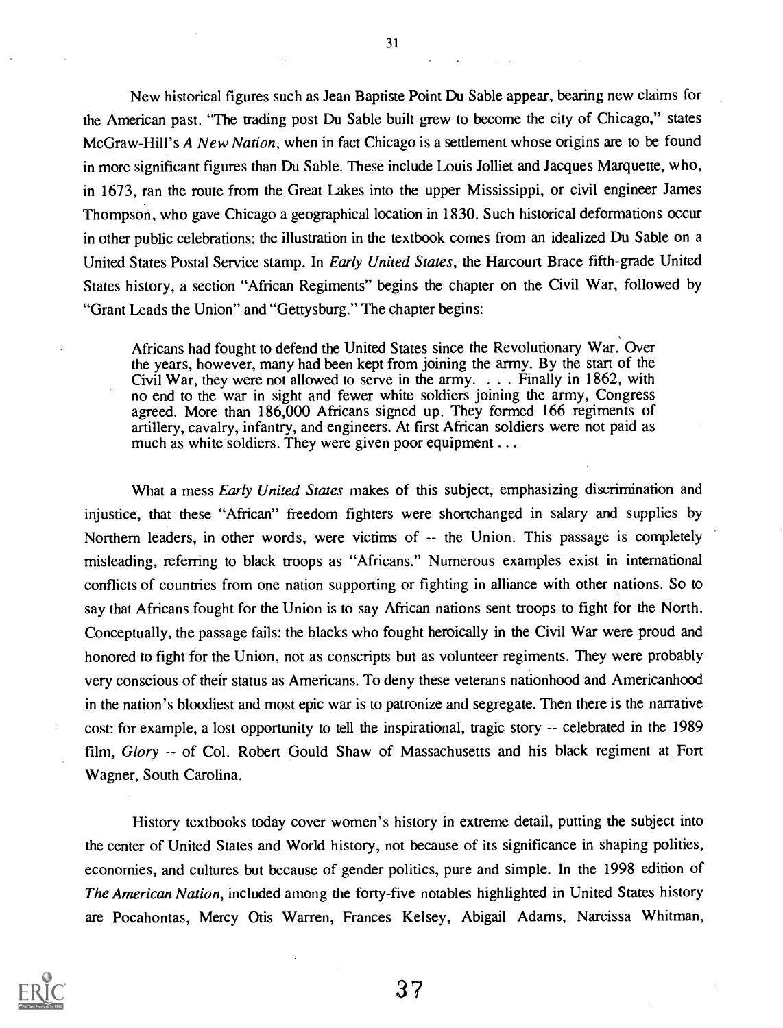New historical figures such as Jean Baptiste Point Du Sable appear, bearing new claims for the American past. "The trading post Du Sable built grew to become the city of Chicago," states McGraw-Hill's *A New Nation*, when in fact Chicago is a settlement whose origins are to be found in more significant figures than Du Sable. These include Louis Jolliet and Jacques Marquette, who, in 1673, ran the route from the Great Lakes into the upper Mississippi, or civil engineer James Thompson, who gave Chicago a geographical location in 1830. Such historical deformations occur in other public celebrations: the illustration in the textbook comes from an idealized Du Sable on a United States Postal Service stamp. In *Early United States*, the Harcourt Brace fifth-grade United States history, a section "African Regiments" begins the chapter on the Civil War, followed by "Grant Leads the Union" and "Gettysburg." The chapter begins:

> Africans had fought to defend the United States since the Revolutionary War. Over the years, however, many had been kept from joining the army. By the start of the Civil War, they were not allowed to serve in the army. . . . Finally in 1862, with no end to the war in sight and fewer white soldiers joining the army, Congress agreed. More than 186,000 Africans signed up. They formed 166 regiments of artillery, cavalry, infantry, and engineers. At first African soldiers were not paid as much as white soldiers. They were given poor equipment . . .

What a mess *Early United States* makes of this subject, emphasizing discrimination and injustice, that these "African" freedom fighters were shortchanged in salary and supplies by Northern leaders, in other words, were victims of -- the Union. This passage is completely misleading, referring to black troops as "Africans." Numerous examples exist in international conflicts of countries from one nation supporting or fighting in alliance with other nations. So to say that Africans fought for the Union is to say African nations sent troops to fight for the North. Conceptually, the passage fails: the blacks who fought heroically in the Civil War were proud and honored to fight for the Union, not as conscripts but as volunteer regiments. They were probably very conscious of their status as Americans. To deny these veterans nationhood and Americanhood in the nation's bloodiest and most epic war is to patronize and segregate. Then there is the narrative cost: for example, a lost opportunity to tell the inspirational, tragic story -- celebrated in the 1989 film, *Glory* -- of Col. Robert Gould Shaw of Massachusetts and his black regiment at Fort Wagner, South Carolina.

History textbooks today cover women's history in extreme detail, putting the subject into the center of United States and World history, not because of its significance in shaping polities, economies, and cultures but because of gender politics, pure and simple. In the 1998 edition of *The American Nation*, included among the forty-five notables highlighted in United States history are Pocahontas, Mercy Otis Warren, Frances Kelsey, Abigail Adams, Narcissa Whitman,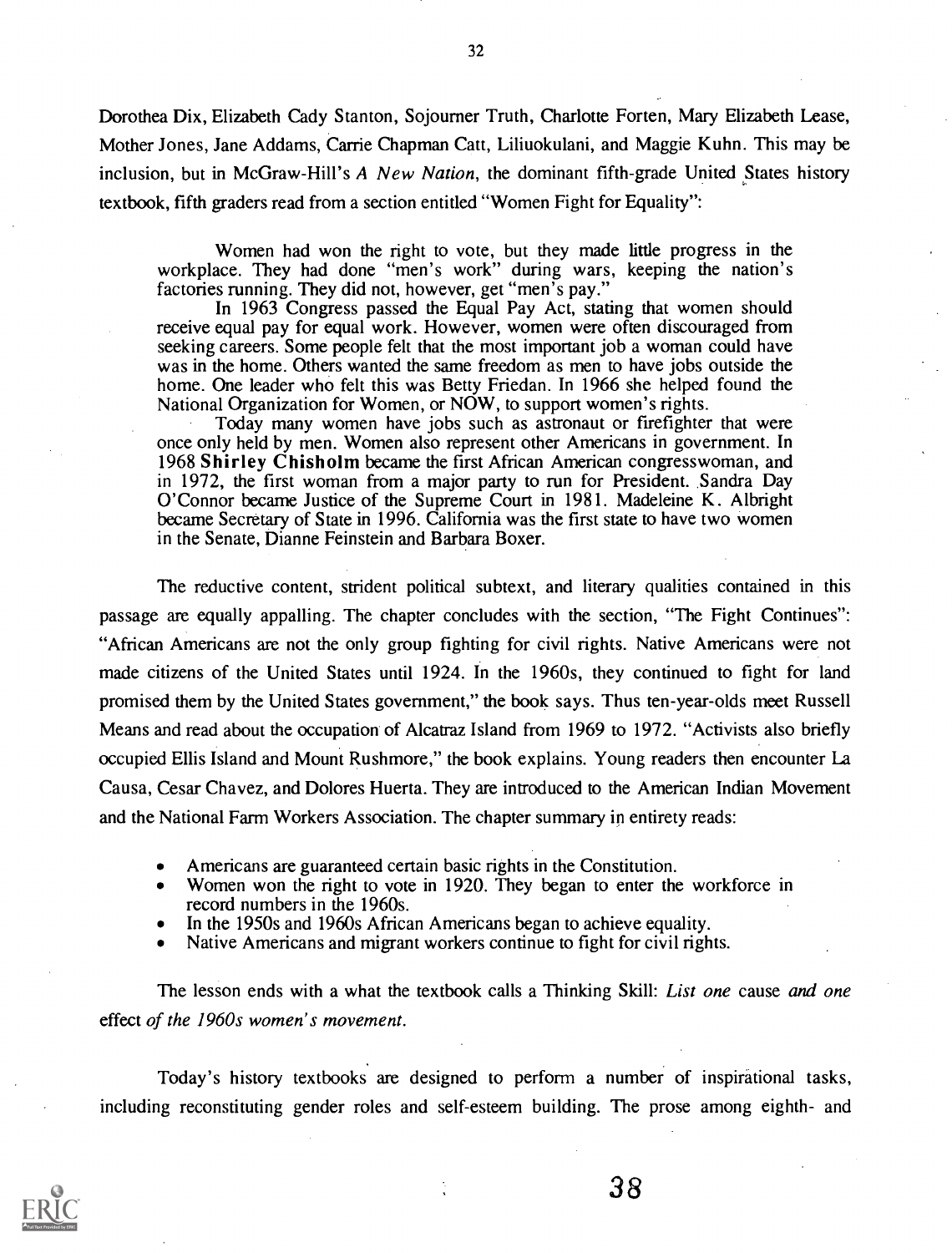Dorothea Dix, Elizabeth Cady Stanton, Sojourner Truth, Charlotte Forten, Mary Elizabeth Lease, Mother Jones, Jane Addams, Carrie Chapman Catt, Liliuokulani, and Maggie Kuhn. This may be inclusion, but in McGraw-Hill's *A New Nation*, the dominant fifth-grade United States history textbook, fifth graders read from a section entitled "Women Fight for Equality":

> Women had won the right to vote, but they made little progress in the workplace. They had done "men's work" during wars, keeping the nation's factories running. They did not, however, get "men's pay."
>
> In 1963 Congress passed the Equal Pay Act, stating that women should receive equal pay for equal work. However, women were often discouraged from seeking careers. Some people felt that the most important job a woman could have was in the home. Others wanted the same freedom as men to have jobs outside the home. One leader who felt this was Betty Friedan. In 1966 she helped found the National Organization for Women, or NOW, to support women's rights.
>
> Today many women have jobs such as astronaut or firefighter that were once only held by men. Women also represent other Americans in government. In 1968 **Shirley Chisholm** became the first African American congresswoman, and in 1972, the first woman from a major party to run for President. Sandra Day O'Connor became Justice of the Supreme Court in 1981. Madeleine K. Albright became Secretary of State in 1996. California was the first state to have two women in the Senate, Dianne Feinstein and Barbara Boxer.

The reductive content, strident political subtext, and literary qualities contained in this passage are equally appalling. The chapter concludes with the section, "The Fight Continues": "African Americans are not the only group fighting for civil rights. Native Americans were not made citizens of the United States until 1924. In the 1960s, they continued to fight for land promised them by the United States government," the book says. Thus ten-year-olds meet Russell Means and read about the occupation of Alcatraz Island from 1969 to 1972. "Activists also briefly occupied Ellis Island and Mount Rushmore," the book explains. Young readers then encounter La Causa, Cesar Chavez, and Dolores Huerta. They are introduced to the American Indian Movement and the National Farm Workers Association. The chapter summary in entirety reads:

- Americans are guaranteed certain basic rights in the Constitution.
- Women won the right to vote in 1920. They began to enter the workforce in record numbers in the 1960s.
- In the 1950s and 1960s African Americans began to achieve equality.
- Native Americans and migrant workers continue to fight for civil rights.

The lesson ends with a what the textbook calls a Thinking Skill: *List one* cause *and one* effect *of the 1960s women's movement.*

Today's history textbooks are designed to perform a number of inspirational tasks, including reconstituting gender roles and self-esteem building. The prose among eighth- and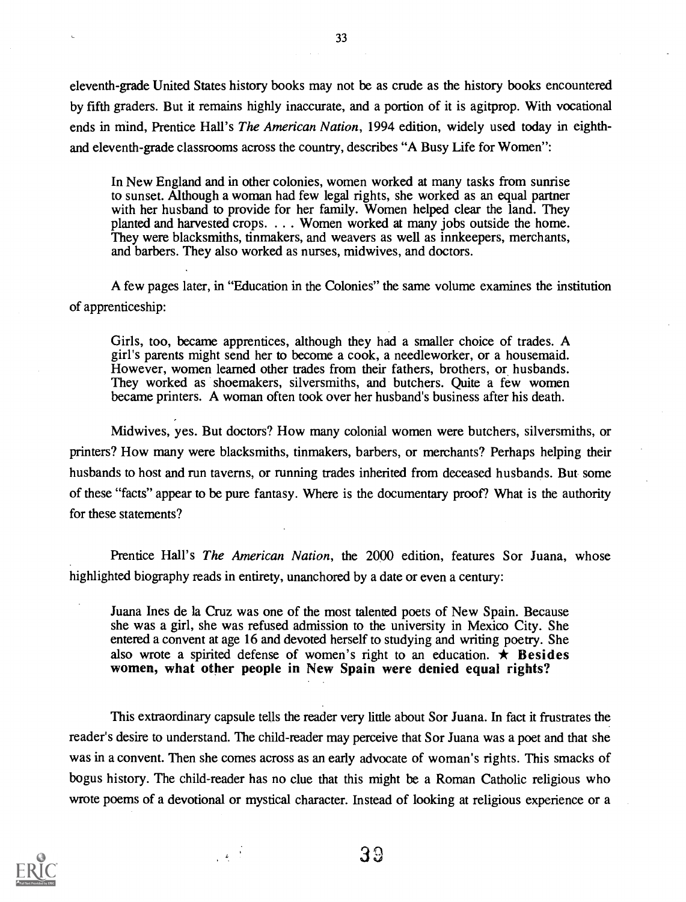eleventh-grade United States history books may not be as crude as the history books encountered by fifth graders. But it remains highly inaccurate, and a portion of it is agitprop. With vocational ends in mind, Prentice Hall's *The American Nation*, 1994 edition, widely used today in eighth- and eleventh-grade classrooms across the country, describes "A Busy Life for Women":

> In New England and in other colonies, women worked at many tasks from sunrise to sunset. Although a woman had few legal rights, she worked as an equal partner with her husband to provide for her family. Women helped clear the land. They planted and harvested crops. . . . Women worked at many jobs outside the home. They were blacksmiths, tinmakers, and weavers as well as innkeepers, merchants, and barbers. They also worked as nurses, midwives, and doctors.

A few pages later, in "Education in the Colonies" the same volume examines the institution of apprenticeship:

> Girls, too, became apprentices, although they had a smaller choice of trades. A girl's parents might send her to become a cook, a needleworker, or a housemaid. However, women learned other trades from their fathers, brothers, or husbands. They worked as shoemakers, silversmiths, and butchers. Quite a few women became printers. A woman often took over her husband's business after his death.

Midwives, yes. But doctors? How many colonial women were butchers, silversmiths, or printers? How many were blacksmiths, tinmakers, barbers, or merchants? Perhaps helping their husbands to host and run taverns, or running trades inherited from deceased husbands. But some of these "facts" appear to be pure fantasy. Where is the documentary proof? What is the authority for these statements?

Prentice Hall's *The American Nation*, the 2000 edition, features Sor Juana, whose highlighted biography reads in entirety, unanchored by a date or even a century:

> Juana Ines de la Cruz was one of the most talented poets of New Spain. Because she was a girl, she was refused admission to the university in Mexico City. She entered a convent at age 16 and devoted herself to studying and writing poetry. She also wrote a spirited defense of women's right to an education. ★ **Besides women, what other people in New Spain were denied equal rights?**

This extraordinary capsule tells the reader very little about Sor Juana. In fact it frustrates the reader's desire to understand. The child-reader may perceive that Sor Juana was a poet and that she was in a convent. Then she comes across as an early advocate of woman's rights. This smacks of bogus history. The child-reader has no clue that this might be a Roman Catholic religious who wrote poems of a devotional or mystical character. Instead of looking at religious experience or a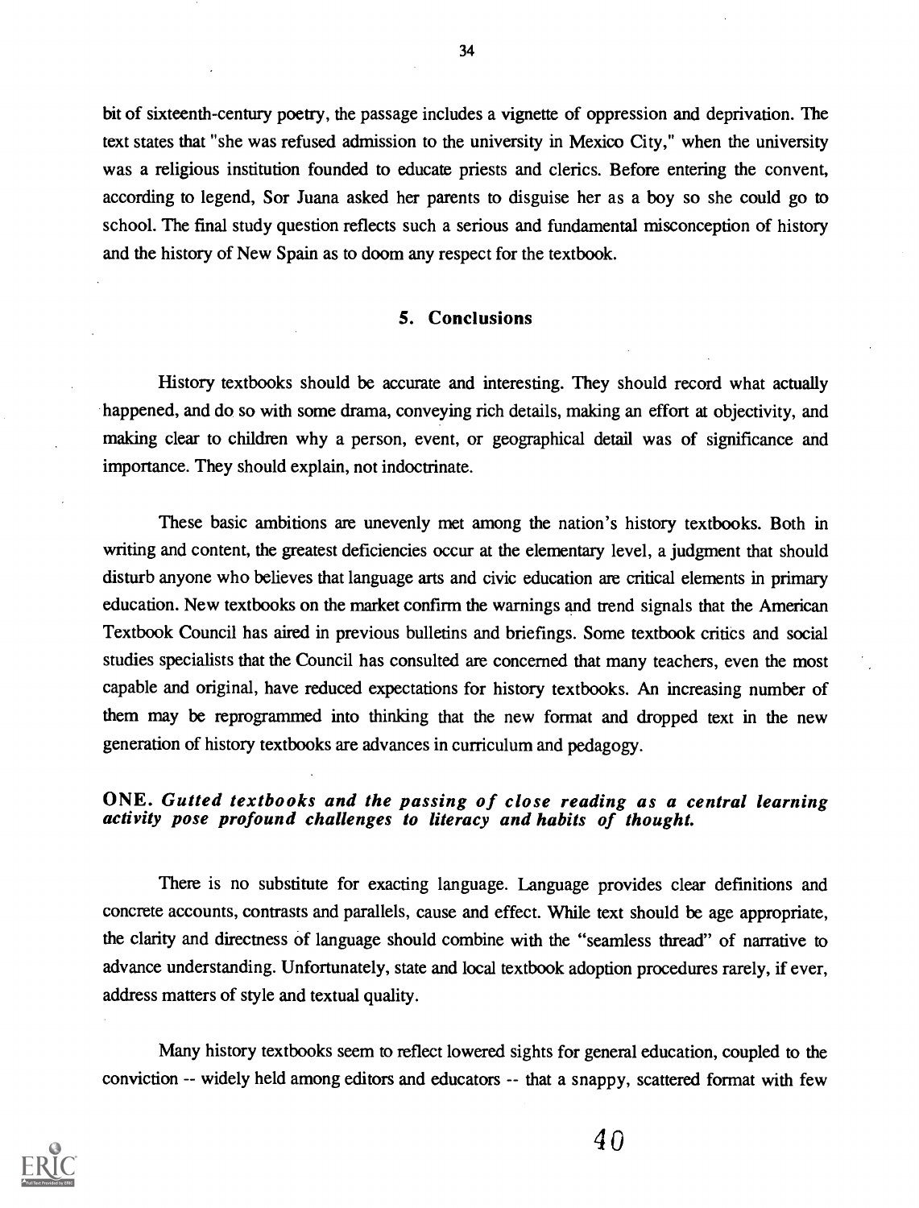bit of sixteenth-century poetry, the passage includes a vignette of oppression and deprivation. The text states that "she was refused admission to the university in Mexico City," when the university was a religious institution founded to educate priests and clerics. Before entering the convent, according to legend, Sor Juana asked her parents to disguise her as a boy so she could go to school. The final study question reflects such a serious and fundamental misconception of history and the history of New Spain as to doom any respect for the textbook.

## 5. Conclusions

History textbooks should be accurate and interesting. They should record what actually happened, and do so with some drama, conveying rich details, making an effort at objectivity, and making clear to children why a person, event, or geographical detail was of significance and importance. They should explain, not indoctrinate.

These basic ambitions are unevenly met among the nation's history textbooks. Both in writing and content, the greatest deficiencies occur at the elementary level, a judgment that should disturb anyone who believes that language arts and civic education are critical elements in primary education. New textbooks on the market confirm the warnings and trend signals that the American Textbook Council has aired in previous bulletins and briefings. Some textbook critics and social studies specialists that the Council has consulted are concerned that many teachers, even the most capable and original, have reduced expectations for history textbooks. An increasing number of them may be reprogrammed into thinking that the new format and dropped text in the new generation of history textbooks are advances in curriculum and pedagogy.

### ONE. *Gutted textbooks and the passing of close reading as a central learning activity pose profound challenges to literacy and habits of thought.*

There is no substitute for exacting language. Language provides clear definitions and concrete accounts, contrasts and parallels, cause and effect. While text should be age appropriate, the clarity and directness of language should combine with the "seamless thread" of narrative to advance understanding. Unfortunately, state and local textbook adoption procedures rarely, if ever, address matters of style and textual quality.

Many history textbooks seem to reflect lowered sights for general education, coupled to the conviction -- widely held among editors and educators -- that a snappy, scattered format with few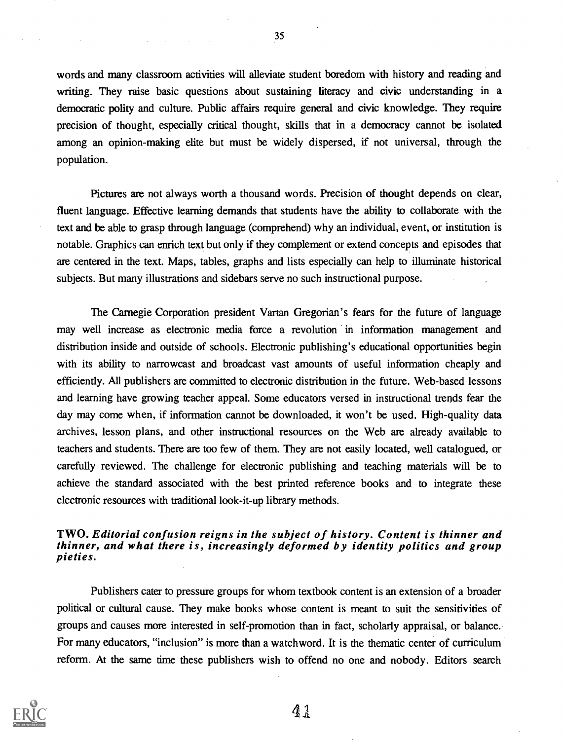words and many classroom activities will alleviate student boredom with history and reading and writing. They raise basic questions about sustaining literacy and civic understanding in a democratic polity and culture. Public affairs require general and civic knowledge. They require precision of thought, especially critical thought, skills that in a democracy cannot be isolated among an opinion-making elite but must be widely dispersed, if not universal, through the population.

Pictures are not always worth a thousand words. Precision of thought depends on clear, fluent language. Effective learning demands that students have the ability to collaborate with the text and be able to grasp through language (comprehend) why an individual, event, or institution is notable. Graphics can enrich text but only if they complement or extend concepts and episodes that are centered in the text. Maps, tables, graphs and lists especially can help to illuminate historical subjects. But many illustrations and sidebars serve no such instructional purpose.

The Carnegie Corporation president Vartan Gregorian's fears for the future of language may well increase as electronic media force a revolution in information management and distribution inside and outside of schools. Electronic publishing's educational opportunities begin with its ability to narrowcast and broadcast vast amounts of useful information cheaply and efficiently. All publishers are committed to electronic distribution in the future. Web-based lessons and learning have growing teacher appeal. Some educators versed in instructional trends fear the day may come when, if information cannot be downloaded, it won't be used. High-quality data archives, lesson plans, and other instructional resources on the Web are already available to teachers and students. There are too few of them. They are not easily located, well catalogued, or carefully reviewed. The challenge for electronic publishing and teaching materials will be to achieve the standard associated with the best printed reference books and to integrate these electronic resources with traditional look-it-up library methods.

**TWO.** ***Editorial confusion reigns in the subject of history. Content is thinner and thinner, and what there is, increasingly deformed by identity politics and group pieties.***

Publishers cater to pressure groups for whom textbook content is an extension of a broader political or cultural cause. They make books whose content is meant to suit the sensitivities of groups and causes more interested in self-promotion than in fact, scholarly appraisal, or balance. For many educators, "inclusion" is more than a watchword. It is the thematic center of curriculum reform. At the same time these publishers wish to offend no one and nobody. Editors search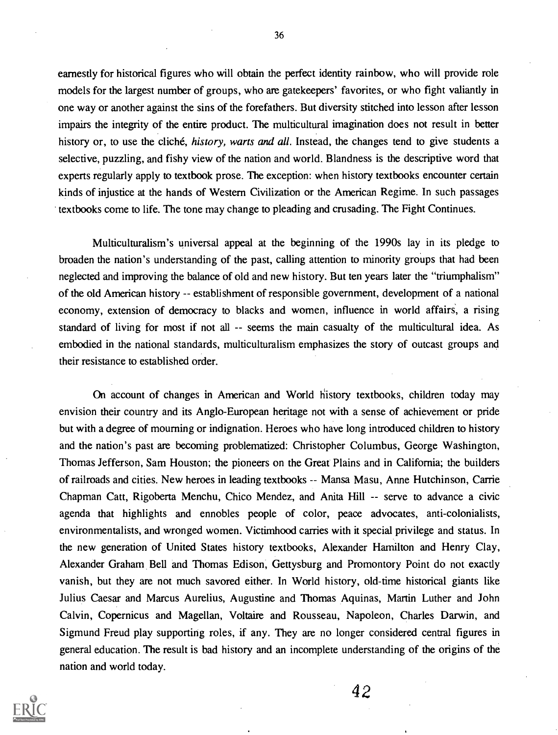earnestly for historical figures who will obtain the perfect identity rainbow, who will provide role models for the largest number of groups, who are gatekeepers' favorites, or who fight valiantly in one way or another against the sins of the forefathers. But diversity stitched into lesson after lesson impairs the integrity of the entire product. The multicultural imagination does not result in better history or, to use the cliché, *history, warts and all*. Instead, the changes tend to give students a selective, puzzling, and fishy view of the nation and world. Blandness is the descriptive word that experts regularly apply to textbook prose. The exception: when history textbooks encounter certain kinds of injustice at the hands of Western Civilization or the American Regime. In such passages textbooks come to life. The tone may change to pleading and crusading. The Fight Continues.

Multiculturalism's universal appeal at the beginning of the 1990s lay in its pledge to broaden the nation's understanding of the past, calling attention to minority groups that had been neglected and improving the balance of old and new history. But ten years later the "triumphalism" of the old American history -- establishment of responsible government, development of a national economy, extension of democracy to blacks and women, influence in world affairs, a rising standard of living for most if not all -- seems the main casualty of the multicultural idea. As embodied in the national standards, multiculturalism emphasizes the story of outcast groups and their resistance to established order.

On account of changes in American and World history textbooks, children today may envision their country and its Anglo-European heritage not with a sense of achievement or pride but with a degree of mourning or indignation. Heroes who have long introduced children to history and the nation's past are becoming problematized: Christopher Columbus, George Washington, Thomas Jefferson, Sam Houston; the pioneers on the Great Plains and in California; the builders of railroads and cities. New heroes in leading textbooks -- Mansa Masu, Anne Hutchinson, Carrie Chapman Catt, Rigoberta Menchu, Chico Mendez, and Anita Hill -- serve to advance a civic agenda that highlights and ennobles people of color, peace advocates, anti-colonialists, environmentalists, and wronged women. Victimhood carries with it special privilege and status. In the new generation of United States history textbooks, Alexander Hamilton and Henry Clay, Alexander Graham Bell and Thomas Edison, Gettysburg and Promontory Point do not exactly vanish, but they are not much savored either. In World history, old-time historical giants like Julius Caesar and Marcus Aurelius, Augustine and Thomas Aquinas, Martin Luther and John Calvin, Copernicus and Magellan, Voltaire and Rousseau, Napoleon, Charles Darwin, and Sigmund Freud play supporting roles, if any. They are no longer considered central figures in general education. The result is bad history and an incomplete understanding of the origins of the nation and world today.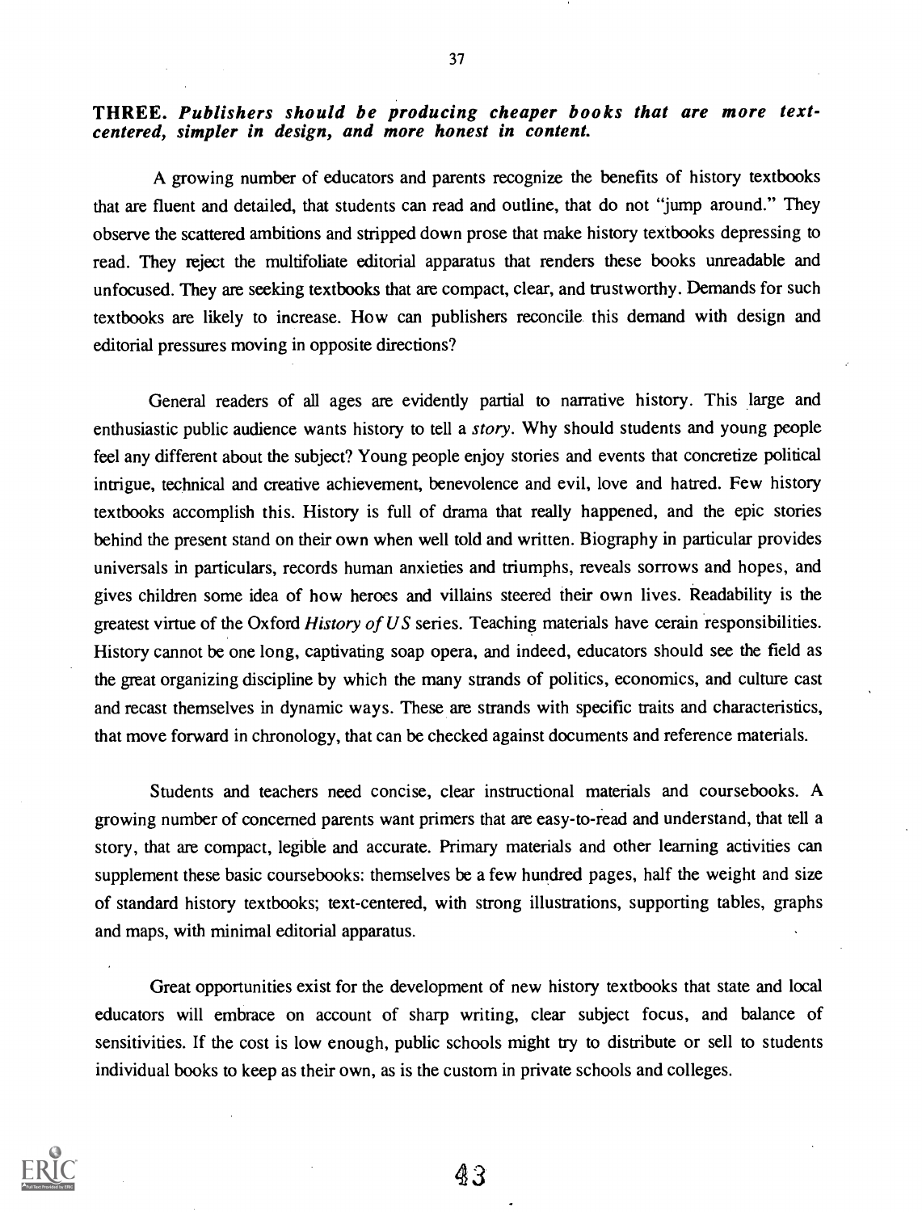**THREE. *Publishers should be producing cheaper books that are more text-centered, simpler in design, and more honest in content.***

A growing number of educators and parents recognize the benefits of history textbooks that are fluent and detailed, that students can read and outline, that do not "jump around." They observe the scattered ambitions and stripped down prose that make history textbooks depressing to read. They reject the multifoliate editorial apparatus that renders these books unreadable and unfocused. They are seeking textbooks that are compact, clear, and trustworthy. Demands for such textbooks are likely to increase. How can publishers reconcile this demand with design and editorial pressures moving in opposite directions?

General readers of all ages are evidently partial to narrative history. This large and enthusiastic public audience wants history to tell a *story*. Why should students and young people feel any different about the subject? Young people enjoy stories and events that concretize political intrigue, technical and creative achievement, benevolence and evil, love and hatred. Few history textbooks accomplish this. History is full of drama that really happened, and the epic stories behind the present stand on their own when well told and written. Biography in particular provides universals in particulars, records human anxieties and triumphs, reveals sorrows and hopes, and gives children some idea of how heroes and villains steered their own lives. Readability is the greatest virtue of the Oxford *History of US* series. Teaching materials have cerain responsibilities. History cannot be one long, captivating soap opera, and indeed, educators should see the field as the great organizing discipline by which the many strands of politics, economics, and culture cast and recast themselves in dynamic ways. These are strands with specific traits and characteristics, that move forward in chronology, that can be checked against documents and reference materials.

Students and teachers need concise, clear instructional materials and coursebooks. A growing number of concerned parents want primers that are easy-to-read and understand, that tell a story, that are compact, legible and accurate. Primary materials and other learning activities can supplement these basic coursebooks: themselves be a few hundred pages, half the weight and size of standard history textbooks; text-centered, with strong illustrations, supporting tables, graphs and maps, with minimal editorial apparatus.

Great opportunities exist for the development of new history textbooks that state and local educators will embrace on account of sharp writing, clear subject focus, and balance of sensitivities. If the cost is low enough, public schools might try to distribute or sell to students individual books to keep as their own, as is the custom in private schools and colleges.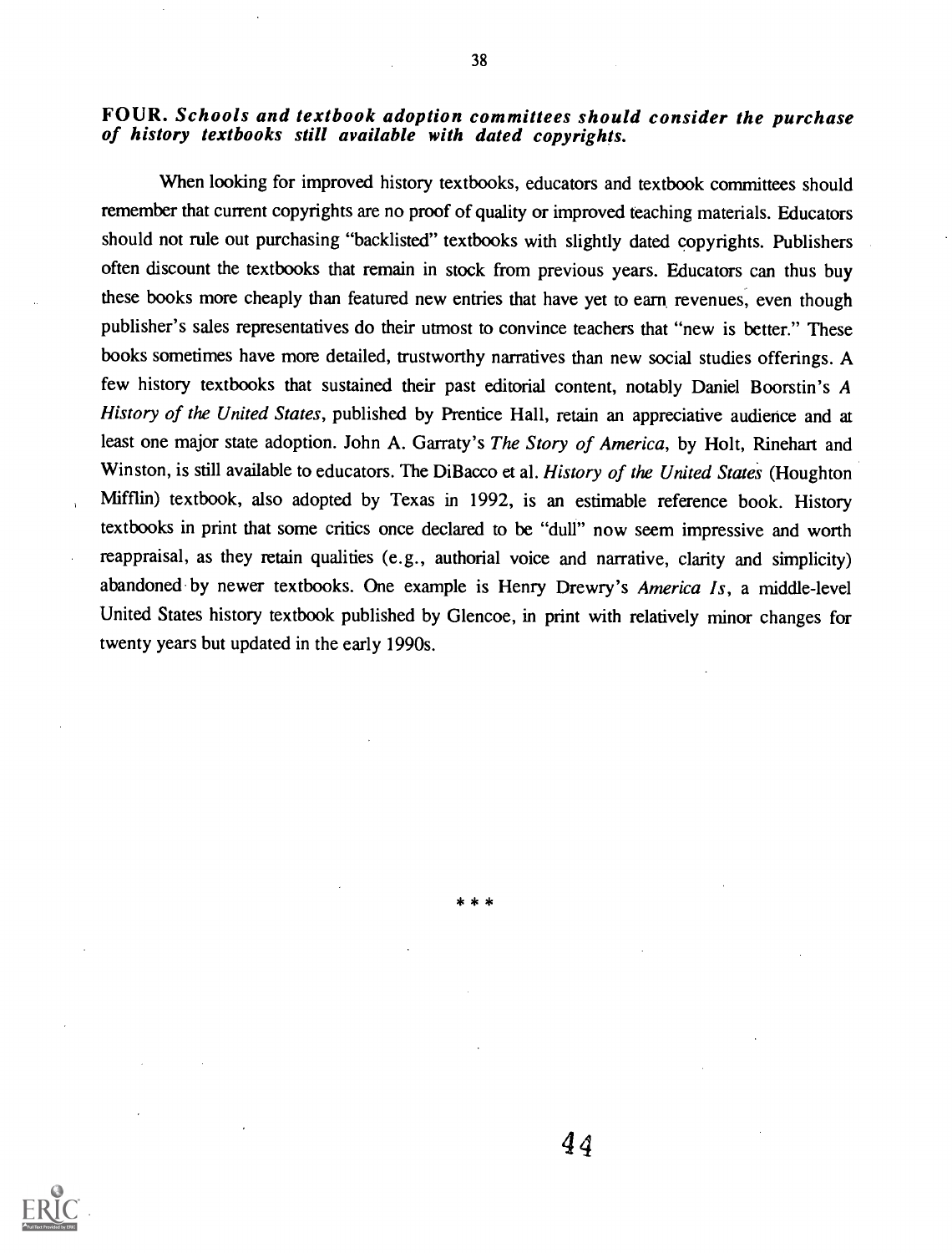**FOUR.** ***Schools and textbook adoption committees should consider the purchase of history textbooks still available with dated copyrights.***

When looking for improved history textbooks, educators and textbook committees should remember that current copyrights are no proof of quality or improved teaching materials. Educators should not rule out purchasing "backlisted" textbooks with slightly dated copyrights. Publishers often discount the textbooks that remain in stock from previous years. Educators can thus buy these books more cheaply than featured new entries that have yet to earn revenues, even though publisher's sales representatives do their utmost to convince teachers that "new is better." These books sometimes have more detailed, trustworthy narratives than new social studies offerings. A few history textbooks that sustained their past editorial content, notably Daniel Boorstin's *A History of the United States*, published by Prentice Hall, retain an appreciative audience and at least one major state adoption. John A. Garraty's *The Story of America*, by Holt, Rinehart and Winston, is still available to educators. The DiBacco et al. *History of the United States* (Houghton Mifflin) textbook, also adopted by Texas in 1992, is an estimable reference book. History textbooks in print that some critics once declared to be "dull" now seem impressive and worth reappraisal, as they retain qualities (e.g., authorial voice and narrative, clarity and simplicity) abandoned by newer textbooks. One example is Henry Drewry's *America Is*, a middle-level United States history textbook published by Glencoe, in print with relatively minor changes for twenty years but updated in the early 1990s.

\* \* \*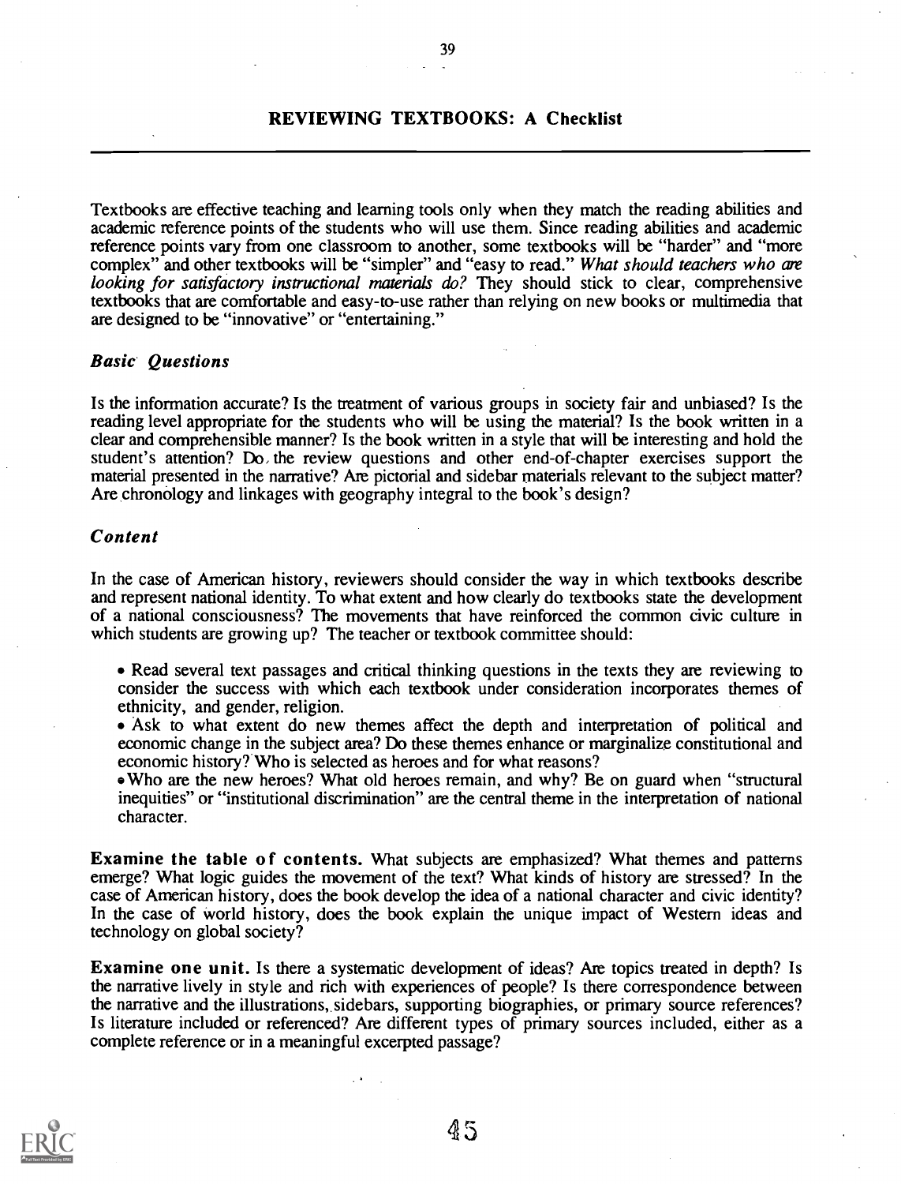## REVIEWING TEXTBOOKS: A Checklist

Textbooks are effective teaching and learning tools only when they match the reading abilities and academic reference points of the students who will use them. Since reading abilities and academic reference points vary from one classroom to another, some textbooks will be "harder" and "more complex" and other textbooks will be "simpler" and "easy to read." *What should teachers who are looking for satisfactory instructional materials do?* They should stick to clear, comprehensive textbooks that are comfortable and easy-to-use rather than relying on new books or multimedia that are designed to be "innovative" or "entertaining."

### *Basic Questions*

Is the information accurate? Is the treatment of various groups in society fair and unbiased? Is the reading level appropriate for the students who will be using the material? Is the book written in a clear and comprehensible manner? Is the book written in a style that will be interesting and hold the student's attention? Do the review questions and other end-of-chapter exercises support the material presented in the narrative? Are pictorial and sidebar materials relevant to the subject matter? Are chronology and linkages with geography integral to the book's design?

### *Content*

In the case of American history, reviewers should consider the way in which textbooks describe and represent national identity. To what extent and how clearly do textbooks state the development of a national consciousness? The movements that have reinforced the common civic culture in which students are growing up? The teacher or textbook committee should:

- Read several text passages and critical thinking questions in the texts they are reviewing to consider the success with which each textbook under consideration incorporates themes of ethnicity, and gender, religion.
- Ask to what extent do new themes affect the depth and interpretation of political and economic change in the subject area? Do these themes enhance or marginalize constitutional and economic history? Who is selected as heroes and for what reasons?
- Who are the new heroes? What old heroes remain, and why? Be on guard when "structural inequities" or "institutional discrimination" are the central theme in the interpretation of national character.

**Examine the table of contents.** What subjects are emphasized? What themes and patterns emerge? What logic guides the movement of the text? What kinds of history are stressed? In the case of American history, does the book develop the idea of a national character and civic identity? In the case of world history, does the book explain the unique impact of Western ideas and technology on global society?

**Examine one unit.** Is there a systematic development of ideas? Are topics treated in depth? Is the narrative lively in style and rich with experiences of people? Is there correspondence between the narrative and the illustrations, sidebars, supporting biographies, or primary source references? Is literature included or referenced? Are different types of primary sources included, either as a complete reference or in a meaningful excerpted passage?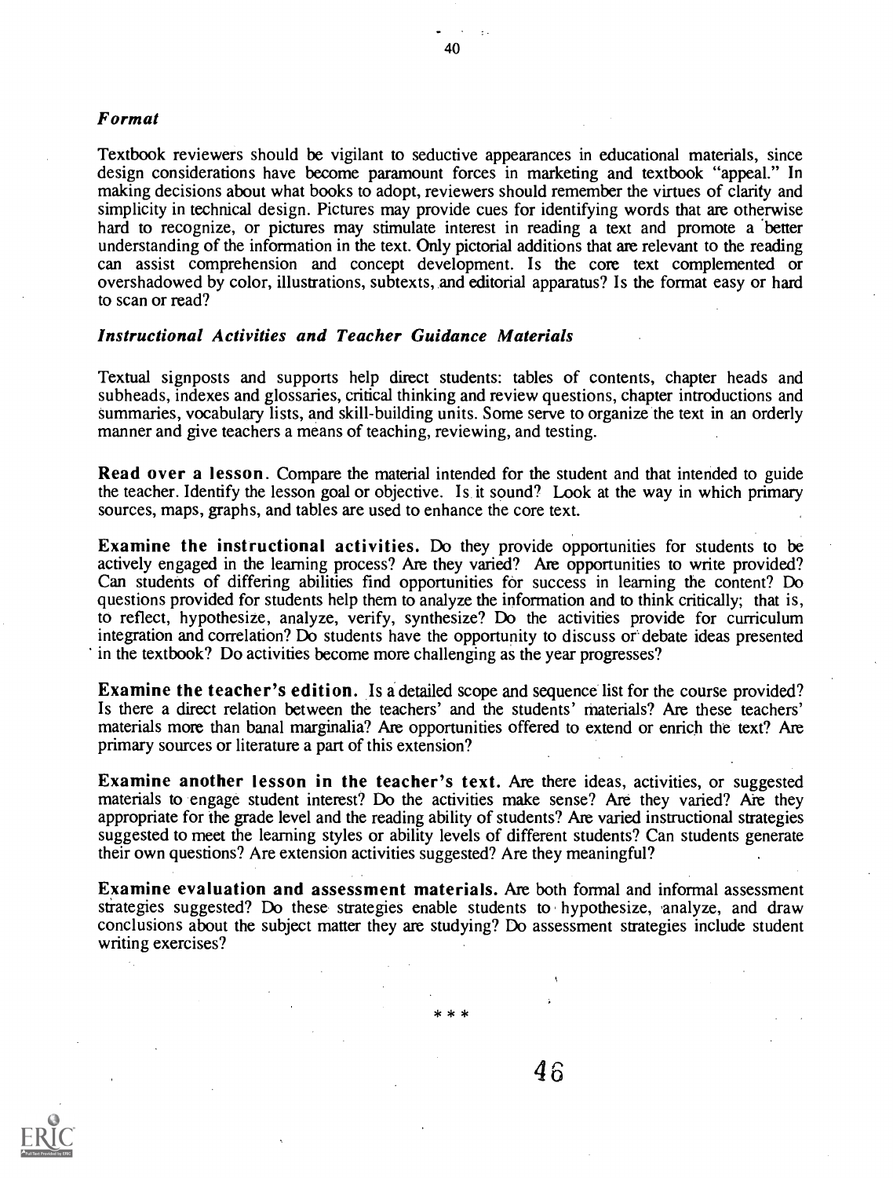### *Format*

Textbook reviewers should be vigilant to seductive appearances in educational materials, since design considerations have become paramount forces in marketing and textbook "appeal." In making decisions about what books to adopt, reviewers should remember the virtues of clarity and simplicity in technical design. Pictures may provide cues for identifying words that are otherwise hard to recognize, or pictures may stimulate interest in reading a text and promote a better understanding of the information in the text. Only pictorial additions that are relevant to the reading can assist comprehension and concept development. Is the core text complemented or overshadowed by color, illustrations, subtexts, and editorial apparatus? Is the format easy or hard to scan or read?

### *Instructional Activities and Teacher Guidance Materials*

Textual signposts and supports help direct students: tables of contents, chapter heads and subheads, indexes and glossaries, critical thinking and review questions, chapter introductions and summaries, vocabulary lists, and skill-building units. Some serve to organize the text in an orderly manner and give teachers a means of teaching, reviewing, and testing.

**Read over a lesson.** Compare the material intended for the student and that intended to guide the teacher. Identify the lesson goal or objective. Is it sound? Look at the way in which primary sources, maps, graphs, and tables are used to enhance the core text.

**Examine the instructional activities.** Do they provide opportunities for students to be actively engaged in the learning process? Are they varied? Are opportunities to write provided? Can students of differing abilities find opportunities for success in learning the content? Do questions provided for students help them to analyze the information and to think critically; that is, to reflect, hypothesize, analyze, verify, synthesize? Do the activities provide for curriculum integration and correlation? Do students have the opportunity to discuss or debate ideas presented in the textbook? Do activities become more challenging as the year progresses?

**Examine the teacher's edition.** Is a detailed scope and sequence list for the course provided? Is there a direct relation between the teachers' and the students' materials? Are these teachers' materials more than banal marginalia? Are opportunities offered to extend or enrich the text? Are primary sources or literature a part of this extension?

**Examine another lesson in the teacher's text.** Are there ideas, activities, or suggested materials to engage student interest? Do the activities make sense? Are they varied? Are they appropriate for the grade level and the reading ability of students? Are varied instructional strategies suggested to meet the learning styles or ability levels of different students? Can students generate their own questions? Are extension activities suggested? Are they meaningful?

**Examine evaluation and assessment materials.** Are both formal and informal assessment strategies suggested? Do these strategies enable students to hypothesize, analyze, and draw conclusions about the subject matter they are studying? Do assessment strategies include student writing exercises?

\* \* \*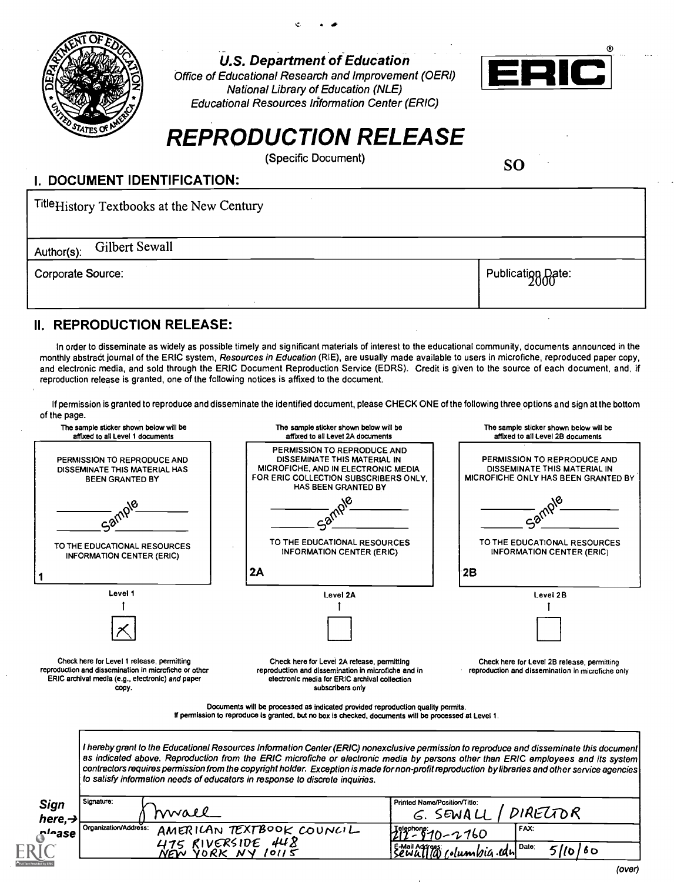U.S. Department of Education
Office of Educational Research and Improvement (OERI)
National Library of Education (NLE)
Educational Resources Information Center (ERIC)

ERIC

# REPRODUCTION RELEASE

(Specific Document)

SO

## I. DOCUMENT IDENTIFICATION:

| | |
|---|---|
| Title History Textbooks at the New Century | |
| Author(s): Gilbert Sewall | |
| Corporate Source: | Publication Date: 2000 |

## II. REPRODUCTION RELEASE:

In order to disseminate as widely as possible timely and significant materials of interest to the educational community, documents announced in the monthly abstract journal of the ERIC system, *Resources in Education* (RIE), are usually made available to users in microfiche, reproduced paper copy, and electronic media, and sold through the ERIC Document Reproduction Service (EDRS). Credit is given to the source of each document, and, if reproduction release is granted, one of the following notices is affixed to the document.

If permission is granted to reproduce and disseminate the identified document, please CHECK ONE of the following three options and sign at the bottom of the page.

| The sample sticker shown below will be affixed to all Level 1 documents | The sample sticker shown below will be affixed to all Level 2A documents | The sample sticker shown below will be affixed to all Level 2B documents |
|---|---|---|
| PERMISSION TO REPRODUCE AND DISSEMINATE THIS MATERIAL HAS BEEN GRANTED BY<br>Sample<br>TO THE EDUCATIONAL RESOURCES INFORMATION CENTER (ERIC)<br>1 | PERMISSION TO REPRODUCE AND DISSEMINATE THIS MATERIAL IN MICROFICHE, AND IN ELECTRONIC MEDIA FOR ERIC COLLECTION SUBSCRIBERS ONLY, HAS BEEN GRANTED BY<br>Sample<br>TO THE EDUCATIONAL RESOURCES INFORMATION CENTER (ERIC)<br>2A | PERMISSION TO REPRODUCE AND DISSEMINATE THIS MATERIAL IN MICROFICHE ONLY HAS BEEN GRANTED BY<br>Sample<br>TO THE EDUCATIONAL RESOURCES INFORMATION CENTER (ERIC)<br>2B |
| Level 1 | Level 2A | Level 2B |
| [X] | [ ] | [ ] |
| Check here for Level 1 release, permitting reproduction and dissemination in microfiche or other ERIC archival media (e.g., electronic) *and* paper copy. | Check here for Level 2A release, permitting reproduction and dissemination in microfiche and in electronic media for ERIC archival collection subscribers only | Check here for Level 2B release, permitting reproduction and dissemination in microfiche only |

Documents will be processed as indicated provided reproduction quality permits.
If permission to reproduce is granted, but no box is checked, documents will be processed at Level 1.

*I hereby grant to the Educational Resources Information Center (ERIC) nonexclusive permission to reproduce and disseminate this document as indicated above. Reproduction from the ERIC microfiche or electronic media by persons other than ERIC employees and its system contractors requires permission from the copyright holder. Exception is made for non-profit reproduction by libraries and other service agencies to satisfy information needs of educators in response to discrete inquiries.*

**Sign here, → please**

| | | | |
|---|---|---|---|
| Signature: [signature] | Printed Name/Position/Title: G. SEWALL / DIRECTOR | | |
| Organization/Address: AMERICAN TEXTBOOK COUNCIL 475 RIVERSIDE 448 NEW YORK NY 10115 | Telephone: 212-870-2760 | FAX: | |
| | E-Mail Address: sewall@columbia.edu | Date: 5/10/00 | |

(over)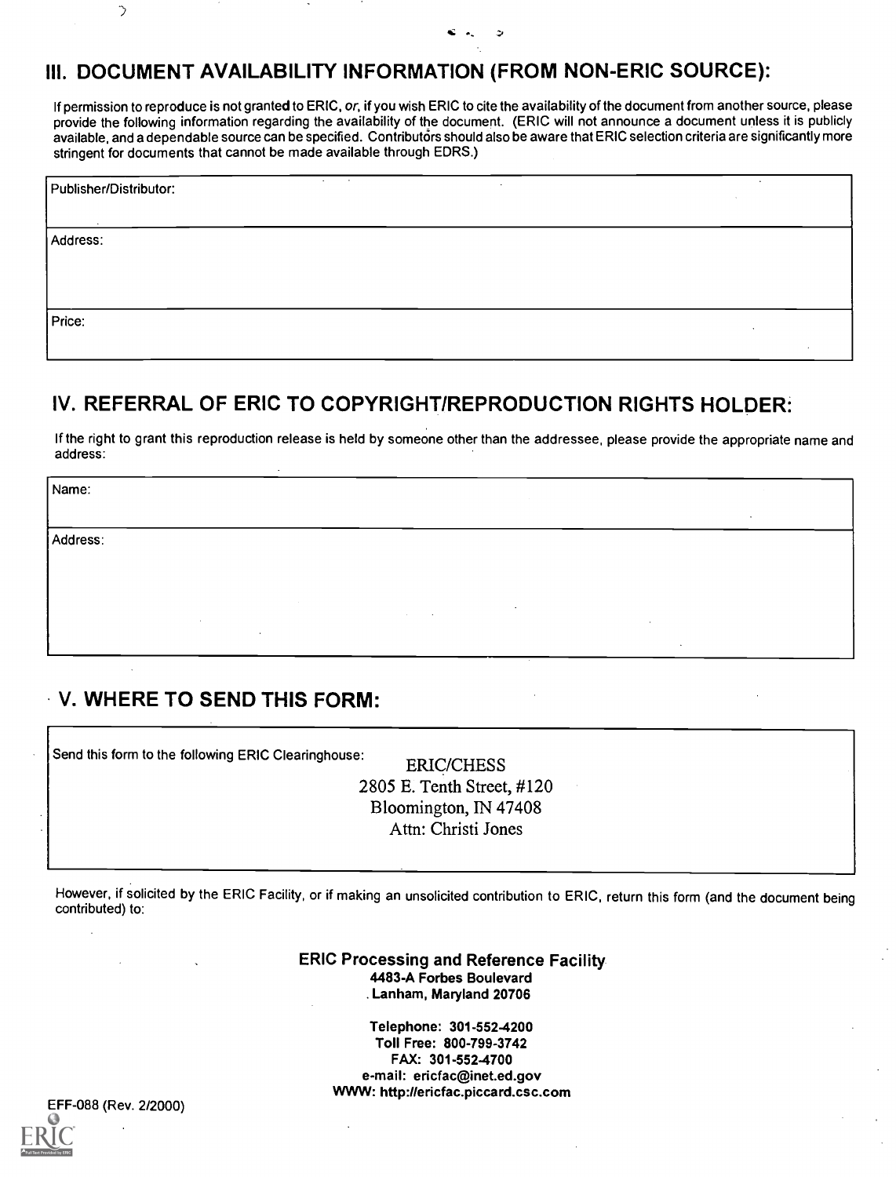## III. DOCUMENT AVAILABILITY INFORMATION (FROM NON-ERIC SOURCE):

If permission to reproduce is not granted to ERIC, *or*, if you wish ERIC to cite the availability of the document from another source, please provide the following information regarding the availability of the document. (ERIC will not announce a document unless it is publicly available, and a dependable source can be specified. Contributors should also be aware that ERIC selection criteria are significantly more stringent for documents that cannot be made available through EDRS.)

| |
|---|
| Publisher/Distributor: |
| Address: |
| Price: |

## IV. REFERRAL OF ERIC TO COPYRIGHT/REPRODUCTION RIGHTS HOLDER:

If the right to grant this reproduction release is held by someone other than the addressee, please provide the appropriate name and address:

| |
|---|
| Name: |
| Address: |

## V. WHERE TO SEND THIS FORM:

Send this form to the following ERIC Clearinghouse:

ERIC/CHESS
2805 E. Tenth Street, #120
Bloomington, IN 47408
Attn: Christi Jones

However, if solicited by the ERIC Facility, or if making an unsolicited contribution to ERIC, return this form (and the document being contributed) to:

**ERIC Processing and Reference Facility**
**4483-A Forbes Boulevard**
**Lanham, Maryland 20706**

**Telephone: 301-552-4200**
**Toll Free: 800-799-3742**
**FAX: 301-552-4700**
**e-mail: ericfac@inet.ed.gov**
**WWW: http://ericfac.piccard.csc.com**

EFF-088 (Rev. 2/2000)